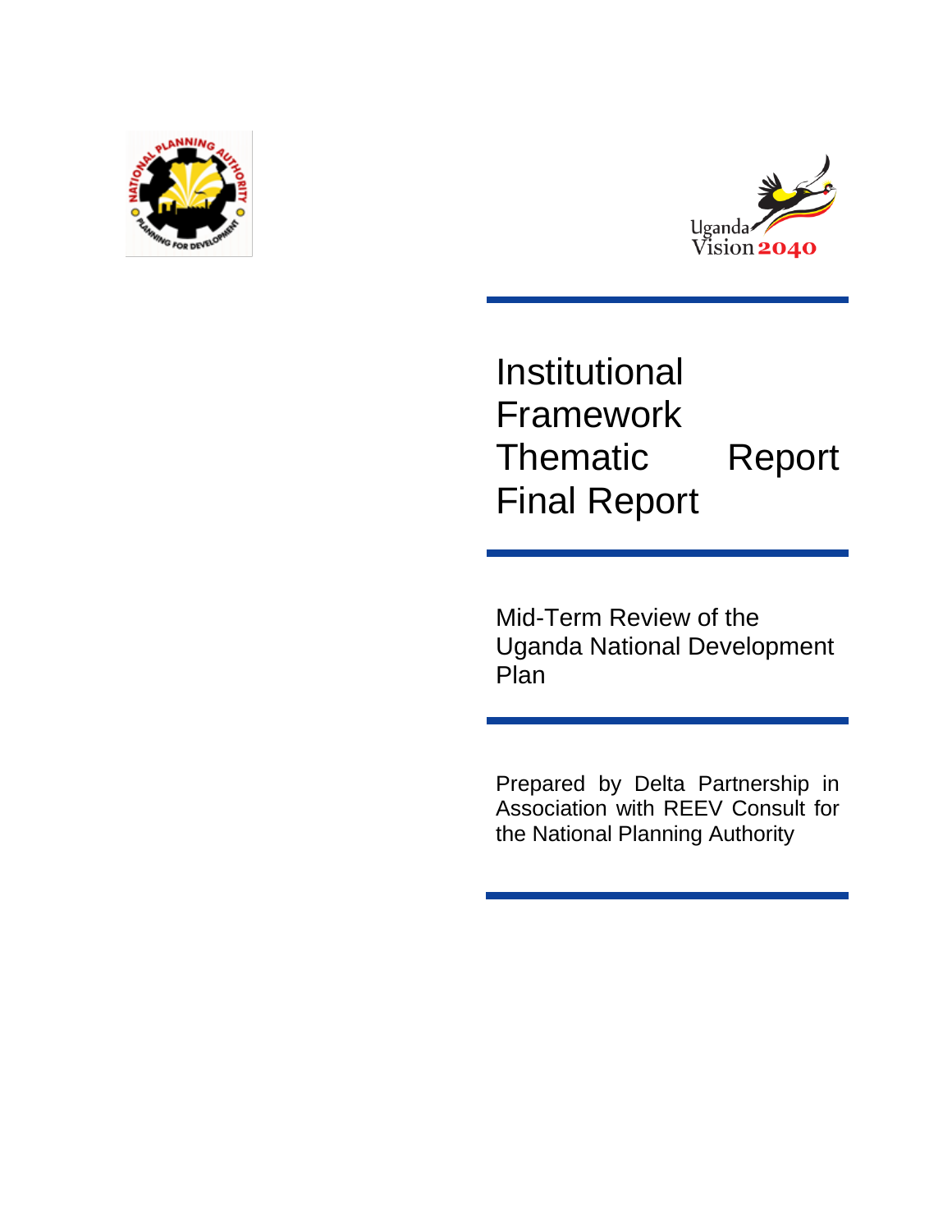# Institutional Framework Thematic Report Final Report

Mid-Term Review of the Uganda National Development Plan

Prepared by Delta Partnership in Association with REEV Consult for the National Planning Authority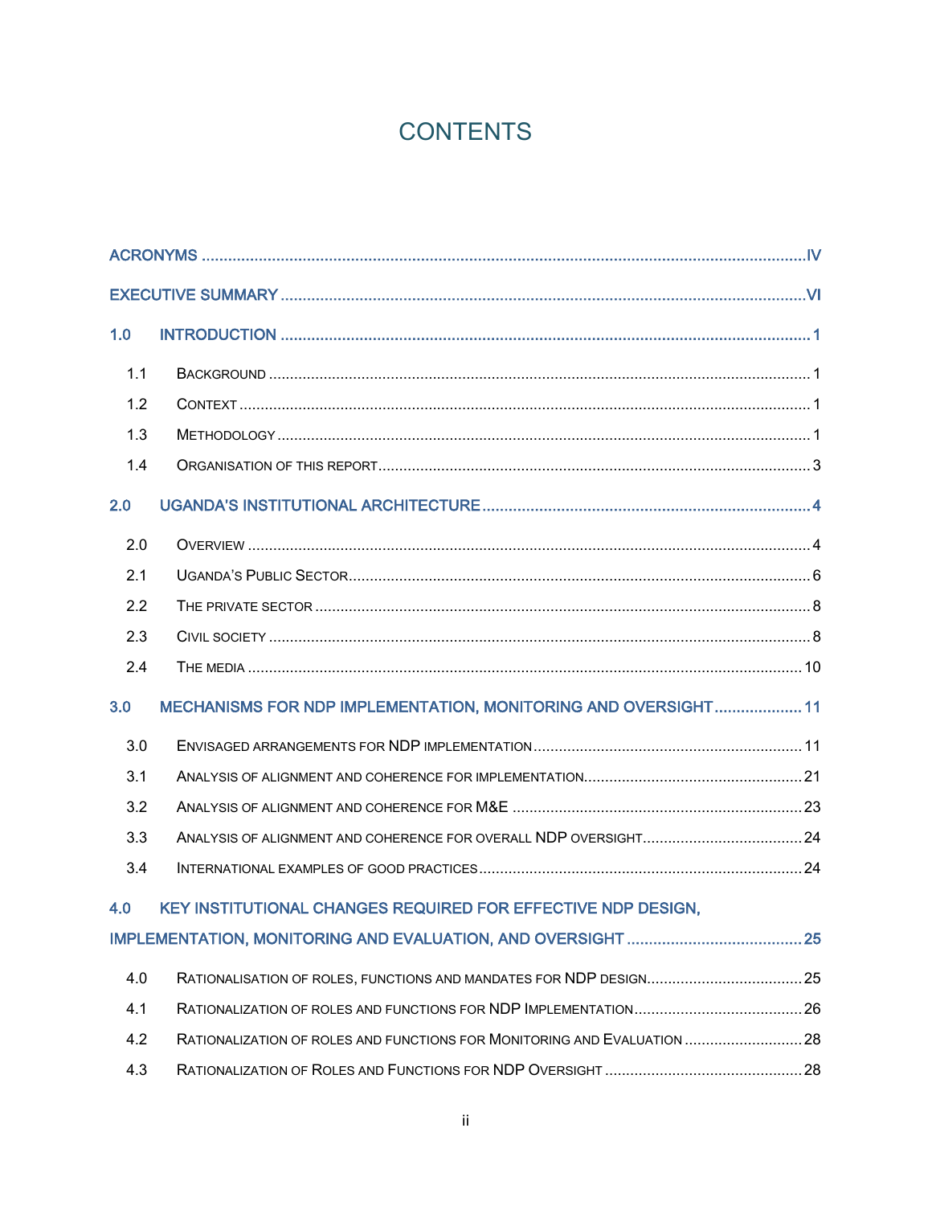# CONTENTS

ACRONYMS .....IV

EXECUTIVE SUMMARY .....VI

1.0 INTRODUCTION .....1

- 1.1 BACKGROUND .....1
- 1.2 CONTEXT .....1
- 1.3 METHODOLOGY .....1
- 1.4 ORGANISATION OF THIS REPORT .....3

2.0 UGANDA'S INSTITUTIONAL ARCHITECTURE .....4

- 2.0 OVERVIEW .....4
- 2.1 UGANDA'S PUBLIC SECTOR .....6
- 2.2 THE PRIVATE SECTOR .....8
- 2.3 CIVIL SOCIETY .....8
- 2.4 THE MEDIA .....10

3.0 MECHANISMS FOR NDP IMPLEMENTATION, MONITORING AND OVERSIGHT .....11

- 3.0 ENVISAGED ARRANGEMENTS FOR NDP IMPLEMENTATION .....11
- 3.1 ANALYSIS OF ALIGNMENT AND COHERENCE FOR IMPLEMENTATION .....21
- 3.2 ANALYSIS OF ALIGNMENT AND COHERENCE FOR M&E .....23
- 3.3 ANALYSIS OF ALIGNMENT AND COHERENCE FOR OVERALL NDP OVERSIGHT .....24
- 3.4 INTERNATIONAL EXAMPLES OF GOOD PRACTICES .....24

4.0 KEY INSTITUTIONAL CHANGES REQUIRED FOR EFFECTIVE NDP DESIGN, IMPLEMENTATION, MONITORING AND EVALUATION, AND OVERSIGHT .....25

- 4.0 RATIONALISATION OF ROLES, FUNCTIONS AND MANDATES FOR NDP DESIGN .....25
- 4.1 RATIONALIZATION OF ROLES AND FUNCTIONS FOR NDP IMPLEMENTATION .....26
- 4.2 RATIONALIZATION OF ROLES AND FUNCTIONS FOR MONITORING AND EVALUATION .....28
- 4.3 RATIONALIZATION OF ROLES AND FUNCTIONS FOR NDP OVERSIGHT .....28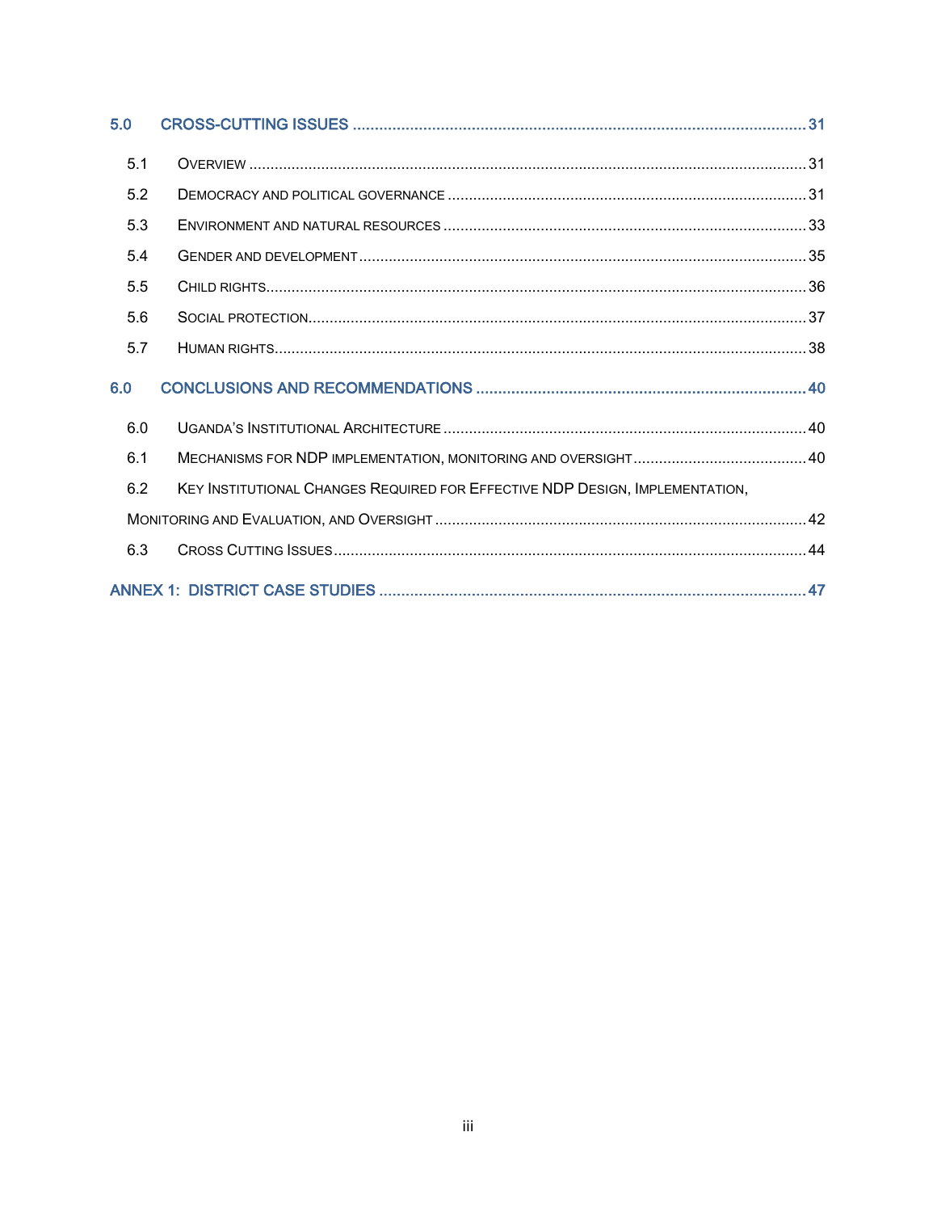5.0 CROSS-CUTTING ISSUES ........................................................................................................ 31

5.1 OVERVIEW ........................................................................................................................ 31

5.2 DEMOCRACY AND POLITICAL GOVERNANCE .......................................................................... 31

5.3 ENVIRONMENT AND NATURAL RESOURCES ............................................................................ 33

5.4 GENDER AND DEVELOPMENT ............................................................................................... 35

5.5 CHILD RIGHTS .................................................................................................................... 36

5.6 SOCIAL PROTECTION ........................................................................................................... 37

5.7 HUMAN RIGHTS ................................................................................................................... 38

6.0 CONCLUSIONS AND RECOMMENDATIONS .............................................................................. 40

6.0 UGANDA'S INSTITUTIONAL ARCHITECTURE ........................................................................... 40

6.1 MECHANISMS FOR NDP IMPLEMENTATION, MONITORING AND OVERSIGHT ............................... 40

6.2 KEY INSTITUTIONAL CHANGES REQUIRED FOR EFFECTIVE NDP DESIGN, IMPLEMENTATION, MONITORING AND EVALUATION, AND OVERSIGHT ............................................................................. 42

6.3 CROSS CUTTING ISSUES ...................................................................................................... 44

ANNEX 1: DISTRICT CASE STUDIES .............................................................................................. 47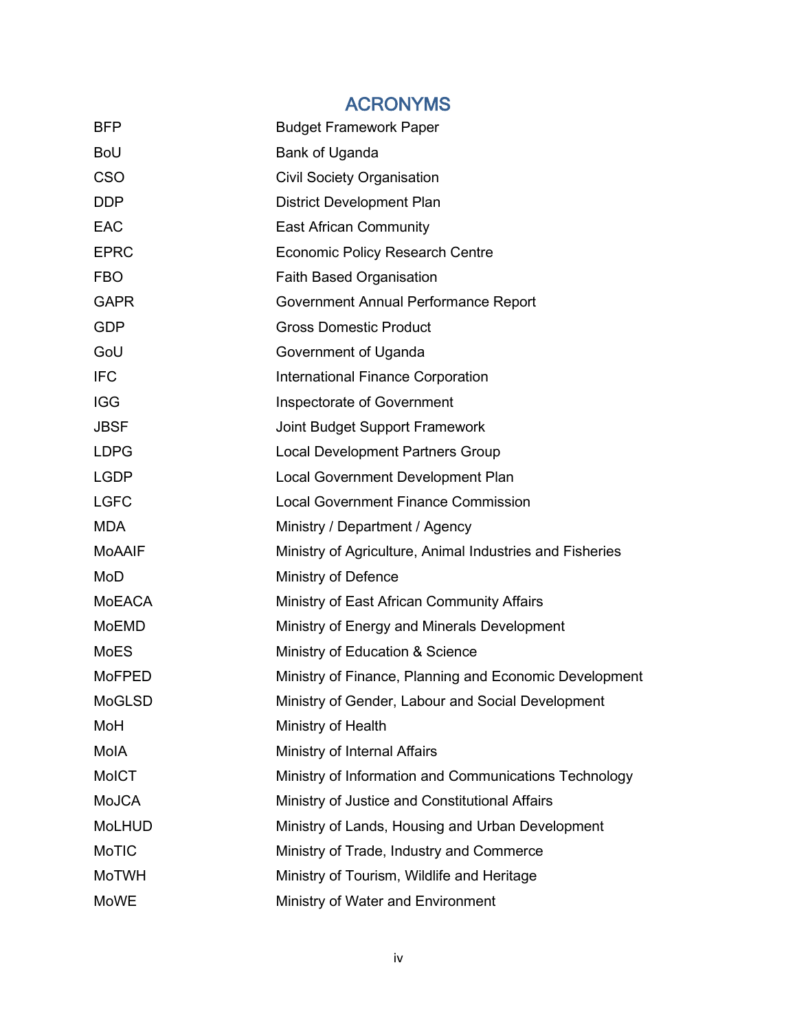# ACRONYMS

| | |
|---|---|
| BFP | Budget Framework Paper |
| BoU | Bank of Uganda |
| CSO | Civil Society Organisation |
| DDP | District Development Plan |
| EAC | East African Community |
| EPRC | Economic Policy Research Centre |
| FBO | Faith Based Organisation |
| GAPR | Government Annual Performance Report |
| GDP | Gross Domestic Product |
| GoU | Government of Uganda |
| IFC | International Finance Corporation |
| IGG | Inspectorate of Government |
| JBSF | Joint Budget Support Framework |
| LDPG | Local Development Partners Group |
| LGDP | Local Government Development Plan |
| LGFC | Local Government Finance Commission |
| MDA | Ministry / Department / Agency |
| MoAAIF | Ministry of Agriculture, Animal Industries and Fisheries |
| MoD | Ministry of Defence |
| MoEACA | Ministry of East African Community Affairs |
| MoEMD | Ministry of Energy and Minerals Development |
| MoES | Ministry of Education & Science |
| MoFPED | Ministry of Finance, Planning and Economic Development |
| MoGLSD | Ministry of Gender, Labour and Social Development |
| MoH | Ministry of Health |
| MoIA | Ministry of Internal Affairs |
| MoICT | Ministry of Information and Communications Technology |
| MoJCA | Ministry of Justice and Constitutional Affairs |
| MoLHUD | Ministry of Lands, Housing and Urban Development |
| MoTIC | Ministry of Trade, Industry and Commerce |
| MoTWH | Ministry of Tourism, Wildlife and Heritage |
| MoWE | Ministry of Water and Environment |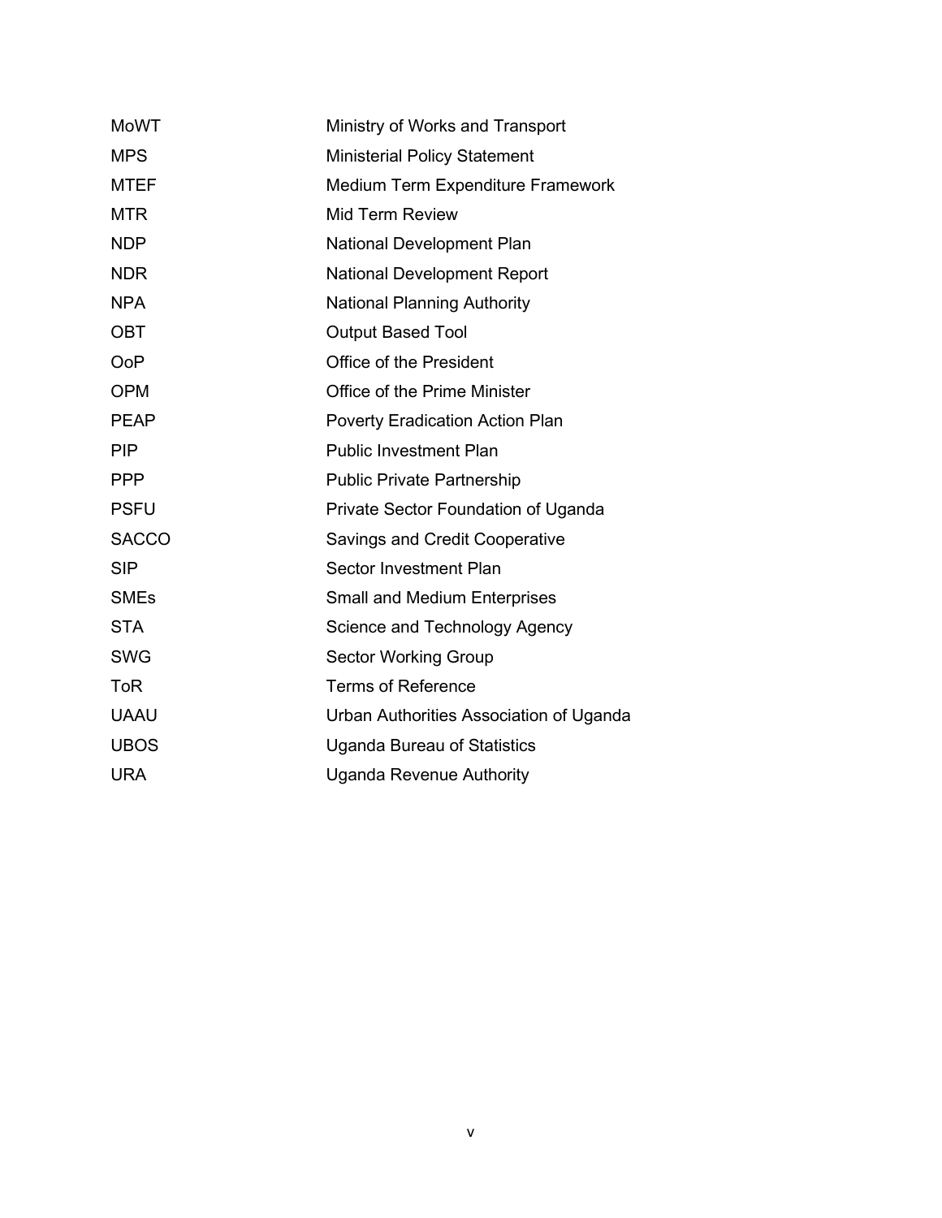| | |
|---|---|
| MoWT | Ministry of Works and Transport |
| MPS | Ministerial Policy Statement |
| MTEF | Medium Term Expenditure Framework |
| MTR | Mid Term Review |
| NDP | National Development Plan |
| NDR | National Development Report |
| NPA | National Planning Authority |
| OBT | Output Based Tool |
| OoP | Office of the President |
| OPM | Office of the Prime Minister |
| PEAP | Poverty Eradication Action Plan |
| PIP | Public Investment Plan |
| PPP | Public Private Partnership |
| PSFU | Private Sector Foundation of Uganda |
| SACCO | Savings and Credit Cooperative |
| SIP | Sector Investment Plan |
| SMEs | Small and Medium Enterprises |
| STA | Science and Technology Agency |
| SWG | Sector Working Group |
| ToR | Terms of Reference |
| UAAU | Urban Authorities Association of Uganda |
| UBOS | Uganda Bureau of Statistics |
| URA | Uganda Revenue Authority |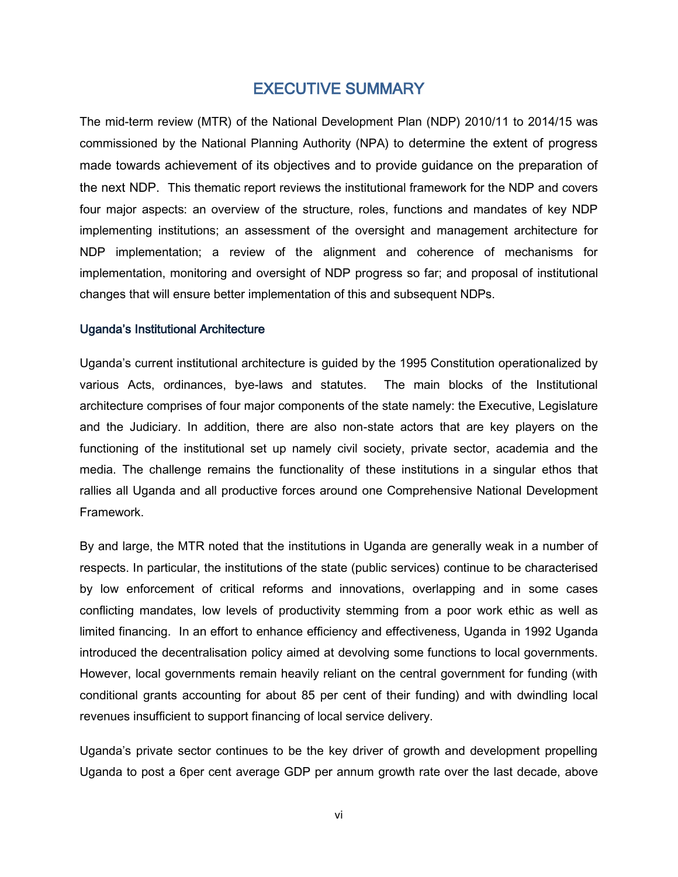# EXECUTIVE SUMMARY

The mid-term review (MTR) of the National Development Plan (NDP) 2010/11 to 2014/15 was commissioned by the National Planning Authority (NPA) to determine the extent of progress made towards achievement of its objectives and to provide guidance on the preparation of the next NDP. This thematic report reviews the institutional framework for the NDP and covers four major aspects: an overview of the structure, roles, functions and mandates of key NDP implementing institutions; an assessment of the oversight and management architecture for NDP implementation; a review of the alignment and coherence of mechanisms for implementation, monitoring and oversight of NDP progress so far; and proposal of institutional changes that will ensure better implementation of this and subsequent NDPs.

## Uganda's Institutional Architecture

Uganda's current institutional architecture is guided by the 1995 Constitution operationalized by various Acts, ordinances, bye-laws and statutes. The main blocks of the Institutional architecture comprises of four major components of the state namely: the Executive, Legislature and the Judiciary. In addition, there are also non-state actors that are key players on the functioning of the institutional set up namely civil society, private sector, academia and the media. The challenge remains the functionality of these institutions in a singular ethos that rallies all Uganda and all productive forces around one Comprehensive National Development Framework.

By and large, the MTR noted that the institutions in Uganda are generally weak in a number of respects. In particular, the institutions of the state (public services) continue to be characterised by low enforcement of critical reforms and innovations, overlapping and in some cases conflicting mandates, low levels of productivity stemming from a poor work ethic as well as limited financing. In an effort to enhance efficiency and effectiveness, Uganda in 1992 Uganda introduced the decentralisation policy aimed at devolving some functions to local governments. However, local governments remain heavily reliant on the central government for funding (with conditional grants accounting for about 85 per cent of their funding) and with dwindling local revenues insufficient to support financing of local service delivery.

Uganda's private sector continues to be the key driver of growth and development propelling Uganda to post a 6per cent average GDP per annum growth rate over the last decade, above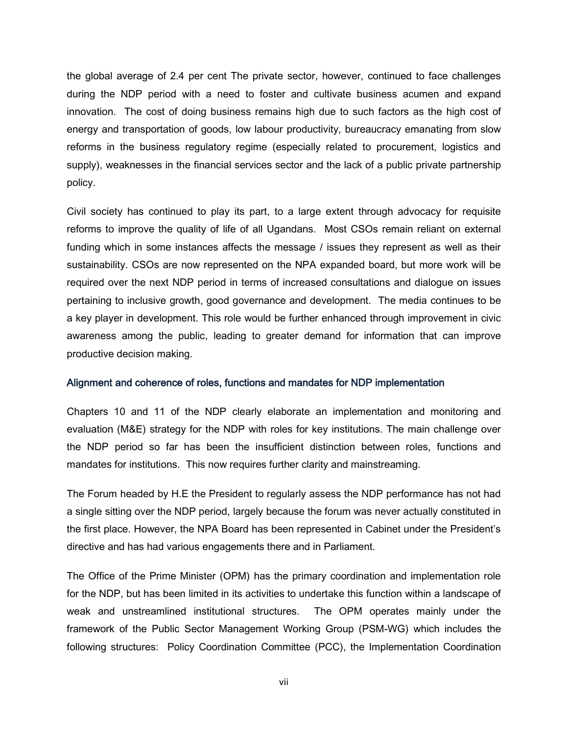the global average of 2.4 per cent The private sector, however, continued to face challenges during the NDP period with a need to foster and cultivate business acumen and expand innovation.  The cost of doing business remains high due to such factors as the high cost of energy and transportation of goods, low labour productivity, bureaucracy emanating from slow reforms in the business regulatory regime (especially related to procurement, logistics and supply), weaknesses in the financial services sector and the lack of a public private partnership policy.

Civil society has continued to play its part, to a large extent through advocacy for requisite reforms to improve the quality of life of all Ugandans.  Most CSOs remain reliant on external funding which in some instances affects the message / issues they represent as well as their sustainability. CSOs are now represented on the NPA expanded board, but more work will be required over the next NDP period in terms of increased consultations and dialogue on issues pertaining to inclusive growth, good governance and development.  The media continues to be a key player in development. This role would be further enhanced through improvement in civic awareness among the public, leading to greater demand for information that can improve productive decision making.

### Alignment and coherence of roles, functions and mandates for NDP implementation

Chapters 10 and 11 of the NDP clearly elaborate an implementation and monitoring and evaluation (M&E) strategy for the NDP with roles for key institutions. The main challenge over the NDP period so far has been the insufficient distinction between roles, functions and mandates for institutions.  This now requires further clarity and mainstreaming.

The Forum headed by H.E the President to regularly assess the NDP performance has not had a single sitting over the NDP period, largely because the forum was never actually constituted in the first place. However, the NPA Board has been represented in Cabinet under the President's directive and has had various engagements there and in Parliament.

The Office of the Prime Minister (OPM) has the primary coordination and implementation role for the NDP, but has been limited in its activities to undertake this function within a landscape of weak and unstreamlined institutional structures.  The OPM operates mainly under the framework of the Public Sector Management Working Group (PSM-WG) which includes the following structures:  Policy Coordination Committee (PCC), the Implementation Coordination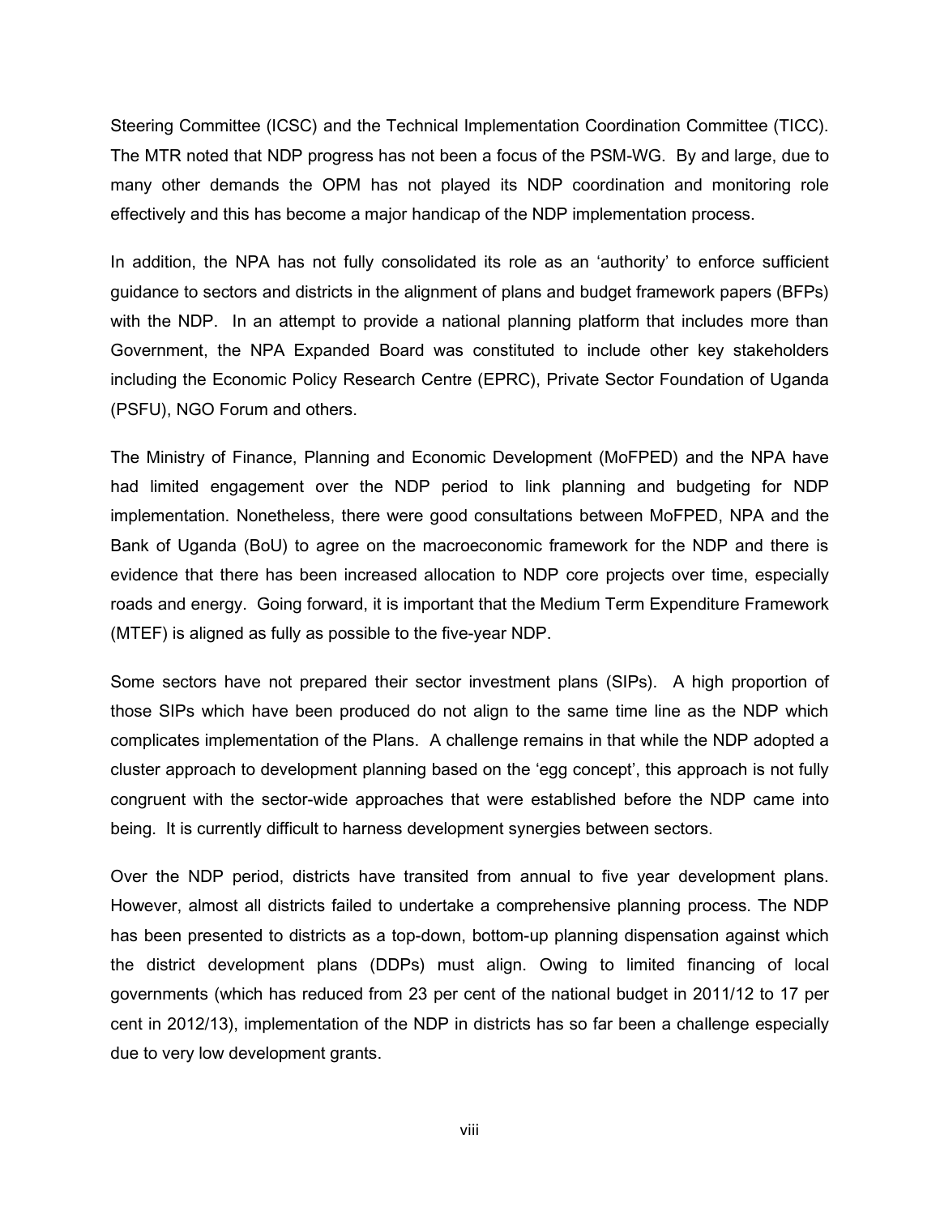Steering Committee (ICSC) and the Technical Implementation Coordination Committee (TICC). The MTR noted that NDP progress has not been a focus of the PSM-WG. By and large, due to many other demands the OPM has not played its NDP coordination and monitoring role effectively and this has become a major handicap of the NDP implementation process.

In addition, the NPA has not fully consolidated its role as an 'authority' to enforce sufficient guidance to sectors and districts in the alignment of plans and budget framework papers (BFPs) with the NDP. In an attempt to provide a national planning platform that includes more than Government, the NPA Expanded Board was constituted to include other key stakeholders including the Economic Policy Research Centre (EPRC), Private Sector Foundation of Uganda (PSFU), NGO Forum and others.

The Ministry of Finance, Planning and Economic Development (MoFPED) and the NPA have had limited engagement over the NDP period to link planning and budgeting for NDP implementation. Nonetheless, there were good consultations between MoFPED, NPA and the Bank of Uganda (BoU) to agree on the macroeconomic framework for the NDP and there is evidence that there has been increased allocation to NDP core projects over time, especially roads and energy. Going forward, it is important that the Medium Term Expenditure Framework (MTEF) is aligned as fully as possible to the five-year NDP.

Some sectors have not prepared their sector investment plans (SIPs). A high proportion of those SIPs which have been produced do not align to the same time line as the NDP which complicates implementation of the Plans. A challenge remains in that while the NDP adopted a cluster approach to development planning based on the 'egg concept', this approach is not fully congruent with the sector-wide approaches that were established before the NDP came into being. It is currently difficult to harness development synergies between sectors.

Over the NDP period, districts have transited from annual to five year development plans. However, almost all districts failed to undertake a comprehensive planning process. The NDP has been presented to districts as a top-down, bottom-up planning dispensation against which the district development plans (DDPs) must align. Owing to limited financing of local governments (which has reduced from 23 per cent of the national budget in 2011/12 to 17 per cent in 2012/13), implementation of the NDP in districts has so far been a challenge especially due to very low development grants.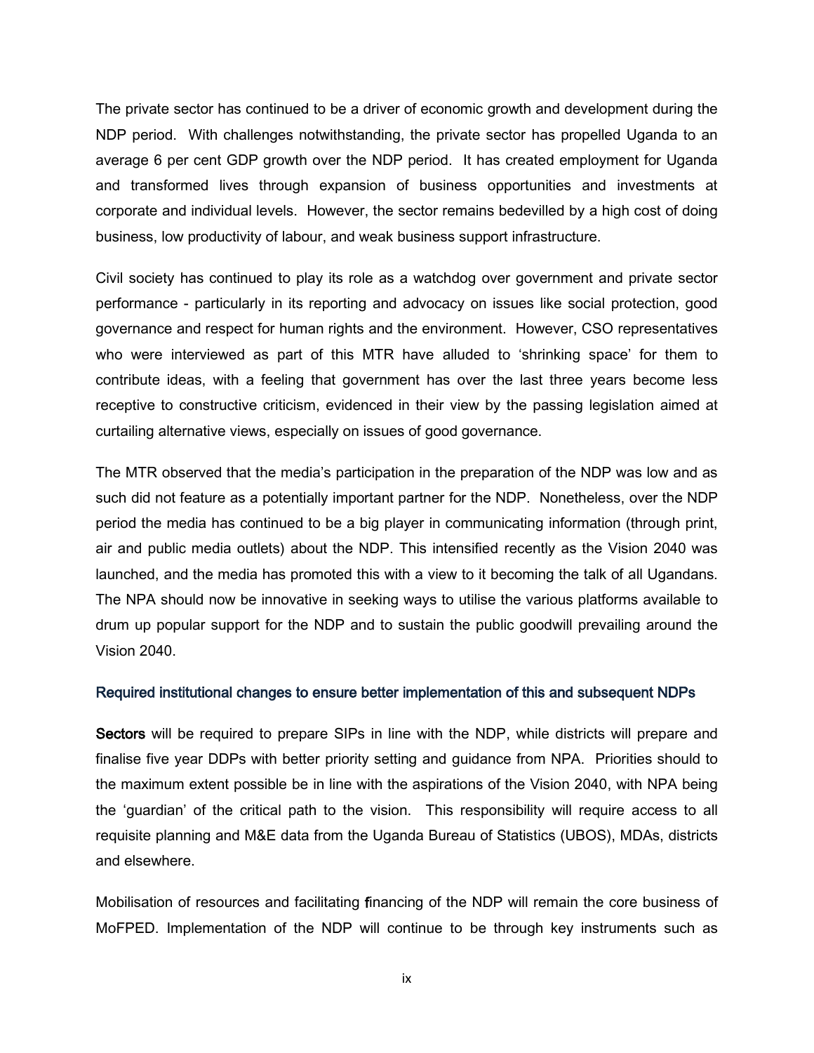The private sector has continued to be a driver of economic growth and development during the NDP period. With challenges notwithstanding, the private sector has propelled Uganda to an average 6 per cent GDP growth over the NDP period. It has created employment for Uganda and transformed lives through expansion of business opportunities and investments at corporate and individual levels. However, the sector remains bedevilled by a high cost of doing business, low productivity of labour, and weak business support infrastructure.

Civil society has continued to play its role as a watchdog over government and private sector performance - particularly in its reporting and advocacy on issues like social protection, good governance and respect for human rights and the environment. However, CSO representatives who were interviewed as part of this MTR have alluded to 'shrinking space' for them to contribute ideas, with a feeling that government has over the last three years become less receptive to constructive criticism, evidenced in their view by the passing legislation aimed at curtailing alternative views, especially on issues of good governance.

The MTR observed that the media's participation in the preparation of the NDP was low and as such did not feature as a potentially important partner for the NDP. Nonetheless, over the NDP period the media has continued to be a big player in communicating information (through print, air and public media outlets) about the NDP. This intensified recently as the Vision 2040 was launched, and the media has promoted this with a view to it becoming the talk of all Ugandans. The NPA should now be innovative in seeking ways to utilise the various platforms available to drum up popular support for the NDP and to sustain the public goodwill prevailing around the Vision 2040.

### Required institutional changes to ensure better implementation of this and subsequent NDPs

**Sectors** will be required to prepare SIPs in line with the NDP, while districts will prepare and finalise five year DDPs with better priority setting and guidance from NPA. Priorities should to the maximum extent possible be in line with the aspirations of the Vision 2040, with NPA being the 'guardian' of the critical path to the vision. This responsibility will require access to all requisite planning and M&E data from the Uganda Bureau of Statistics (UBOS), MDAs, districts and elsewhere.

Mobilisation of resources and facilitating financing of the NDP will remain the core business of MoFPED. Implementation of the NDP will continue to be through key instruments such as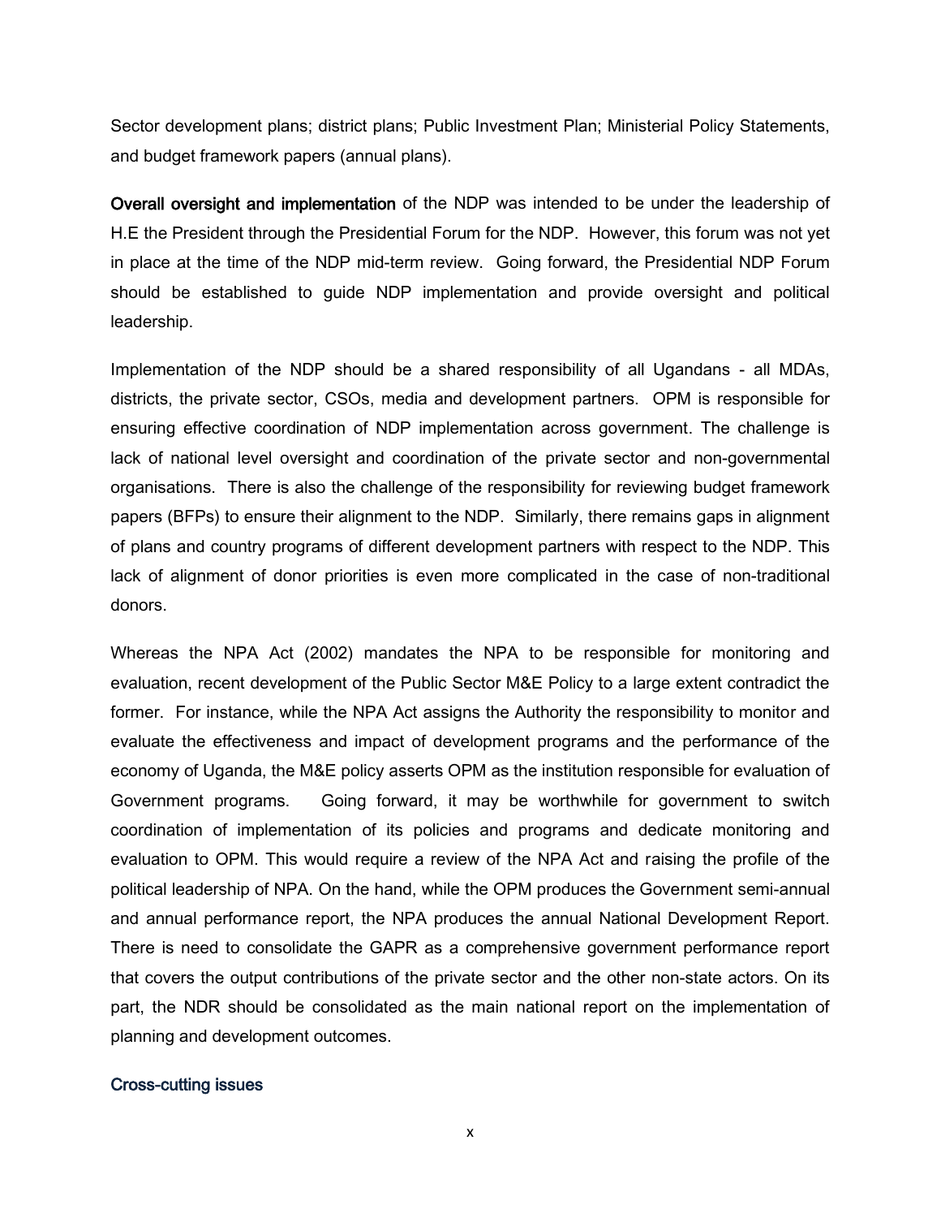Sector development plans; district plans; Public Investment Plan; Ministerial Policy Statements, and budget framework papers (annual plans).

**Overall oversight and implementation** of the NDP was intended to be under the leadership of H.E the President through the Presidential Forum for the NDP. However, this forum was not yet in place at the time of the NDP mid-term review. Going forward, the Presidential NDP Forum should be established to guide NDP implementation and provide oversight and political leadership.

Implementation of the NDP should be a shared responsibility of all Ugandans - all MDAs, districts, the private sector, CSOs, media and development partners. OPM is responsible for ensuring effective coordination of NDP implementation across government. The challenge is lack of national level oversight and coordination of the private sector and non-governmental organisations. There is also the challenge of the responsibility for reviewing budget framework papers (BFPs) to ensure their alignment to the NDP. Similarly, there remains gaps in alignment of plans and country programs of different development partners with respect to the NDP. This lack of alignment of donor priorities is even more complicated in the case of non-traditional donors.

Whereas the NPA Act (2002) mandates the NPA to be responsible for monitoring and evaluation, recent development of the Public Sector M&E Policy to a large extent contradict the former. For instance, while the NPA Act assigns the Authority the responsibility to monitor and evaluate the effectiveness and impact of development programs and the performance of the economy of Uganda, the M&E policy asserts OPM as the institution responsible for evaluation of Government programs. Going forward, it may be worthwhile for government to switch coordination of implementation of its policies and programs and dedicate monitoring and evaluation to OPM. This would require a review of the NPA Act and raising the profile of the political leadership of NPA. On the hand, while the OPM produces the Government semi-annual and annual performance report, the NPA produces the annual National Development Report. There is need to consolidate the GAPR as a comprehensive government performance report that covers the output contributions of the private sector and the other non-state actors. On its part, the NDR should be consolidated as the main national report on the implementation of planning and development outcomes.

### Cross-cutting issues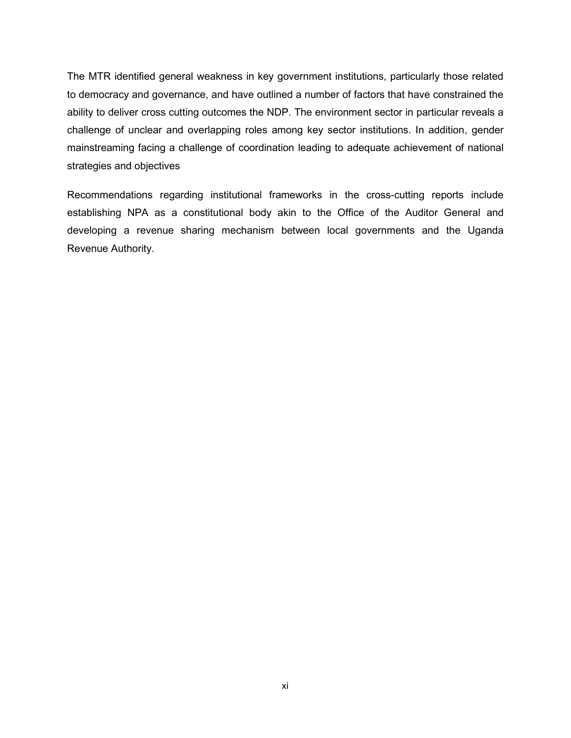The MTR identified general weakness in key government institutions, particularly those related to democracy and governance, and have outlined a number of factors that have constrained the ability to deliver cross cutting outcomes the NDP. The environment sector in particular reveals a challenge of unclear and overlapping roles among key sector institutions. In addition, gender mainstreaming facing a challenge of coordination leading to adequate achievement of national strategies and objectives

Recommendations regarding institutional frameworks in the cross-cutting reports include establishing NPA as a constitutional body akin to the Office of the Auditor General and developing a revenue sharing mechanism between local governments and the Uganda Revenue Authority.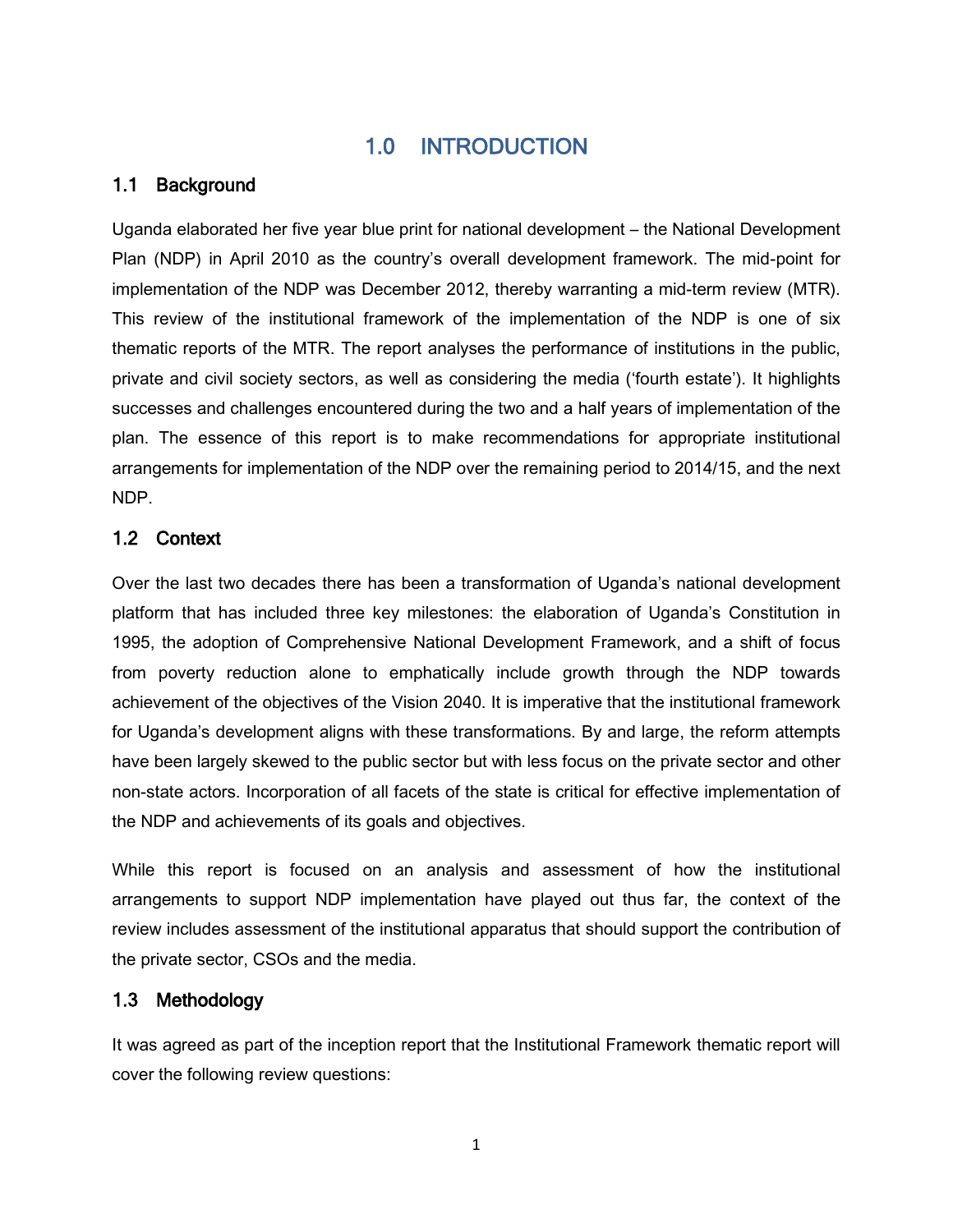# 1.0 INTRODUCTION

## 1.1 Background

Uganda elaborated her five year blue print for national development – the National Development Plan (NDP) in April 2010 as the country's overall development framework. The mid-point for implementation of the NDP was December 2012, thereby warranting a mid-term review (MTR). This review of the institutional framework of the implementation of the NDP is one of six thematic reports of the MTR. The report analyses the performance of institutions in the public, private and civil society sectors, as well as considering the media ('fourth estate'). It highlights successes and challenges encountered during the two and a half years of implementation of the plan. The essence of this report is to make recommendations for appropriate institutional arrangements for implementation of the NDP over the remaining period to 2014/15, and the next NDP.

## 1.2 Context

Over the last two decades there has been a transformation of Uganda's national development platform that has included three key milestones: the elaboration of Uganda's Constitution in 1995, the adoption of Comprehensive National Development Framework, and a shift of focus from poverty reduction alone to emphatically include growth through the NDP towards achievement of the objectives of the Vision 2040. It is imperative that the institutional framework for Uganda's development aligns with these transformations. By and large, the reform attempts have been largely skewed to the public sector but with less focus on the private sector and other non-state actors. Incorporation of all facets of the state is critical for effective implementation of the NDP and achievements of its goals and objectives.

While this report is focused on an analysis and assessment of how the institutional arrangements to support NDP implementation have played out thus far, the context of the review includes assessment of the institutional apparatus that should support the contribution of the private sector, CSOs and the media.

## 1.3 Methodology

It was agreed as part of the inception report that the Institutional Framework thematic report will cover the following review questions: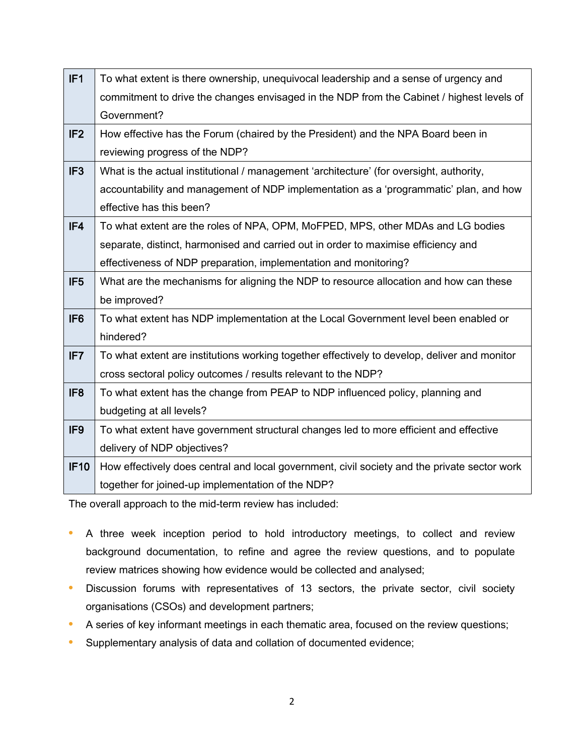| | |
|---|---|
| **IF1** | To what extent is there ownership, unequivocal leadership and a sense of urgency and commitment to drive the changes envisaged in the NDP from the Cabinet / highest levels of Government? |
| **IF2** | How effective has the Forum (chaired by the President) and the NPA Board been in reviewing progress of the NDP? |
| **IF3** | What is the actual institutional / management 'architecture' (for oversight, authority, accountability and management of NDP implementation as a 'programmatic' plan, and how effective has this been? |
| **IF4** | To what extent are the roles of NPA, OPM, MoFPED, MPS, other MDAs and LG bodies separate, distinct, harmonised and carried out in order to maximise efficiency and effectiveness of NDP preparation, implementation and monitoring? |
| **IF5** | What are the mechanisms for aligning the NDP to resource allocation and how can these be improved? |
| **IF6** | To what extent has NDP implementation at the Local Government level been enabled or hindered? |
| **IF7** | To what extent are institutions working together effectively to develop, deliver and monitor cross sectoral policy outcomes / results relevant to the NDP? |
| **IF8** | To what extent has the change from PEAP to NDP influenced policy, planning and budgeting at all levels? |
| **IF9** | To what extent have government structural changes led to more efficient and effective delivery of NDP objectives? |
| **IF10** | How effectively does central and local government, civil society and the private sector work together for joined-up implementation of the NDP? |

The overall approach to the mid-term review has included:

- A three week inception period to hold introductory meetings, to collect and review background documentation, to refine and agree the review questions, and to populate review matrices showing how evidence would be collected and analysed;
- Discussion forums with representatives of 13 sectors, the private sector, civil society organisations (CSOs) and development partners;
- A series of key informant meetings in each thematic area, focused on the review questions;
- Supplementary analysis of data and collation of documented evidence;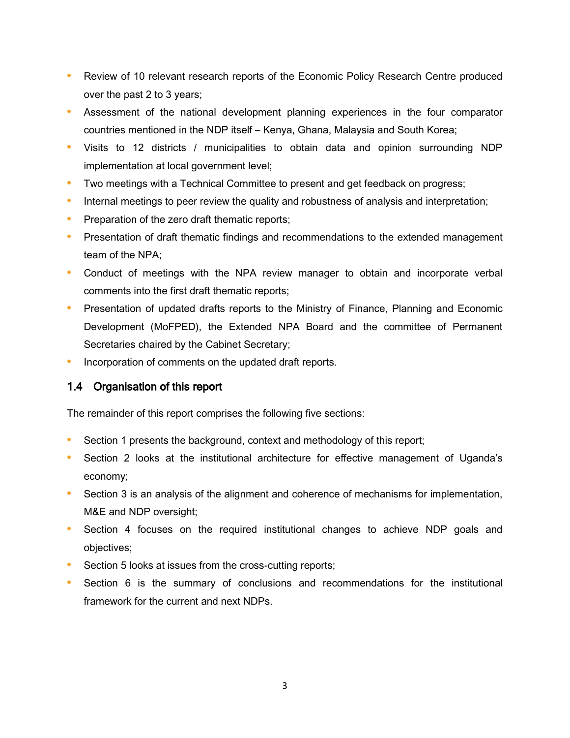- Review of 10 relevant research reports of the Economic Policy Research Centre produced over the past 2 to 3 years;
- Assessment of the national development planning experiences in the four comparator countries mentioned in the NDP itself – Kenya, Ghana, Malaysia and South Korea;
- Visits to 12 districts / municipalities to obtain data and opinion surrounding NDP implementation at local government level;
- Two meetings with a Technical Committee to present and get feedback on progress;
- Internal meetings to peer review the quality and robustness of analysis and interpretation;
- Preparation of the zero draft thematic reports;
- Presentation of draft thematic findings and recommendations to the extended management team of the NPA;
- Conduct of meetings with the NPA review manager to obtain and incorporate verbal comments into the first draft thematic reports;
- Presentation of updated drafts reports to the Ministry of Finance, Planning and Economic Development (MoFPED), the Extended NPA Board and the committee of Permanent Secretaries chaired by the Cabinet Secretary;
- Incorporation of comments on the updated draft reports.

## 1.4 Organisation of this report

The remainder of this report comprises the following five sections:

- Section 1 presents the background, context and methodology of this report;
- Section 2 looks at the institutional architecture for effective management of Uganda's economy;
- Section 3 is an analysis of the alignment and coherence of mechanisms for implementation, M&E and NDP oversight;
- Section 4 focuses on the required institutional changes to achieve NDP goals and objectives;
- Section 5 looks at issues from the cross-cutting reports;
- Section 6 is the summary of conclusions and recommendations for the institutional framework for the current and next NDPs.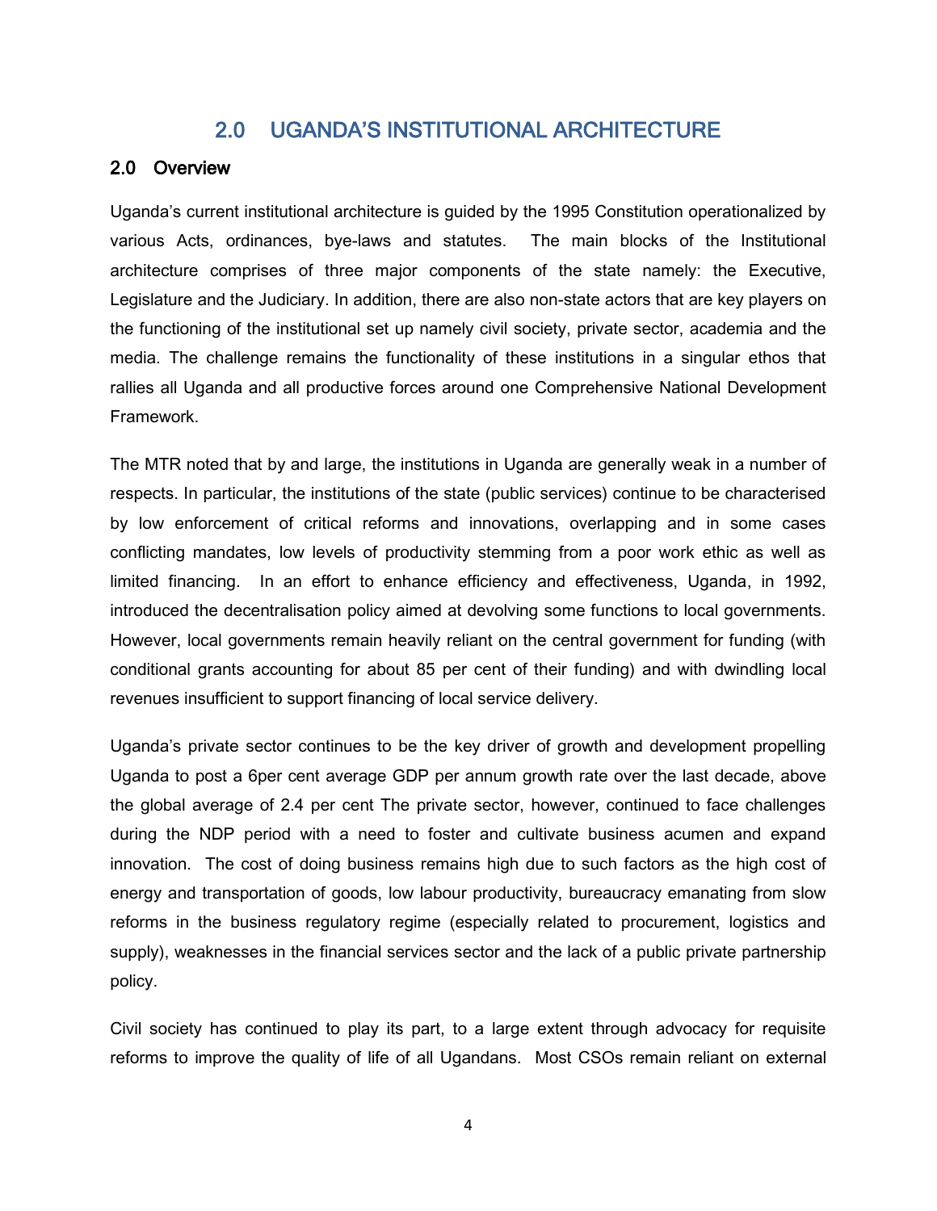# 2.0 UGANDA'S INSTITUTIONAL ARCHITECTURE

## 2.0 Overview

Uganda's current institutional architecture is guided by the 1995 Constitution operationalized by various Acts, ordinances, bye-laws and statutes. The main blocks of the Institutional architecture comprises of three major components of the state namely: the Executive, Legislature and the Judiciary. In addition, there are also non-state actors that are key players on the functioning of the institutional set up namely civil society, private sector, academia and the media. The challenge remains the functionality of these institutions in a singular ethos that rallies all Uganda and all productive forces around one Comprehensive National Development Framework.

The MTR noted that by and large, the institutions in Uganda are generally weak in a number of respects. In particular, the institutions of the state (public services) continue to be characterised by low enforcement of critical reforms and innovations, overlapping and in some cases conflicting mandates, low levels of productivity stemming from a poor work ethic as well as limited financing. In an effort to enhance efficiency and effectiveness, Uganda, in 1992, introduced the decentralisation policy aimed at devolving some functions to local governments. However, local governments remain heavily reliant on the central government for funding (with conditional grants accounting for about 85 per cent of their funding) and with dwindling local revenues insufficient to support financing of local service delivery.

Uganda's private sector continues to be the key driver of growth and development propelling Uganda to post a 6per cent average GDP per annum growth rate over the last decade, above the global average of 2.4 per cent The private sector, however, continued to face challenges during the NDP period with a need to foster and cultivate business acumen and expand innovation. The cost of doing business remains high due to such factors as the high cost of energy and transportation of goods, low labour productivity, bureaucracy emanating from slow reforms in the business regulatory regime (especially related to procurement, logistics and supply), weaknesses in the financial services sector and the lack of a public private partnership policy.

Civil society has continued to play its part, to a large extent through advocacy for requisite reforms to improve the quality of life of all Ugandans. Most CSOs remain reliant on external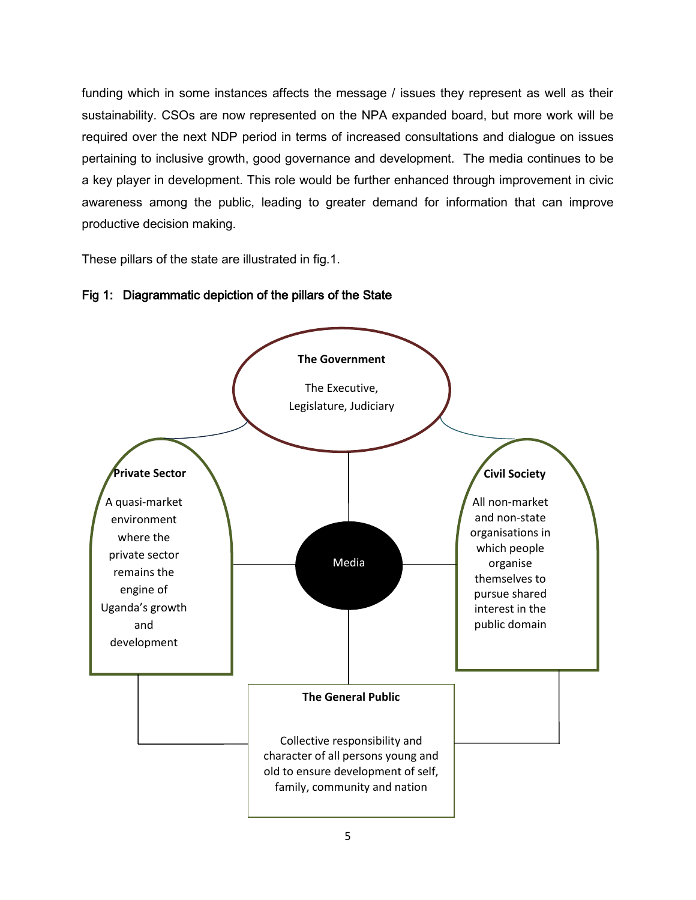funding which in some instances affects the message / issues they represent as well as their sustainability. CSOs are now represented on the NPA expanded board, but more work will be required over the next NDP period in terms of increased consultations and dialogue on issues pertaining to inclusive growth, good governance and development. The media continues to be a key player in development. This role would be further enhanced through improvement in civic awareness among the public, leading to greater demand for information that can improve productive decision making.

These pillars of the state are illustrated in fig.1.

**Fig 1: Diagrammatic depiction of the pillars of the State**

**The Government**

The Executive, Legislature, Judiciary

**Private Sector**

A quasi-market environment where the private sector remains the engine of Uganda's growth and development

Media

**Civil Society**

All non-market and non-state organisations in which people organise themselves to pursue shared interest in the public domain

**The General Public**

Collective responsibility and character of all persons young and old to ensure development of self, family, community and nation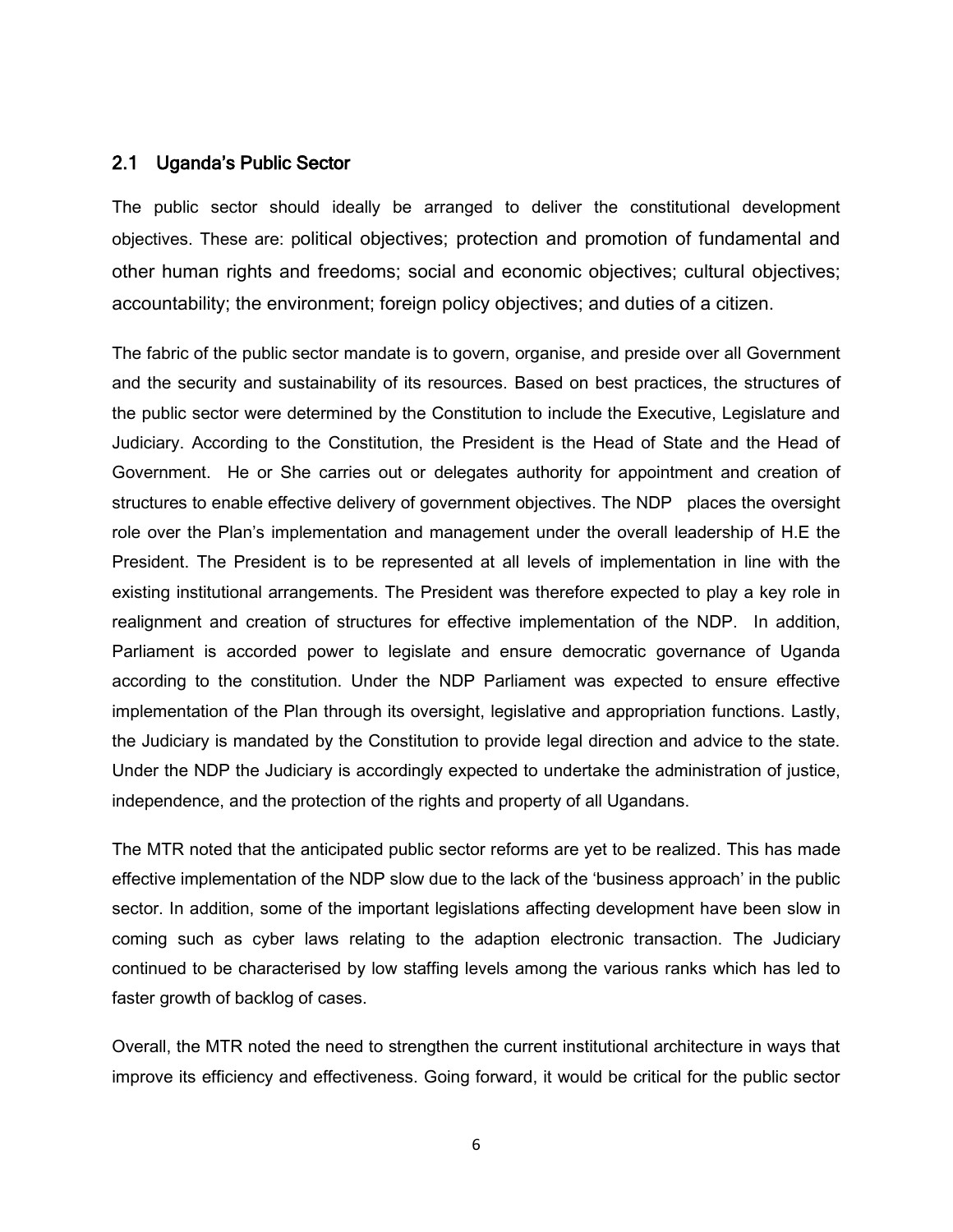## 2.1 Uganda's Public Sector

The public sector should ideally be arranged to deliver the constitutional development objectives. These are: political objectives; protection and promotion of fundamental and other human rights and freedoms; social and economic objectives; cultural objectives; accountability; the environment; foreign policy objectives; and duties of a citizen.

The fabric of the public sector mandate is to govern, organise, and preside over all Government and the security and sustainability of its resources. Based on best practices, the structures of the public sector were determined by the Constitution to include the Executive, Legislature and Judiciary. According to the Constitution, the President is the Head of State and the Head of Government. He or She carries out or delegates authority for appointment and creation of structures to enable effective delivery of government objectives. The NDP places the oversight role over the Plan's implementation and management under the overall leadership of H.E the President. The President is to be represented at all levels of implementation in line with the existing institutional arrangements. The President was therefore expected to play a key role in realignment and creation of structures for effective implementation of the NDP. In addition, Parliament is accorded power to legislate and ensure democratic governance of Uganda according to the constitution. Under the NDP Parliament was expected to ensure effective implementation of the Plan through its oversight, legislative and appropriation functions. Lastly, the Judiciary is mandated by the Constitution to provide legal direction and advice to the state. Under the NDP the Judiciary is accordingly expected to undertake the administration of justice, independence, and the protection of the rights and property of all Ugandans.

The MTR noted that the anticipated public sector reforms are yet to be realized. This has made effective implementation of the NDP slow due to the lack of the 'business approach' in the public sector. In addition, some of the important legislations affecting development have been slow in coming such as cyber laws relating to the adaption electronic transaction. The Judiciary continued to be characterised by low staffing levels among the various ranks which has led to faster growth of backlog of cases.

Overall, the MTR noted the need to strengthen the current institutional architecture in ways that improve its efficiency and effectiveness. Going forward, it would be critical for the public sector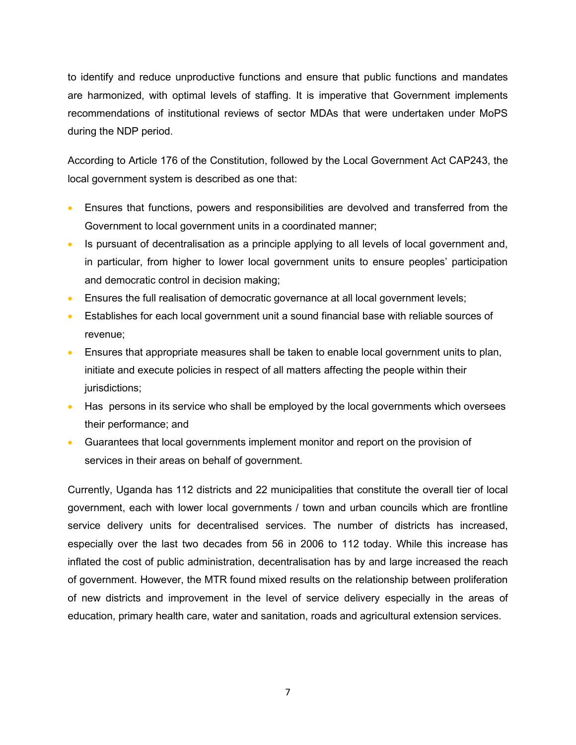to identify and reduce unproductive functions and ensure that public functions and mandates are harmonized, with optimal levels of staffing. It is imperative that Government implements recommendations of institutional reviews of sector MDAs that were undertaken under MoPS during the NDP period.

According to Article 176 of the Constitution, followed by the Local Government Act CAP243, the local government system is described as one that:

- Ensures that functions, powers and responsibilities are devolved and transferred from the Government to local government units in a coordinated manner;
- Is pursuant of decentralisation as a principle applying to all levels of local government and, in particular, from higher to lower local government units to ensure peoples' participation and democratic control in decision making;
- Ensures the full realisation of democratic governance at all local government levels;
- Establishes for each local government unit a sound financial base with reliable sources of revenue;
- Ensures that appropriate measures shall be taken to enable local government units to plan, initiate and execute policies in respect of all matters affecting the people within their jurisdictions;
- Has persons in its service who shall be employed by the local governments which oversees their performance; and
- Guarantees that local governments implement monitor and report on the provision of services in their areas on behalf of government.

Currently, Uganda has 112 districts and 22 municipalities that constitute the overall tier of local government, each with lower local governments / town and urban councils which are frontline service delivery units for decentralised services. The number of districts has increased, especially over the last two decades from 56 in 2006 to 112 today. While this increase has inflated the cost of public administration, decentralisation has by and large increased the reach of government. However, the MTR found mixed results on the relationship between proliferation of new districts and improvement in the level of service delivery especially in the areas of education, primary health care, water and sanitation, roads and agricultural extension services.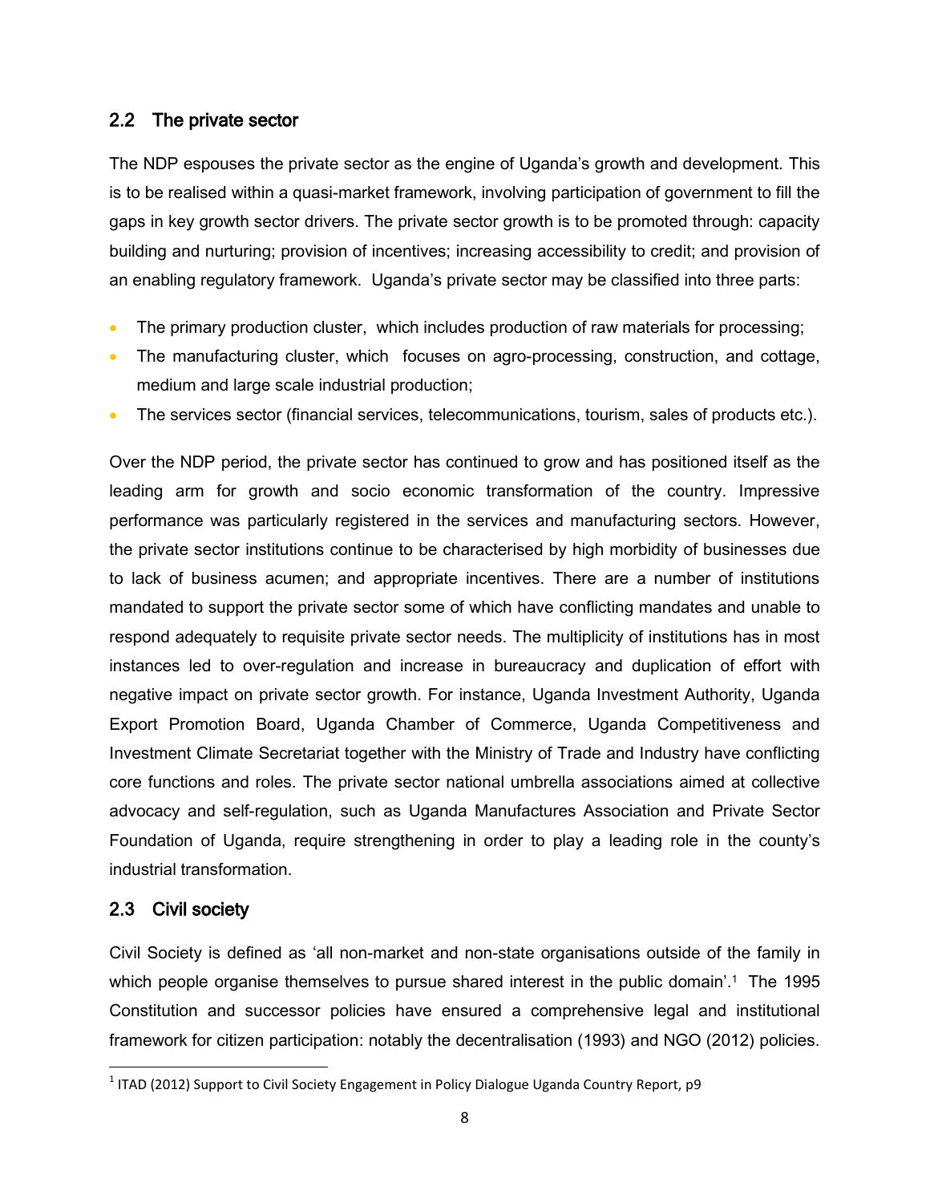## 2.2 The private sector

The NDP espouses the private sector as the engine of Uganda's growth and development. This is to be realised within a quasi-market framework, involving participation of government to fill the gaps in key growth sector drivers. The private sector growth is to be promoted through: capacity building and nurturing; provision of incentives; increasing accessibility to credit; and provision of an enabling regulatory framework. Uganda's private sector may be classified into three parts:

- The primary production cluster, which includes production of raw materials for processing;
- The manufacturing cluster, which focuses on agro-processing, construction, and cottage, medium and large scale industrial production;
- The services sector (financial services, telecommunications, tourism, sales of products etc.).

Over the NDP period, the private sector has continued to grow and has positioned itself as the leading arm for growth and socio economic transformation of the country. Impressive performance was particularly registered in the services and manufacturing sectors. However, the private sector institutions continue to be characterised by high morbidity of businesses due to lack of business acumen; and appropriate incentives. There are a number of institutions mandated to support the private sector some of which have conflicting mandates and unable to respond adequately to requisite private sector needs. The multiplicity of institutions has in most instances led to over-regulation and increase in bureaucracy and duplication of effort with negative impact on private sector growth. For instance, Uganda Investment Authority, Uganda Export Promotion Board, Uganda Chamber of Commerce, Uganda Competitiveness and Investment Climate Secretariat together with the Ministry of Trade and Industry have conflicting core functions and roles. The private sector national umbrella associations aimed at collective advocacy and self-regulation, such as Uganda Manufactures Association and Private Sector Foundation of Uganda, require strengthening in order to play a leading role in the county's industrial transformation.

## 2.3 Civil society

Civil Society is defined as 'all non-market and non-state organisations outside of the family in which people organise themselves to pursue shared interest in the public domain'.[1] The 1995 Constitution and successor policies have ensured a comprehensive legal and institutional framework for citizen participation: notably the decentralisation (1993) and NGO (2012) policies.

---

[1] ITAD (2012) Support to Civil Society Engagement in Policy Dialogue Uganda Country Report, p9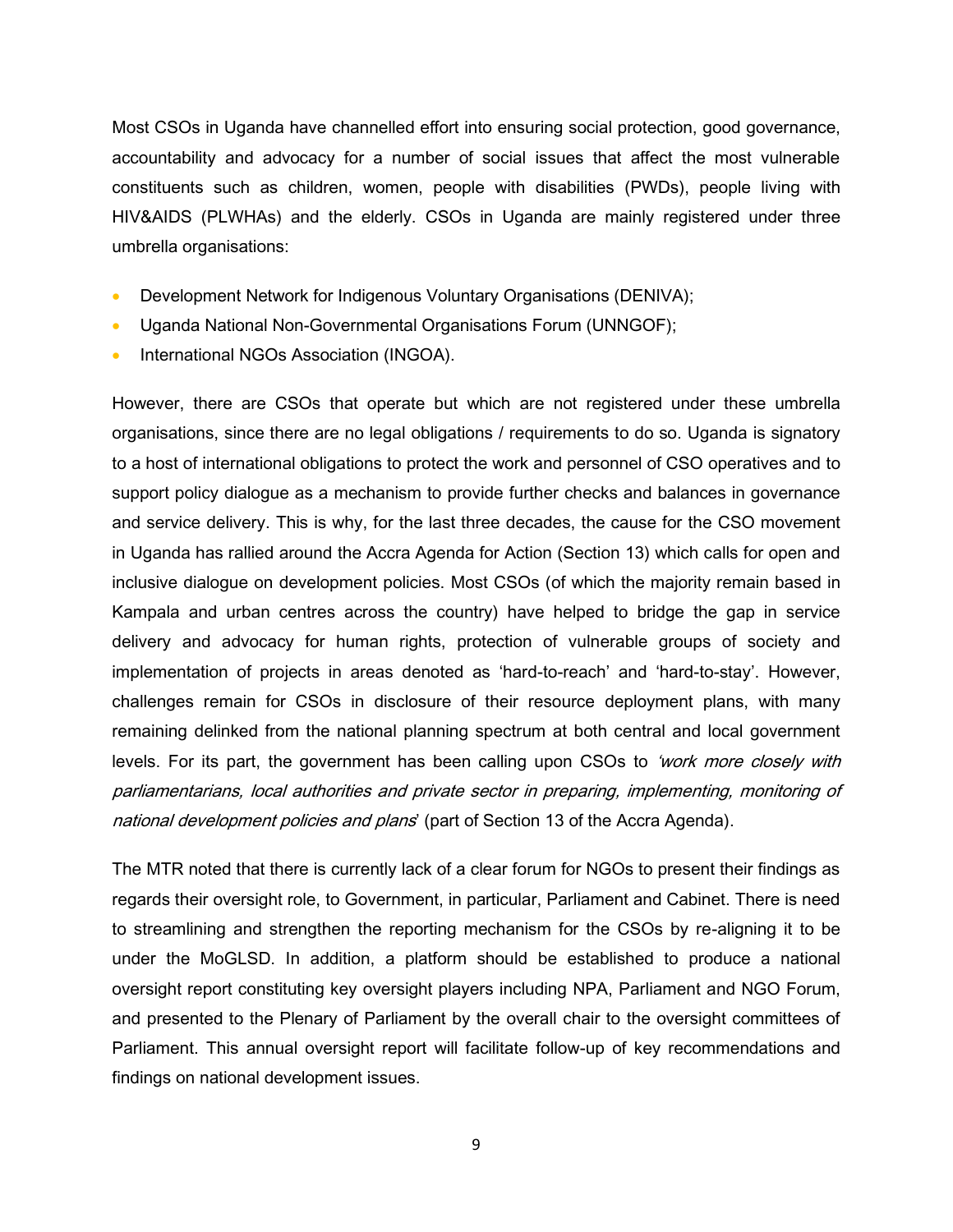Most CSOs in Uganda have channelled effort into ensuring social protection, good governance, accountability and advocacy for a number of social issues that affect the most vulnerable constituents such as children, women, people with disabilities (PWDs), people living with HIV&AIDS (PLWHAs) and the elderly. CSOs in Uganda are mainly registered under three umbrella organisations:

- Development Network for Indigenous Voluntary Organisations (DENIVA);
- Uganda National Non-Governmental Organisations Forum (UNNGOF);
- International NGOs Association (INGOA).

However, there are CSOs that operate but which are not registered under these umbrella organisations, since there are no legal obligations / requirements to do so. Uganda is signatory to a host of international obligations to protect the work and personnel of CSO operatives and to support policy dialogue as a mechanism to provide further checks and balances in governance and service delivery. This is why, for the last three decades, the cause for the CSO movement in Uganda has rallied around the Accra Agenda for Action (Section 13) which calls for open and inclusive dialogue on development policies. Most CSOs (of which the majority remain based in Kampala and urban centres across the country) have helped to bridge the gap in service delivery and advocacy for human rights, protection of vulnerable groups of society and implementation of projects in areas denoted as 'hard-to-reach' and 'hard-to-stay'. However, challenges remain for CSOs in disclosure of their resource deployment plans, with many remaining delinked from the national planning spectrum at both central and local government levels. For its part, the government has been calling upon CSOs to *'work more closely with parliamentarians, local authorities and private sector in preparing, implementing, monitoring of national development policies and plans'* (part of Section 13 of the Accra Agenda).

The MTR noted that there is currently lack of a clear forum for NGOs to present their findings as regards their oversight role, to Government, in particular, Parliament and Cabinet. There is need to streamlining and strengthen the reporting mechanism for the CSOs by re-aligning it to be under the MoGLSD. In addition, a platform should be established to produce a national oversight report constituting key oversight players including NPA, Parliament and NGO Forum, and presented to the Plenary of Parliament by the overall chair to the oversight committees of Parliament. This annual oversight report will facilitate follow-up of key recommendations and findings on national development issues.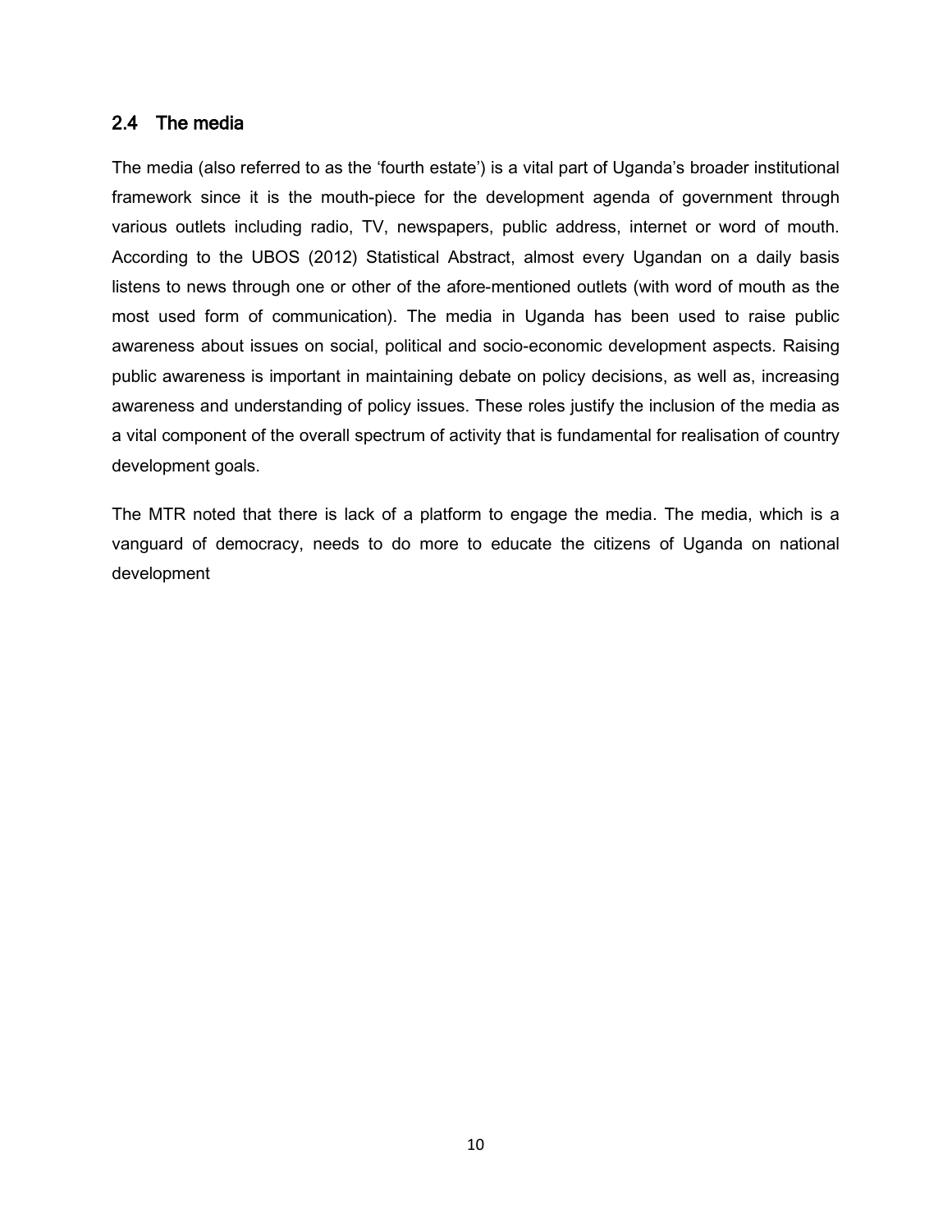## 2.4 The media

The media (also referred to as the 'fourth estate') is a vital part of Uganda's broader institutional framework since it is the mouth-piece for the development agenda of government through various outlets including radio, TV, newspapers, public address, internet or word of mouth. According to the UBOS (2012) Statistical Abstract, almost every Ugandan on a daily basis listens to news through one or other of the afore-mentioned outlets (with word of mouth as the most used form of communication). The media in Uganda has been used to raise public awareness about issues on social, political and socio-economic development aspects. Raising public awareness is important in maintaining debate on policy decisions, as well as, increasing awareness and understanding of policy issues. These roles justify the inclusion of the media as a vital component of the overall spectrum of activity that is fundamental for realisation of country development goals.

The MTR noted that there is lack of a platform to engage the media. The media, which is a vanguard of democracy, needs to do more to educate the citizens of Uganda on national development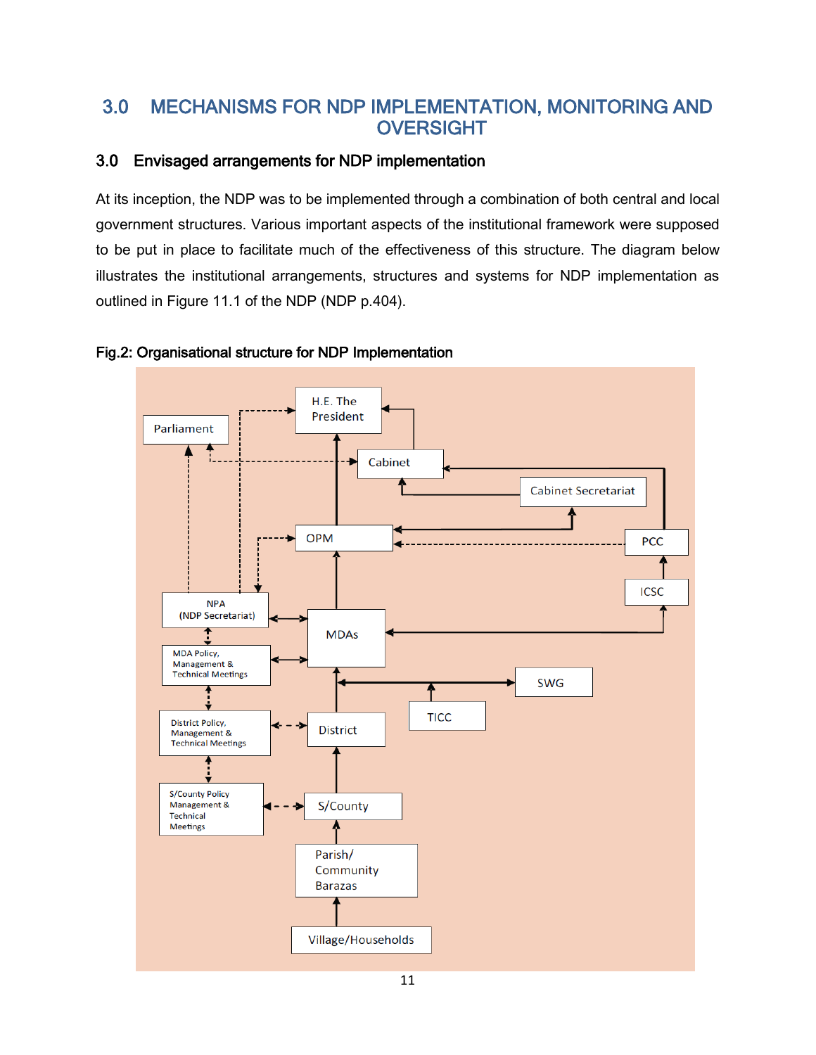# 3.0 MECHANISMS FOR NDP IMPLEMENTATION, MONITORING AND OVERSIGHT

## 3.0 Envisaged arrangements for NDP implementation

At its inception, the NDP was to be implemented through a combination of both central and local government structures. Various important aspects of the institutional framework were supposed to be put in place to facilitate much of the effectiveness of this structure. The diagram below illustrates the institutional arrangements, structures and systems for NDP implementation as outlined in Figure 11.1 of the NDP (NDP p.404).

**Fig.2: Organisational structure for NDP Implementation**

H.E. The President

Parliament

Cabinet

Cabinet Secretariat

OPM

PCC

ICSC

NPA (NDP Secretariat)

MDAs

MDA Policy, Management & Technical Meetings

SWG

TICC

District Policy, Management & Technical Meetings

District

S/County Policy Management & Technical Meetings

S/County

Parish/ Community Barazas

Village/Households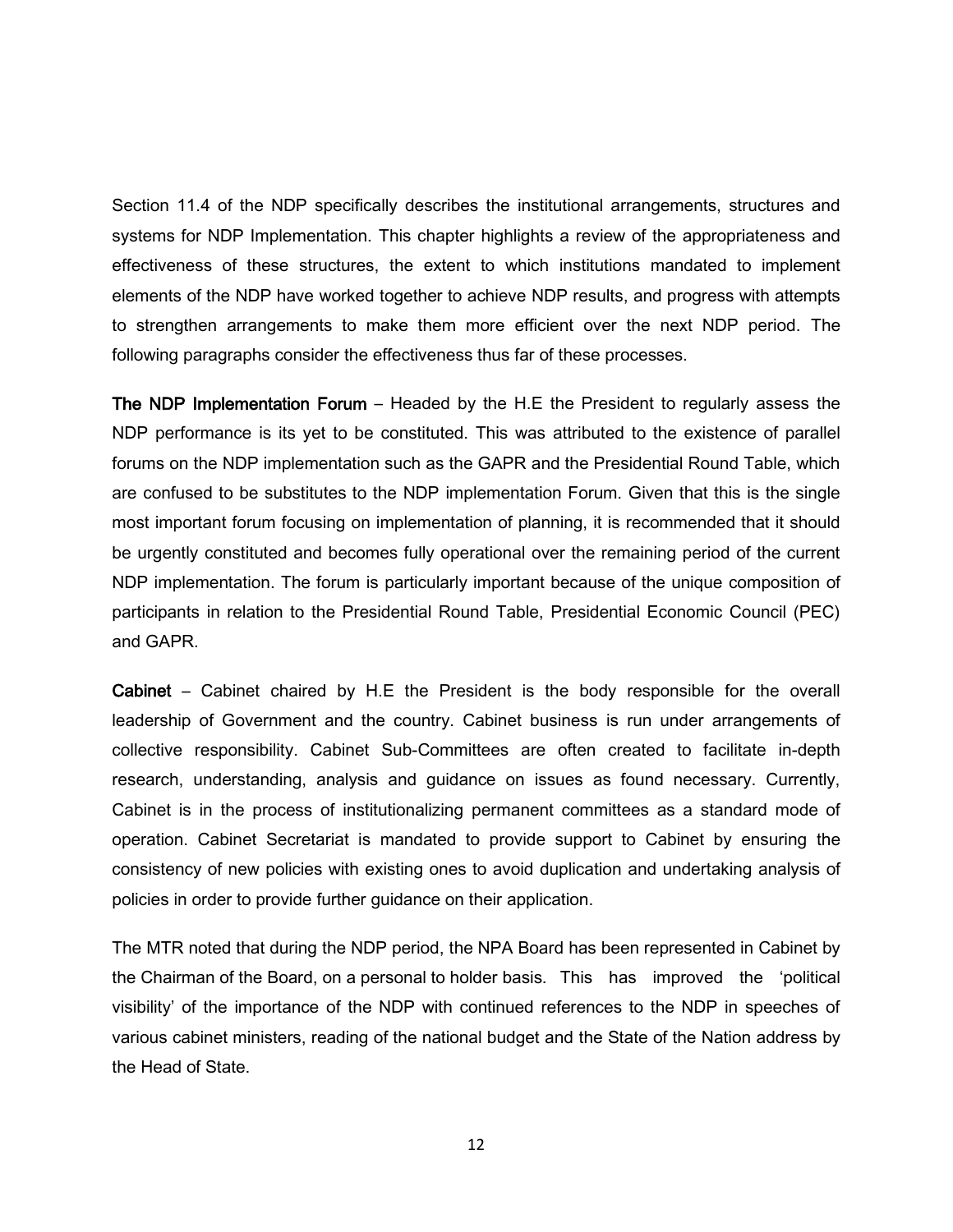Section 11.4 of the NDP specifically describes the institutional arrangements, structures and systems for NDP Implementation. This chapter highlights a review of the appropriateness and effectiveness of these structures, the extent to which institutions mandated to implement elements of the NDP have worked together to achieve NDP results, and progress with attempts to strengthen arrangements to make them more efficient over the next NDP period. The following paragraphs consider the effectiveness thus far of these processes.

**The NDP Implementation Forum** – Headed by the H.E the President to regularly assess the NDP performance is its yet to be constituted. This was attributed to the existence of parallel forums on the NDP implementation such as the GAPR and the Presidential Round Table, which are confused to be substitutes to the NDP implementation Forum. Given that this is the single most important forum focusing on implementation of planning, it is recommended that it should be urgently constituted and becomes fully operational over the remaining period of the current NDP implementation. The forum is particularly important because of the unique composition of participants in relation to the Presidential Round Table, Presidential Economic Council (PEC) and GAPR.

**Cabinet** – Cabinet chaired by H.E the President is the body responsible for the overall leadership of Government and the country. Cabinet business is run under arrangements of collective responsibility. Cabinet Sub-Committees are often created to facilitate in-depth research, understanding, analysis and guidance on issues as found necessary. Currently, Cabinet is in the process of institutionalizing permanent committees as a standard mode of operation. Cabinet Secretariat is mandated to provide support to Cabinet by ensuring the consistency of new policies with existing ones to avoid duplication and undertaking analysis of policies in order to provide further guidance on their application.

The MTR noted that during the NDP period, the NPA Board has been represented in Cabinet by the Chairman of the Board, on a personal to holder basis. This has improved the 'political visibility' of the importance of the NDP with continued references to the NDP in speeches of various cabinet ministers, reading of the national budget and the State of the Nation address by the Head of State.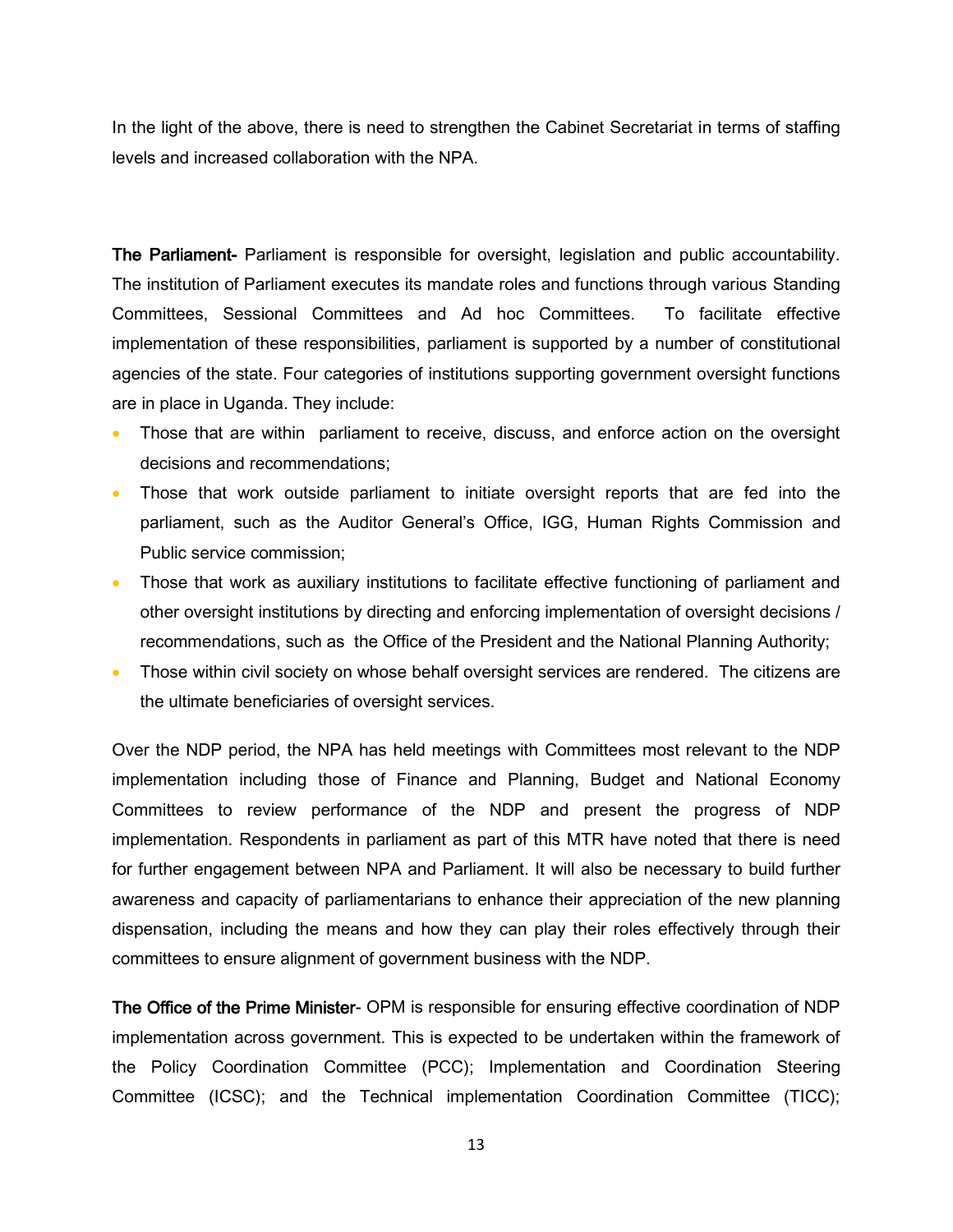In the light of the above, there is need to strengthen the Cabinet Secretariat in terms of staffing levels and increased collaboration with the NPA.

**The Parliament-** Parliament is responsible for oversight, legislation and public accountability. The institution of Parliament executes its mandate roles and functions through various Standing Committees, Sessional Committees and Ad hoc Committees. To facilitate effective implementation of these responsibilities, parliament is supported by a number of constitutional agencies of the state. Four categories of institutions supporting government oversight functions are in place in Uganda. They include:

- Those that are within parliament to receive, discuss, and enforce action on the oversight decisions and recommendations;
- Those that work outside parliament to initiate oversight reports that are fed into the parliament, such as the Auditor General's Office, IGG, Human Rights Commission and Public service commission;
- Those that work as auxiliary institutions to facilitate effective functioning of parliament and other oversight institutions by directing and enforcing implementation of oversight decisions / recommendations, such as the Office of the President and the National Planning Authority;
- Those within civil society on whose behalf oversight services are rendered. The citizens are the ultimate beneficiaries of oversight services.

Over the NDP period, the NPA has held meetings with Committees most relevant to the NDP implementation including those of Finance and Planning, Budget and National Economy Committees to review performance of the NDP and present the progress of NDP implementation. Respondents in parliament as part of this MTR have noted that there is need for further engagement between NPA and Parliament. It will also be necessary to build further awareness and capacity of parliamentarians to enhance their appreciation of the new planning dispensation, including the means and how they can play their roles effectively through their committees to ensure alignment of government business with the NDP.

**The Office of the Prime Minister**- OPM is responsible for ensuring effective coordination of NDP implementation across government. This is expected to be undertaken within the framework of the Policy Coordination Committee (PCC); Implementation and Coordination Steering Committee (ICSC); and the Technical implementation Coordination Committee (TICC);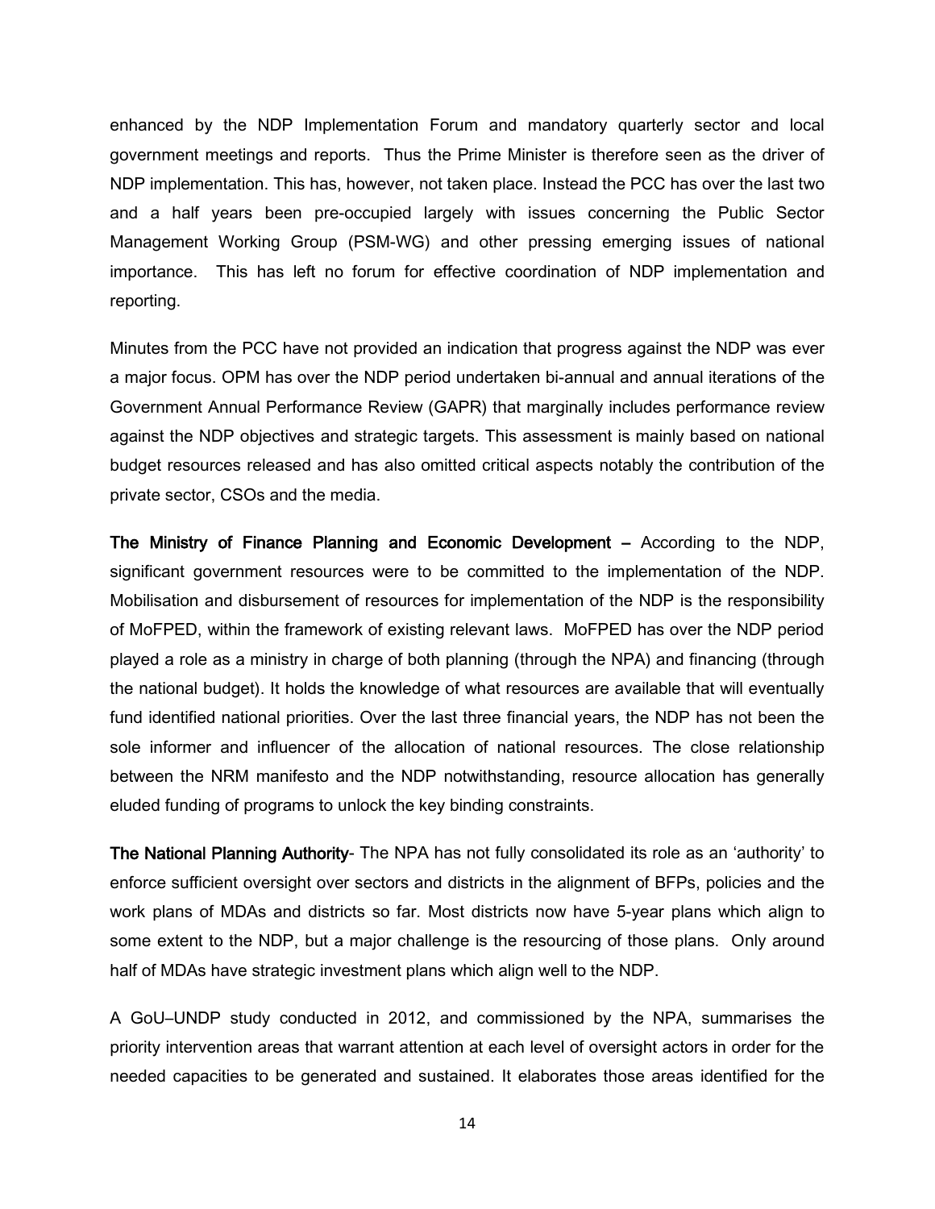enhanced by the NDP Implementation Forum and mandatory quarterly sector and local government meetings and reports. Thus the Prime Minister is therefore seen as the driver of NDP implementation. This has, however, not taken place. Instead the PCC has over the last two and a half years been pre-occupied largely with issues concerning the Public Sector Management Working Group (PSM-WG) and other pressing emerging issues of national importance. This has left no forum for effective coordination of NDP implementation and reporting.

Minutes from the PCC have not provided an indication that progress against the NDP was ever a major focus. OPM has over the NDP period undertaken bi-annual and annual iterations of the Government Annual Performance Review (GAPR) that marginally includes performance review against the NDP objectives and strategic targets. This assessment is mainly based on national budget resources released and has also omitted critical aspects notably the contribution of the private sector, CSOs and the media.

**The Ministry of Finance Planning and Economic Development –** According to the NDP, significant government resources were to be committed to the implementation of the NDP. Mobilisation and disbursement of resources for implementation of the NDP is the responsibility of MoFPED, within the framework of existing relevant laws. MoFPED has over the NDP period played a role as a ministry in charge of both planning (through the NPA) and financing (through the national budget). It holds the knowledge of what resources are available that will eventually fund identified national priorities. Over the last three financial years, the NDP has not been the sole informer and influencer of the allocation of national resources. The close relationship between the NRM manifesto and the NDP notwithstanding, resource allocation has generally eluded funding of programs to unlock the key binding constraints.

**The National Planning Authority**- The NPA has not fully consolidated its role as an 'authority' to enforce sufficient oversight over sectors and districts in the alignment of BFPs, policies and the work plans of MDAs and districts so far. Most districts now have 5-year plans which align to some extent to the NDP, but a major challenge is the resourcing of those plans. Only around half of MDAs have strategic investment plans which align well to the NDP.

A GoU–UNDP study conducted in 2012, and commissioned by the NPA, summarises the priority intervention areas that warrant attention at each level of oversight actors in order for the needed capacities to be generated and sustained. It elaborates those areas identified for the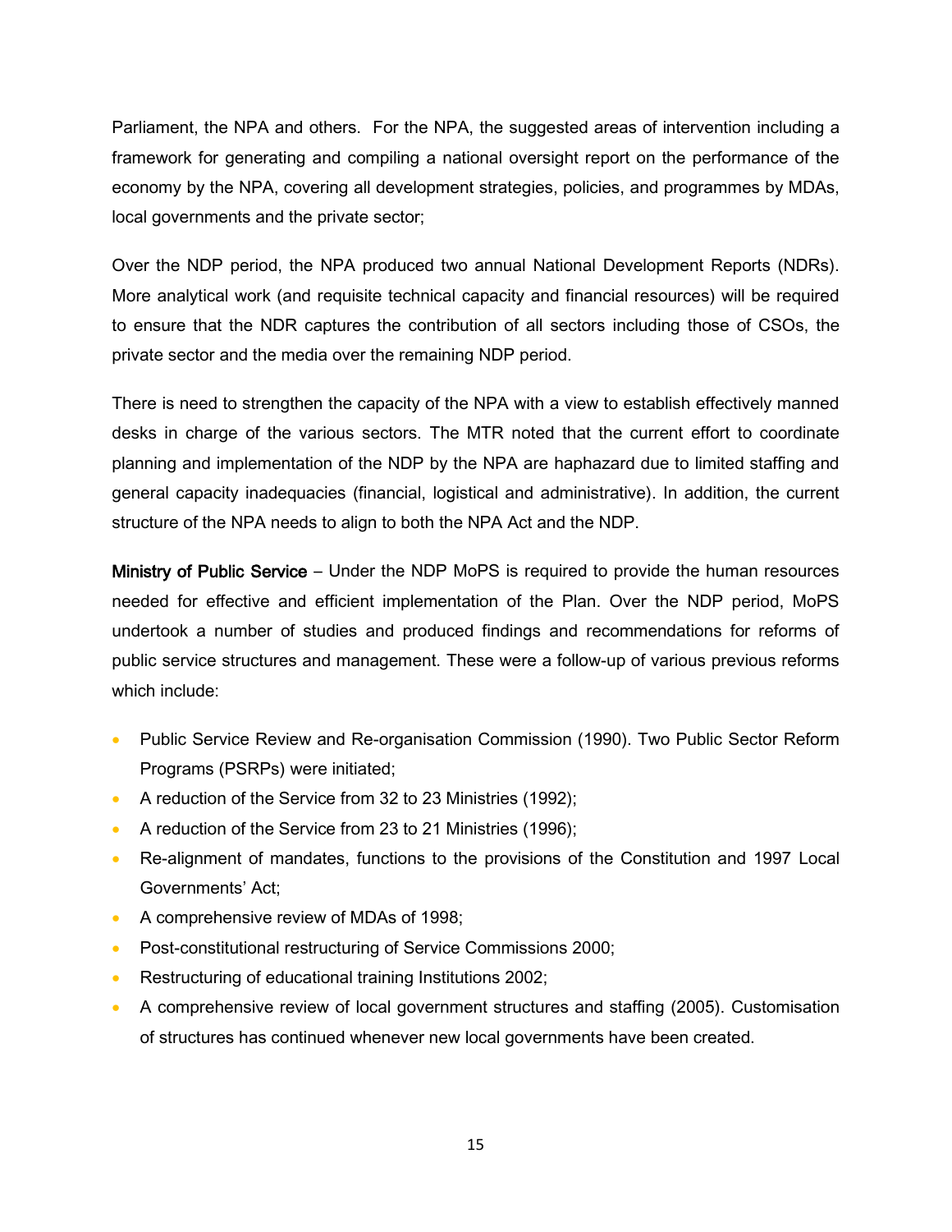Parliament, the NPA and others. For the NPA, the suggested areas of intervention including a framework for generating and compiling a national oversight report on the performance of the economy by the NPA, covering all development strategies, policies, and programmes by MDAs, local governments and the private sector;

Over the NDP period, the NPA produced two annual National Development Reports (NDRs). More analytical work (and requisite technical capacity and financial resources) will be required to ensure that the NDR captures the contribution of all sectors including those of CSOs, the private sector and the media over the remaining NDP period.

There is need to strengthen the capacity of the NPA with a view to establish effectively manned desks in charge of the various sectors. The MTR noted that the current effort to coordinate planning and implementation of the NDP by the NPA are haphazard due to limited staffing and general capacity inadequacies (financial, logistical and administrative). In addition, the current structure of the NPA needs to align to both the NPA Act and the NDP.

**Ministry of Public Service** – Under the NDP MoPS is required to provide the human resources needed for effective and efficient implementation of the Plan. Over the NDP period, MoPS undertook a number of studies and produced findings and recommendations for reforms of public service structures and management. These were a follow-up of various previous reforms which include:

- Public Service Review and Re-organisation Commission (1990). Two Public Sector Reform Programs (PSRPs) were initiated;
- A reduction of the Service from 32 to 23 Ministries (1992);
- A reduction of the Service from 23 to 21 Ministries (1996);
- Re-alignment of mandates, functions to the provisions of the Constitution and 1997 Local Governments' Act;
- A comprehensive review of MDAs of 1998;
- Post-constitutional restructuring of Service Commissions 2000;
- Restructuring of educational training Institutions 2002;
- A comprehensive review of local government structures and staffing (2005). Customisation of structures has continued whenever new local governments have been created.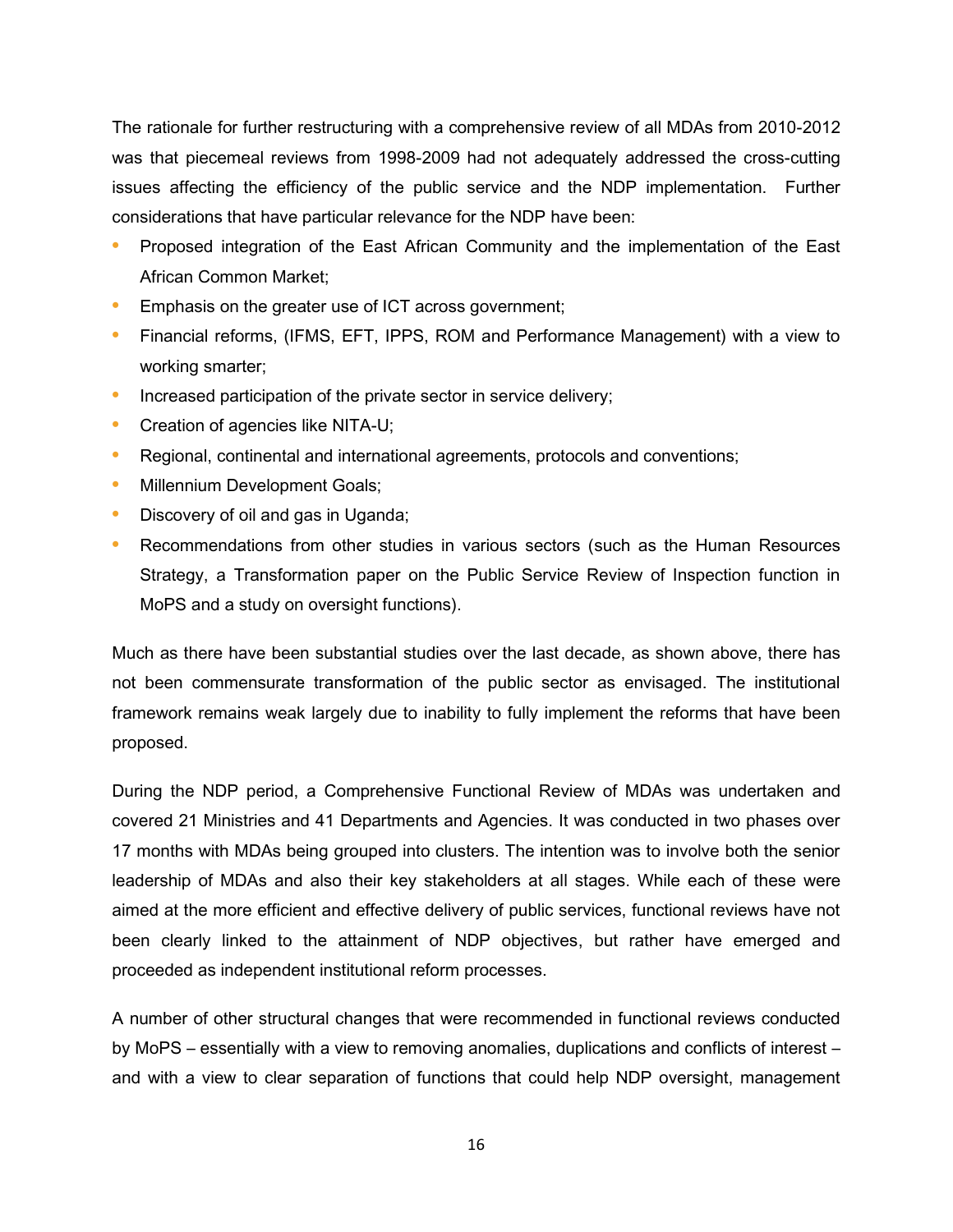The rationale for further restructuring with a comprehensive review of all MDAs from 2010-2012 was that piecemeal reviews from 1998-2009 had not adequately addressed the cross-cutting issues affecting the efficiency of the public service and the NDP implementation. Further considerations that have particular relevance for the NDP have been:

- Proposed integration of the East African Community and the implementation of the East African Common Market;
- Emphasis on the greater use of ICT across government;
- Financial reforms, (IFMS, EFT, IPPS, ROM and Performance Management) with a view to working smarter;
- Increased participation of the private sector in service delivery;
- Creation of agencies like NITA-U;
- Regional, continental and international agreements, protocols and conventions;
- Millennium Development Goals;
- Discovery of oil and gas in Uganda;
- Recommendations from other studies in various sectors (such as the Human Resources Strategy, a Transformation paper on the Public Service Review of Inspection function in MoPS and a study on oversight functions).

Much as there have been substantial studies over the last decade, as shown above, there has not been commensurate transformation of the public sector as envisaged. The institutional framework remains weak largely due to inability to fully implement the reforms that have been proposed.

During the NDP period, a Comprehensive Functional Review of MDAs was undertaken and covered 21 Ministries and 41 Departments and Agencies. It was conducted in two phases over 17 months with MDAs being grouped into clusters. The intention was to involve both the senior leadership of MDAs and also their key stakeholders at all stages. While each of these were aimed at the more efficient and effective delivery of public services, functional reviews have not been clearly linked to the attainment of NDP objectives, but rather have emerged and proceeded as independent institutional reform processes.

A number of other structural changes that were recommended in functional reviews conducted by MoPS – essentially with a view to removing anomalies, duplications and conflicts of interest – and with a view to clear separation of functions that could help NDP oversight, management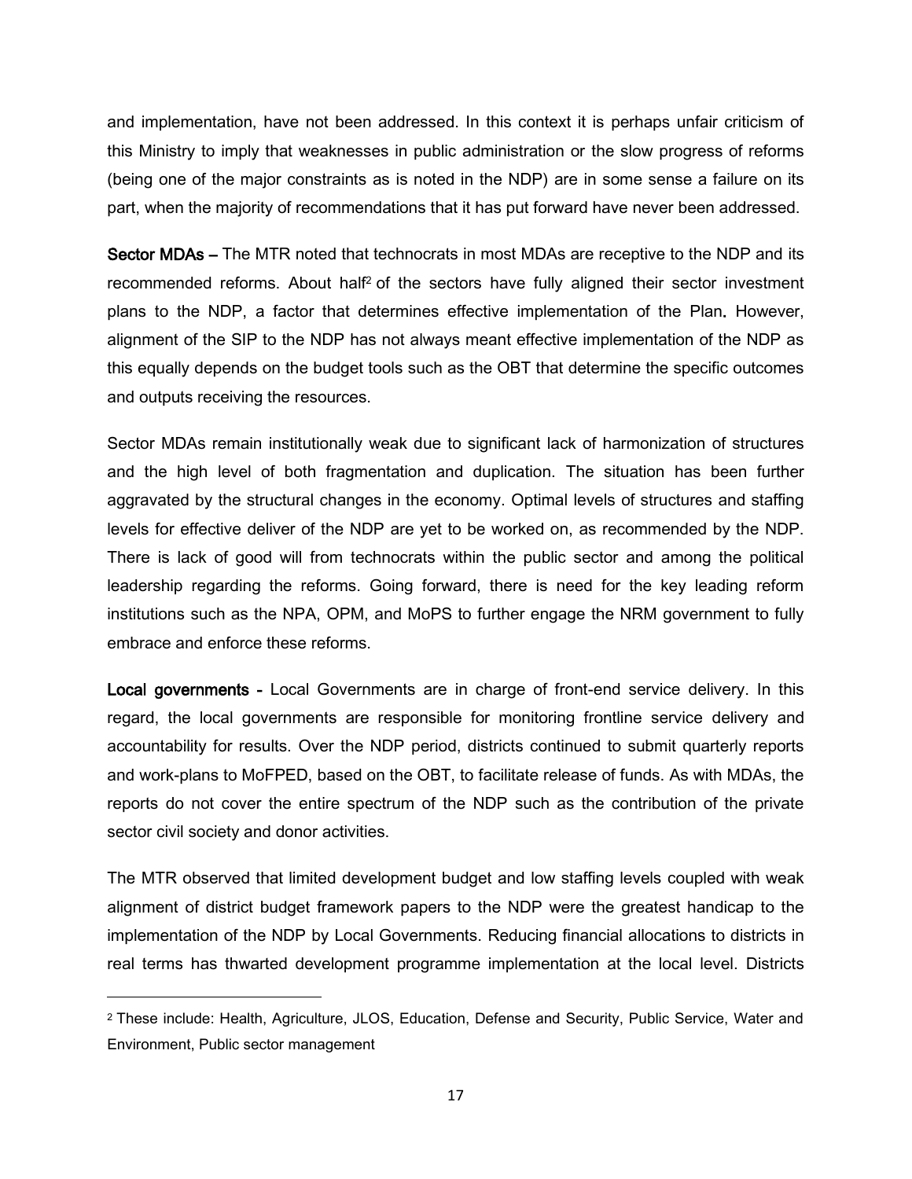and implementation, have not been addressed. In this context it is perhaps unfair criticism of this Ministry to imply that weaknesses in public administration or the slow progress of reforms (being one of the major constraints as is noted in the NDP) are in some sense a failure on its part, when the majority of recommendations that it has put forward have never been addressed.

**Sector MDAs –** The MTR noted that technocrats in most MDAs are receptive to the NDP and its recommended reforms. About half[2] of the sectors have fully aligned their sector investment plans to the NDP, a factor that determines effective implementation of the Plan**.** However, alignment of the SIP to the NDP has not always meant effective implementation of the NDP as this equally depends on the budget tools such as the OBT that determine the specific outcomes and outputs receiving the resources.

Sector MDAs remain institutionally weak due to significant lack of harmonization of structures and the high level of both fragmentation and duplication. The situation has been further aggravated by the structural changes in the economy. Optimal levels of structures and staffing levels for effective deliver of the NDP are yet to be worked on, as recommended by the NDP. There is lack of good will from technocrats within the public sector and among the political leadership regarding the reforms. Going forward, there is need for the key leading reform institutions such as the NPA, OPM, and MoPS to further engage the NRM government to fully embrace and enforce these reforms.

**Local governments -** Local Governments are in charge of front-end service delivery. In this regard, the local governments are responsible for monitoring frontline service delivery and accountability for results. Over the NDP period, districts continued to submit quarterly reports and work-plans to MoFPED, based on the OBT, to facilitate release of funds. As with MDAs, the reports do not cover the entire spectrum of the NDP such as the contribution of the private sector civil society and donor activities.

The MTR observed that limited development budget and low staffing levels coupled with weak alignment of district budget framework papers to the NDP were the greatest handicap to the implementation of the NDP by Local Governments. Reducing financial allocations to districts in real terms has thwarted development programme implementation at the local level. Districts

---

[2] These include: Health, Agriculture, JLOS, Education, Defense and Security, Public Service, Water and Environment, Public sector management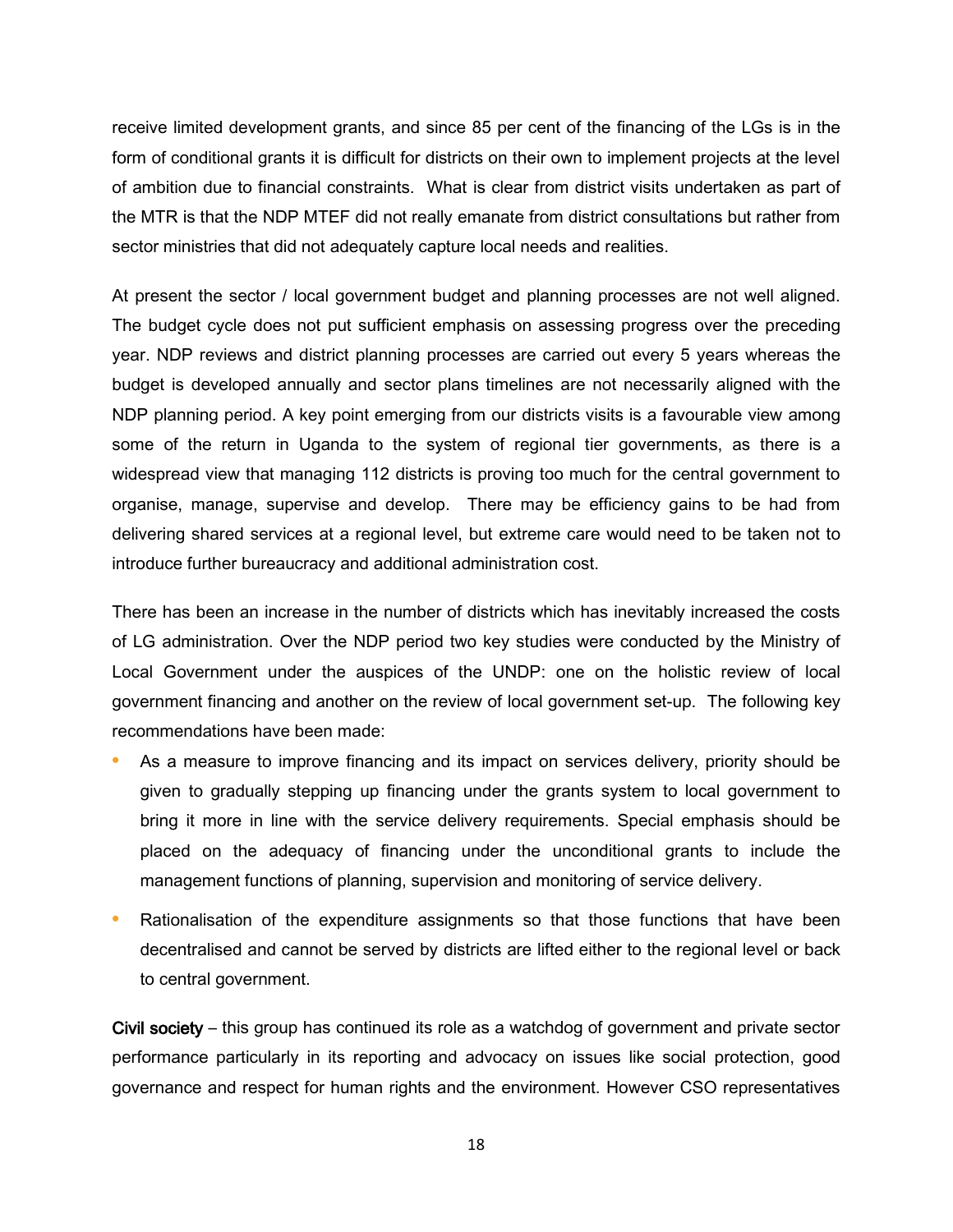receive limited development grants, and since 85 per cent of the financing of the LGs is in the form of conditional grants it is difficult for districts on their own to implement projects at the level of ambition due to financial constraints. What is clear from district visits undertaken as part of the MTR is that the NDP MTEF did not really emanate from district consultations but rather from sector ministries that did not adequately capture local needs and realities.

At present the sector / local government budget and planning processes are not well aligned. The budget cycle does not put sufficient emphasis on assessing progress over the preceding year. NDP reviews and district planning processes are carried out every 5 years whereas the budget is developed annually and sector plans timelines are not necessarily aligned with the NDP planning period. A key point emerging from our districts visits is a favourable view among some of the return in Uganda to the system of regional tier governments, as there is a widespread view that managing 112 districts is proving too much for the central government to organise, manage, supervise and develop. There may be efficiency gains to be had from delivering shared services at a regional level, but extreme care would need to be taken not to introduce further bureaucracy and additional administration cost.

There has been an increase in the number of districts which has inevitably increased the costs of LG administration. Over the NDP period two key studies were conducted by the Ministry of Local Government under the auspices of the UNDP: one on the holistic review of local government financing and another on the review of local government set-up. The following key recommendations have been made:

- As a measure to improve financing and its impact on services delivery, priority should be given to gradually stepping up financing under the grants system to local government to bring it more in line with the service delivery requirements. Special emphasis should be placed on the adequacy of financing under the unconditional grants to include the management functions of planning, supervision and monitoring of service delivery.
- Rationalisation of the expenditure assignments so that those functions that have been decentralised and cannot be served by districts are lifted either to the regional level or back to central government.

**Civil society** – this group has continued its role as a watchdog of government and private sector performance particularly in its reporting and advocacy on issues like social protection, good governance and respect for human rights and the environment. However CSO representatives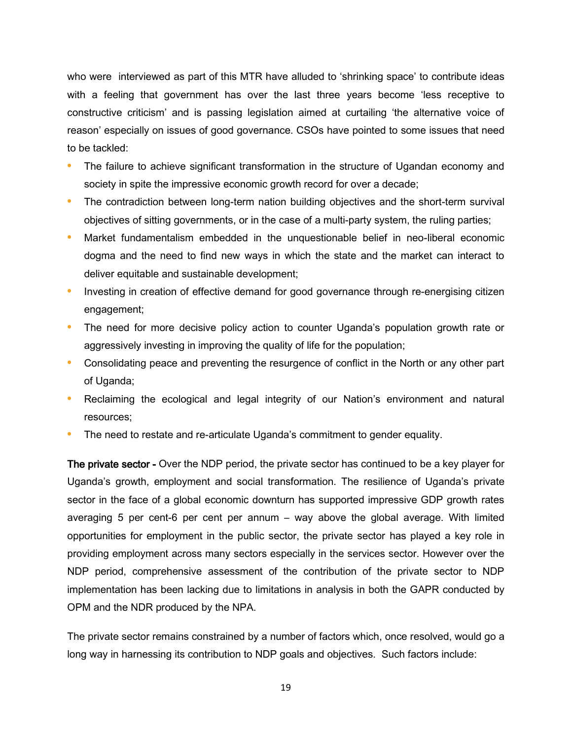who were  interviewed as part of this MTR have alluded to 'shrinking space' to contribute ideas with a feeling that government has over the last three years become 'less receptive to constructive criticism' and is passing legislation aimed at curtailing 'the alternative voice of reason' especially on issues of good governance. CSOs have pointed to some issues that need to be tackled:

- The failure to achieve significant transformation in the structure of Ugandan economy and society in spite the impressive economic growth record for over a decade;
- The contradiction between long-term nation building objectives and the short-term survival objectives of sitting governments, or in the case of a multi-party system, the ruling parties;
- Market fundamentalism embedded in the unquestionable belief in neo-liberal economic dogma and the need to find new ways in which the state and the market can interact to deliver equitable and sustainable development;
- Investing in creation of effective demand for good governance through re-energising citizen engagement;
- The need for more decisive policy action to counter Uganda's population growth rate or aggressively investing in improving the quality of life for the population;
- Consolidating peace and preventing the resurgence of conflict in the North or any other part of Uganda;
- Reclaiming the ecological and legal integrity of our Nation's environment and natural resources;
- The need to restate and re-articulate Uganda's commitment to gender equality.

**The private sector -** Over the NDP period, the private sector has continued to be a key player for Uganda's growth, employment and social transformation. The resilience of Uganda's private sector in the face of a global economic downturn has supported impressive GDP growth rates averaging 5 per cent-6 per cent per annum – way above the global average. With limited opportunities for employment in the public sector, the private sector has played a key role in providing employment across many sectors especially in the services sector. However over the NDP period, comprehensive assessment of the contribution of the private sector to NDP implementation has been lacking due to limitations in analysis in both the GAPR conducted by OPM and the NDR produced by the NPA.

The private sector remains constrained by a number of factors which, once resolved, would go a long way in harnessing its contribution to NDP goals and objectives.  Such factors include: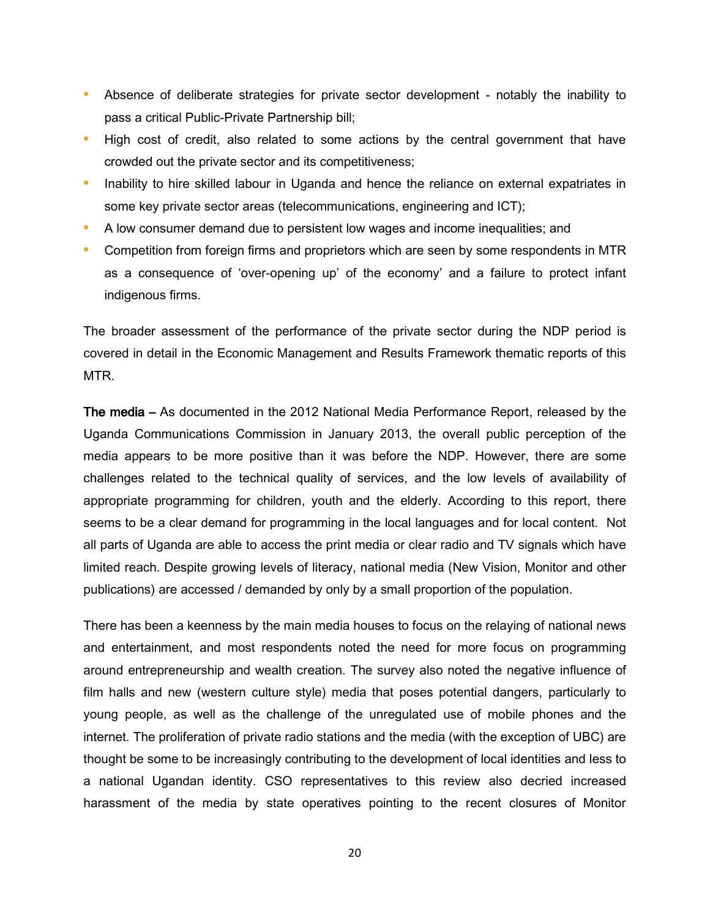- Absence of deliberate strategies for private sector development - notably the inability to pass a critical Public-Private Partnership bill;
- High cost of credit, also related to some actions by the central government that have crowded out the private sector and its competitiveness;
- Inability to hire skilled labour in Uganda and hence the reliance on external expatriates in some key private sector areas (telecommunications, engineering and ICT);
- A low consumer demand due to persistent low wages and income inequalities; and
- Competition from foreign firms and proprietors which are seen by some respondents in MTR as a consequence of 'over-opening up' of the economy' and a failure to protect infant indigenous firms.

The broader assessment of the performance of the private sector during the NDP period is covered in detail in the Economic Management and Results Framework thematic reports of this MTR.

**The media –** As documented in the 2012 National Media Performance Report, released by the Uganda Communications Commission in January 2013, the overall public perception of the media appears to be more positive than it was before the NDP. However, there are some challenges related to the technical quality of services, and the low levels of availability of appropriate programming for children, youth and the elderly. According to this report, there seems to be a clear demand for programming in the local languages and for local content. Not all parts of Uganda are able to access the print media or clear radio and TV signals which have limited reach. Despite growing levels of literacy, national media (New Vision, Monitor and other publications) are accessed / demanded by only by a small proportion of the population.

There has been a keenness by the main media houses to focus on the relaying of national news and entertainment, and most respondents noted the need for more focus on programming around entrepreneurship and wealth creation. The survey also noted the negative influence of film halls and new (western culture style) media that poses potential dangers, particularly to young people, as well as the challenge of the unregulated use of mobile phones and the internet. The proliferation of private radio stations and the media (with the exception of UBC) are thought be some to be increasingly contributing to the development of local identities and less to a national Ugandan identity. CSO representatives to this review also decried increased harassment of the media by state operatives pointing to the recent closures of Monitor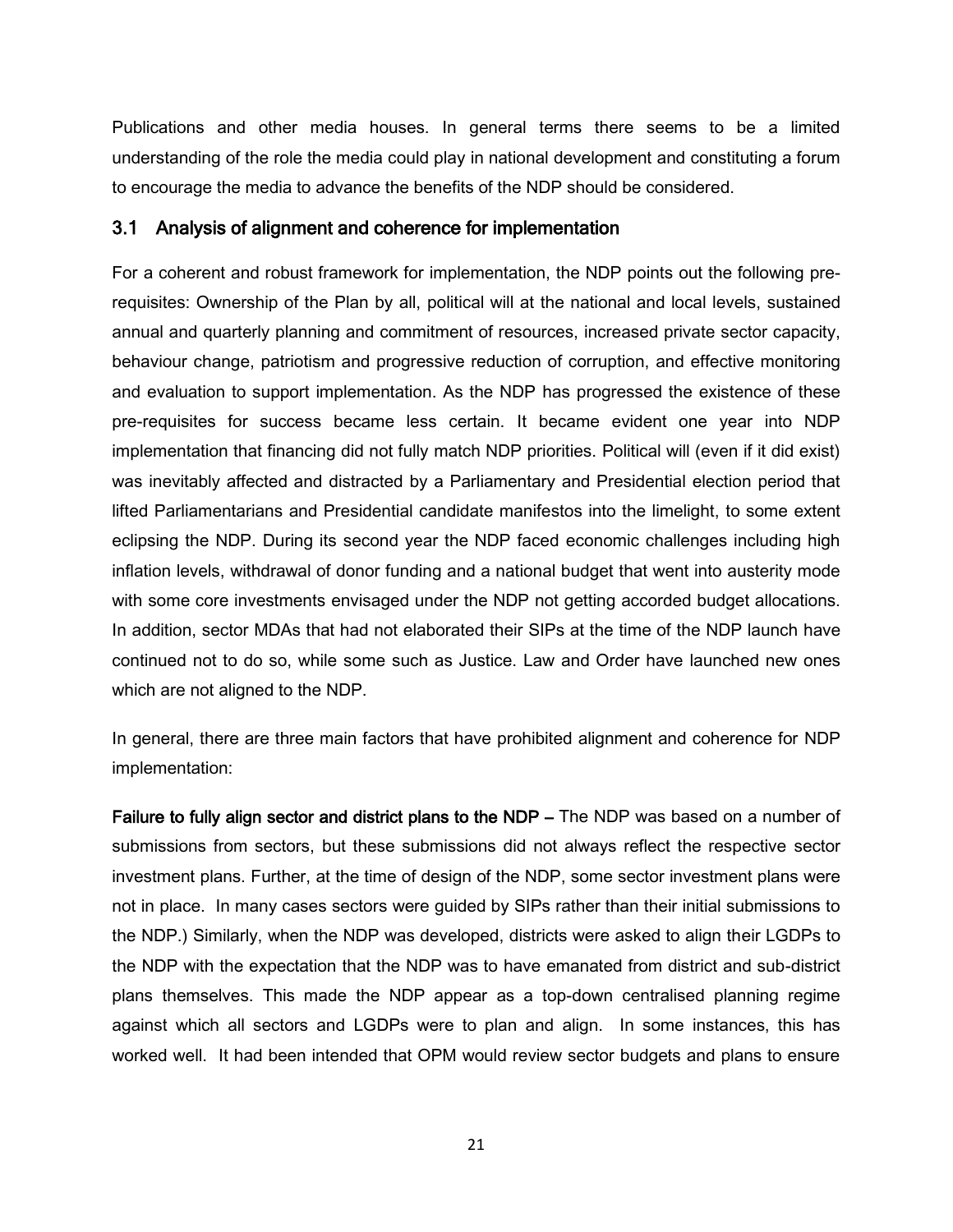Publications and other media houses. In general terms there seems to be a limited understanding of the role the media could play in national development and constituting a forum to encourage the media to advance the benefits of the NDP should be considered.

## 3.1 Analysis of alignment and coherence for implementation

For a coherent and robust framework for implementation, the NDP points out the following pre-requisites: Ownership of the Plan by all, political will at the national and local levels, sustained annual and quarterly planning and commitment of resources, increased private sector capacity, behaviour change, patriotism and progressive reduction of corruption, and effective monitoring and evaluation to support implementation. As the NDP has progressed the existence of these pre-requisites for success became less certain. It became evident one year into NDP implementation that financing did not fully match NDP priorities. Political will (even if it did exist) was inevitably affected and distracted by a Parliamentary and Presidential election period that lifted Parliamentarians and Presidential candidate manifestos into the limelight, to some extent eclipsing the NDP. During its second year the NDP faced economic challenges including high inflation levels, withdrawal of donor funding and a national budget that went into austerity mode with some core investments envisaged under the NDP not getting accorded budget allocations. In addition, sector MDAs that had not elaborated their SIPs at the time of the NDP launch have continued not to do so, while some such as Justice. Law and Order have launched new ones which are not aligned to the NDP.

In general, there are three main factors that have prohibited alignment and coherence for NDP implementation:

**Failure to fully align sector and district plans to the NDP –** The NDP was based on a number of submissions from sectors, but these submissions did not always reflect the respective sector investment plans. Further, at the time of design of the NDP, some sector investment plans were not in place. In many cases sectors were guided by SIPs rather than their initial submissions to the NDP.) Similarly, when the NDP was developed, districts were asked to align their LGDPs to the NDP with the expectation that the NDP was to have emanated from district and sub-district plans themselves. This made the NDP appear as a top-down centralised planning regime against which all sectors and LGDPs were to plan and align. In some instances, this has worked well. It had been intended that OPM would review sector budgets and plans to ensure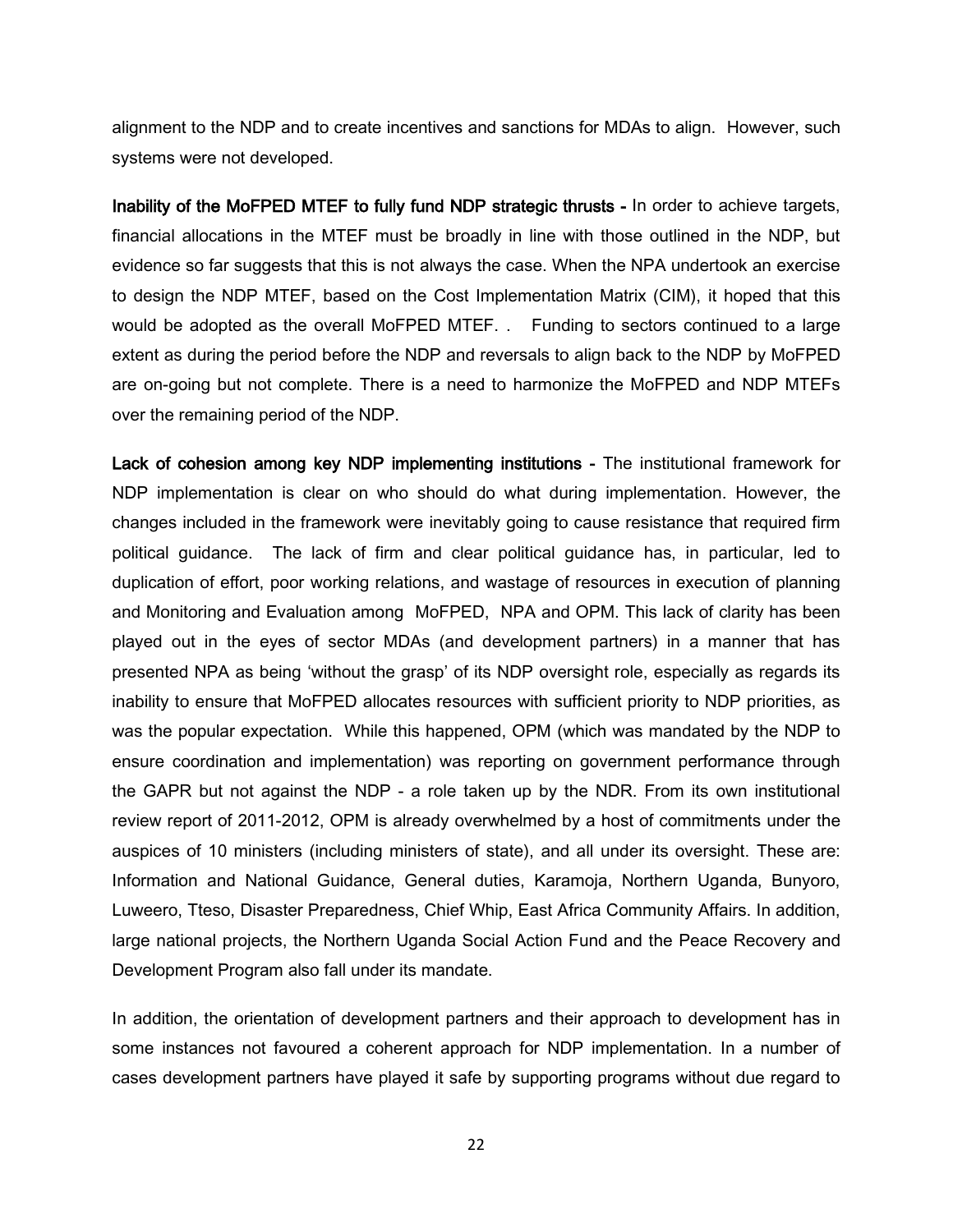alignment to the NDP and to create incentives and sanctions for MDAs to align. However, such systems were not developed.

**Inability of the MoFPED MTEF to fully fund NDP strategic thrusts -** In order to achieve targets, financial allocations in the MTEF must be broadly in line with those outlined in the NDP, but evidence so far suggests that this is not always the case. When the NPA undertook an exercise to design the NDP MTEF, based on the Cost Implementation Matrix (CIM), it hoped that this would be adopted as the overall MoFPED MTEF. . Funding to sectors continued to a large extent as during the period before the NDP and reversals to align back to the NDP by MoFPED are on-going but not complete. There is a need to harmonize the MoFPED and NDP MTEFs over the remaining period of the NDP.

**Lack of cohesion among key NDP implementing institutions -** The institutional framework for NDP implementation is clear on who should do what during implementation. However, the changes included in the framework were inevitably going to cause resistance that required firm political guidance. The lack of firm and clear political guidance has, in particular, led to duplication of effort, poor working relations, and wastage of resources in execution of planning and Monitoring and Evaluation among MoFPED, NPA and OPM. This lack of clarity has been played out in the eyes of sector MDAs (and development partners) in a manner that has presented NPA as being 'without the grasp' of its NDP oversight role, especially as regards its inability to ensure that MoFPED allocates resources with sufficient priority to NDP priorities, as was the popular expectation. While this happened, OPM (which was mandated by the NDP to ensure coordination and implementation) was reporting on government performance through the GAPR but not against the NDP - a role taken up by the NDR. From its own institutional review report of 2011-2012, OPM is already overwhelmed by a host of commitments under the auspices of 10 ministers (including ministers of state), and all under its oversight. These are: Information and National Guidance, General duties, Karamoja, Northern Uganda, Bunyoro, Luweero, Tteso, Disaster Preparedness, Chief Whip, East Africa Community Affairs. In addition, large national projects, the Northern Uganda Social Action Fund and the Peace Recovery and Development Program also fall under its mandate.

In addition, the orientation of development partners and their approach to development has in some instances not favoured a coherent approach for NDP implementation. In a number of cases development partners have played it safe by supporting programs without due regard to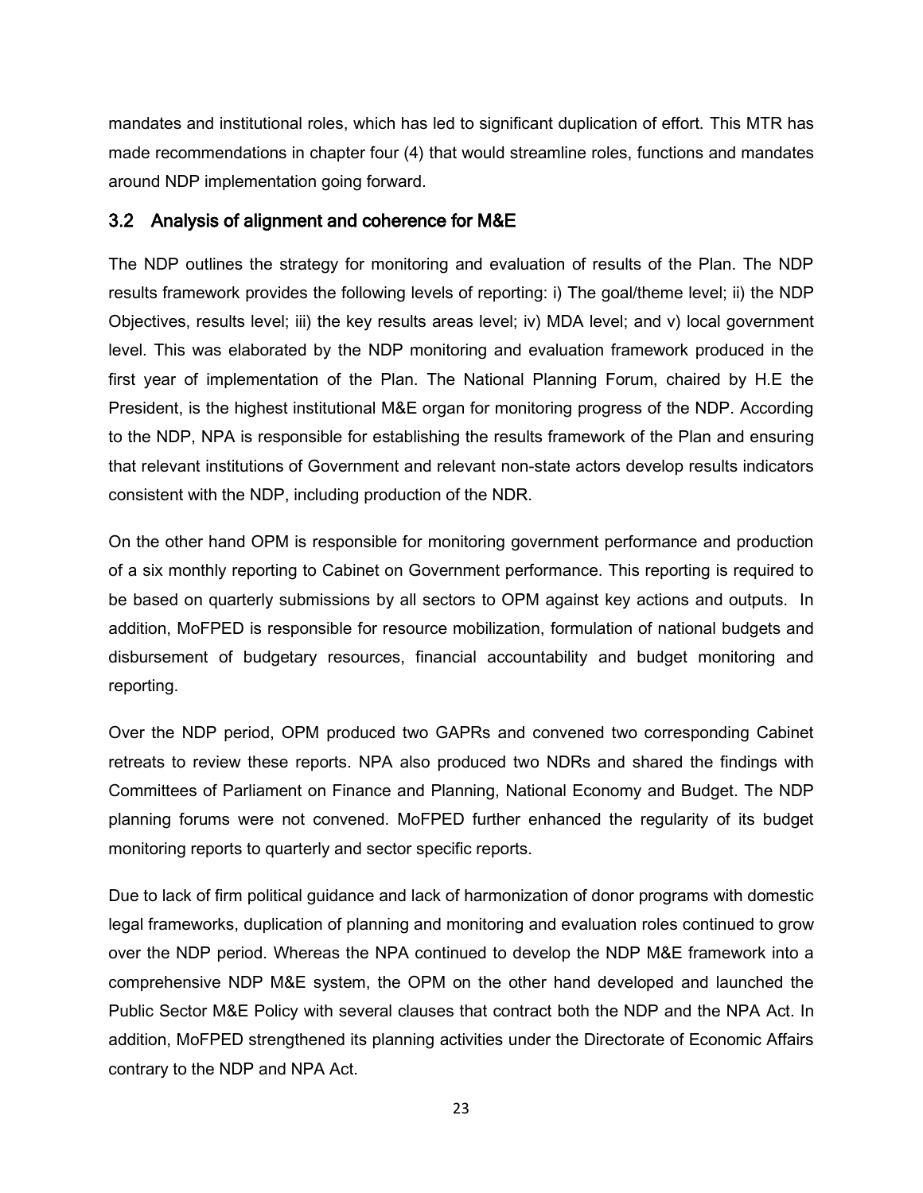mandates and institutional roles, which has led to significant duplication of effort. This MTR has made recommendations in chapter four (4) that would streamline roles, functions and mandates around NDP implementation going forward.

## 3.2 Analysis of alignment and coherence for M&E

The NDP outlines the strategy for monitoring and evaluation of results of the Plan. The NDP results framework provides the following levels of reporting: i) The goal/theme level; ii) the NDP Objectives, results level; iii) the key results areas level; iv) MDA level; and v) local government level. This was elaborated by the NDP monitoring and evaluation framework produced in the first year of implementation of the Plan. The National Planning Forum, chaired by H.E the President, is the highest institutional M&E organ for monitoring progress of the NDP. According to the NDP, NPA is responsible for establishing the results framework of the Plan and ensuring that relevant institutions of Government and relevant non-state actors develop results indicators consistent with the NDP, including production of the NDR.

On the other hand OPM is responsible for monitoring government performance and production of a six monthly reporting to Cabinet on Government performance. This reporting is required to be based on quarterly submissions by all sectors to OPM against key actions and outputs. In addition, MoFPED is responsible for resource mobilization, formulation of national budgets and disbursement of budgetary resources, financial accountability and budget monitoring and reporting.

Over the NDP period, OPM produced two GAPRs and convened two corresponding Cabinet retreats to review these reports. NPA also produced two NDRs and shared the findings with Committees of Parliament on Finance and Planning, National Economy and Budget. The NDP planning forums were not convened. MoFPED further enhanced the regularity of its budget monitoring reports to quarterly and sector specific reports.

Due to lack of firm political guidance and lack of harmonization of donor programs with domestic legal frameworks, duplication of planning and monitoring and evaluation roles continued to grow over the NDP period. Whereas the NPA continued to develop the NDP M&E framework into a comprehensive NDP M&E system, the OPM on the other hand developed and launched the Public Sector M&E Policy with several clauses that contract both the NDP and the NPA Act. In addition, MoFPED strengthened its planning activities under the Directorate of Economic Affairs contrary to the NDP and NPA Act.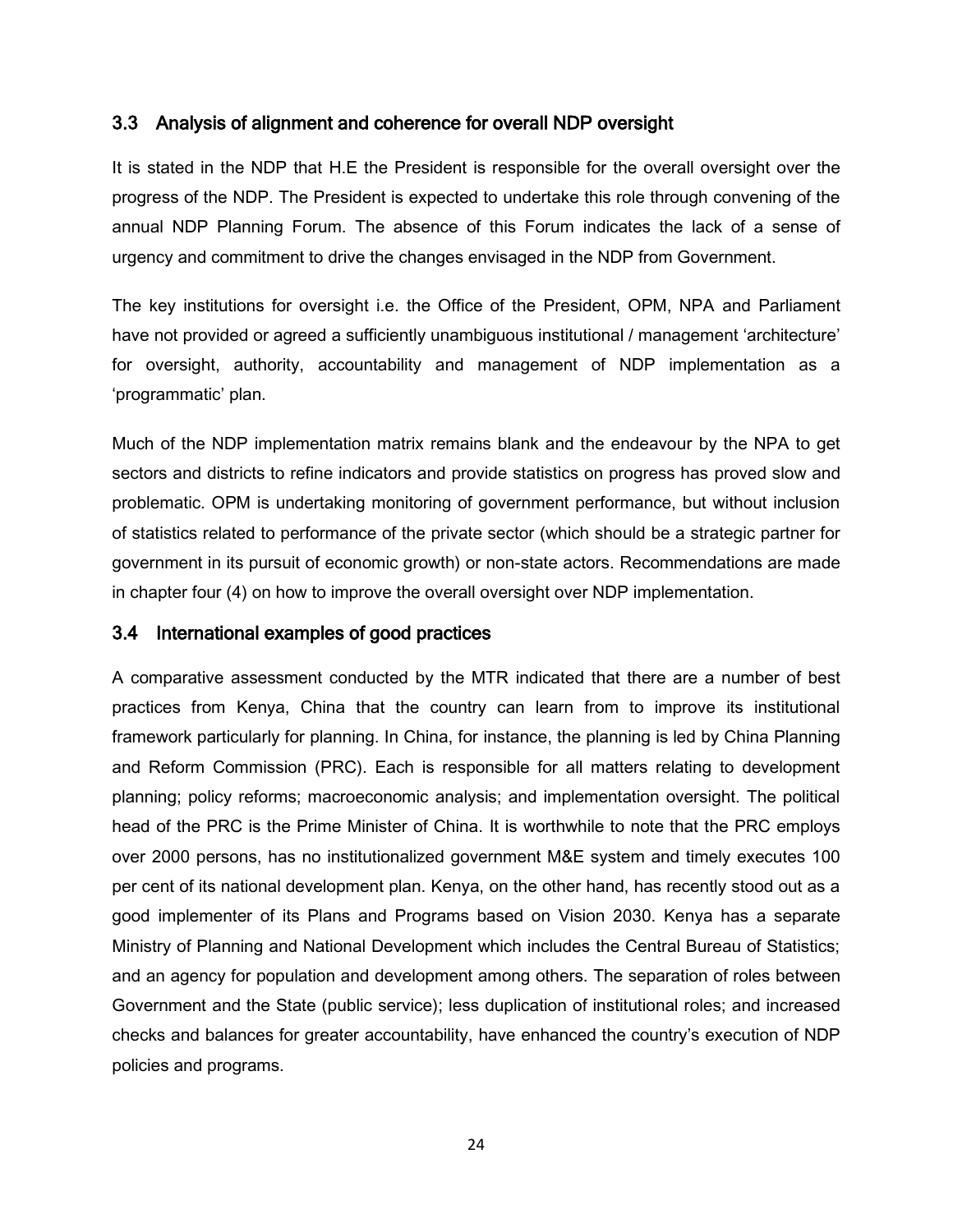## 3.3 Analysis of alignment and coherence for overall NDP oversight

It is stated in the NDP that H.E the President is responsible for the overall oversight over the progress of the NDP. The President is expected to undertake this role through convening of the annual NDP Planning Forum. The absence of this Forum indicates the lack of a sense of urgency and commitment to drive the changes envisaged in the NDP from Government.

The key institutions for oversight i.e. the Office of the President, OPM, NPA and Parliament have not provided or agreed a sufficiently unambiguous institutional / management 'architecture' for oversight, authority, accountability and management of NDP implementation as a 'programmatic' plan.

Much of the NDP implementation matrix remains blank and the endeavour by the NPA to get sectors and districts to refine indicators and provide statistics on progress has proved slow and problematic. OPM is undertaking monitoring of government performance, but without inclusion of statistics related to performance of the private sector (which should be a strategic partner for government in its pursuit of economic growth) or non-state actors. Recommendations are made in chapter four (4) on how to improve the overall oversight over NDP implementation.

## 3.4 International examples of good practices

A comparative assessment conducted by the MTR indicated that there are a number of best practices from Kenya, China that the country can learn from to improve its institutional framework particularly for planning. In China, for instance, the planning is led by China Planning and Reform Commission (PRC). Each is responsible for all matters relating to development planning; policy reforms; macroeconomic analysis; and implementation oversight. The political head of the PRC is the Prime Minister of China. It is worthwhile to note that the PRC employs over 2000 persons, has no institutionalized government M&E system and timely executes 100 per cent of its national development plan. Kenya, on the other hand, has recently stood out as a good implementer of its Plans and Programs based on Vision 2030. Kenya has a separate Ministry of Planning and National Development which includes the Central Bureau of Statistics; and an agency for population and development among others. The separation of roles between Government and the State (public service); less duplication of institutional roles; and increased checks and balances for greater accountability, have enhanced the country's execution of NDP policies and programs.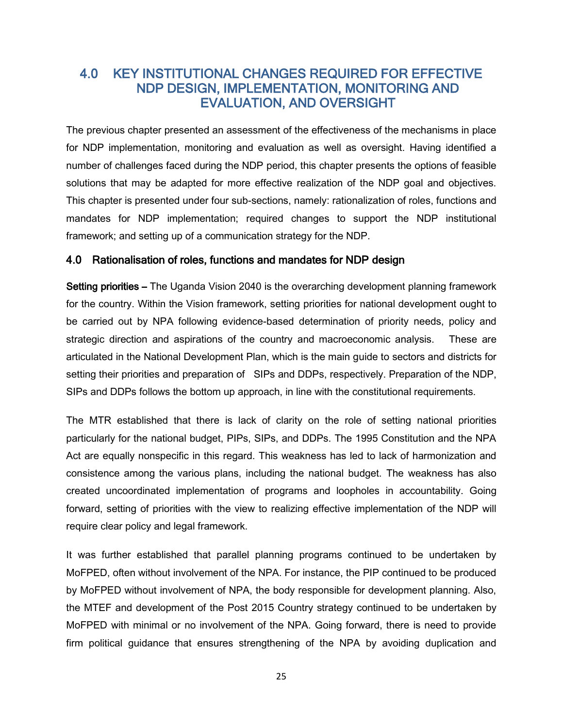# 4.0 KEY INSTITUTIONAL CHANGES REQUIRED FOR EFFECTIVE NDP DESIGN, IMPLEMENTATION, MONITORING AND EVALUATION, AND OVERSIGHT

The previous chapter presented an assessment of the effectiveness of the mechanisms in place for NDP implementation, monitoring and evaluation as well as oversight. Having identified a number of challenges faced during the NDP period, this chapter presents the options of feasible solutions that may be adapted for more effective realization of the NDP goal and objectives. This chapter is presented under four sub-sections, namely: rationalization of roles, functions and mandates for NDP implementation; required changes to support the NDP institutional framework; and setting up of a communication strategy for the NDP.

## 4.0 Rationalisation of roles, functions and mandates for NDP design

**Setting priorities –** The Uganda Vision 2040 is the overarching development planning framework for the country. Within the Vision framework, setting priorities for national development ought to be carried out by NPA following evidence-based determination of priority needs, policy and strategic direction and aspirations of the country and macroeconomic analysis. These are articulated in the National Development Plan, which is the main guide to sectors and districts for setting their priorities and preparation of SIPs and DDPs, respectively. Preparation of the NDP, SIPs and DDPs follows the bottom up approach, in line with the constitutional requirements.

The MTR established that there is lack of clarity on the role of setting national priorities particularly for the national budget, PIPs, SIPs, and DDPs. The 1995 Constitution and the NPA Act are equally nonspecific in this regard. This weakness has led to lack of harmonization and consistence among the various plans, including the national budget. The weakness has also created uncoordinated implementation of programs and loopholes in accountability. Going forward, setting of priorities with the view to realizing effective implementation of the NDP will require clear policy and legal framework.

It was further established that parallel planning programs continued to be undertaken by MoFPED, often without involvement of the NPA. For instance, the PIP continued to be produced by MoFPED without involvement of NPA, the body responsible for development planning. Also, the MTEF and development of the Post 2015 Country strategy continued to be undertaken by MoFPED with minimal or no involvement of the NPA. Going forward, there is need to provide firm political guidance that ensures strengthening of the NPA by avoiding duplication and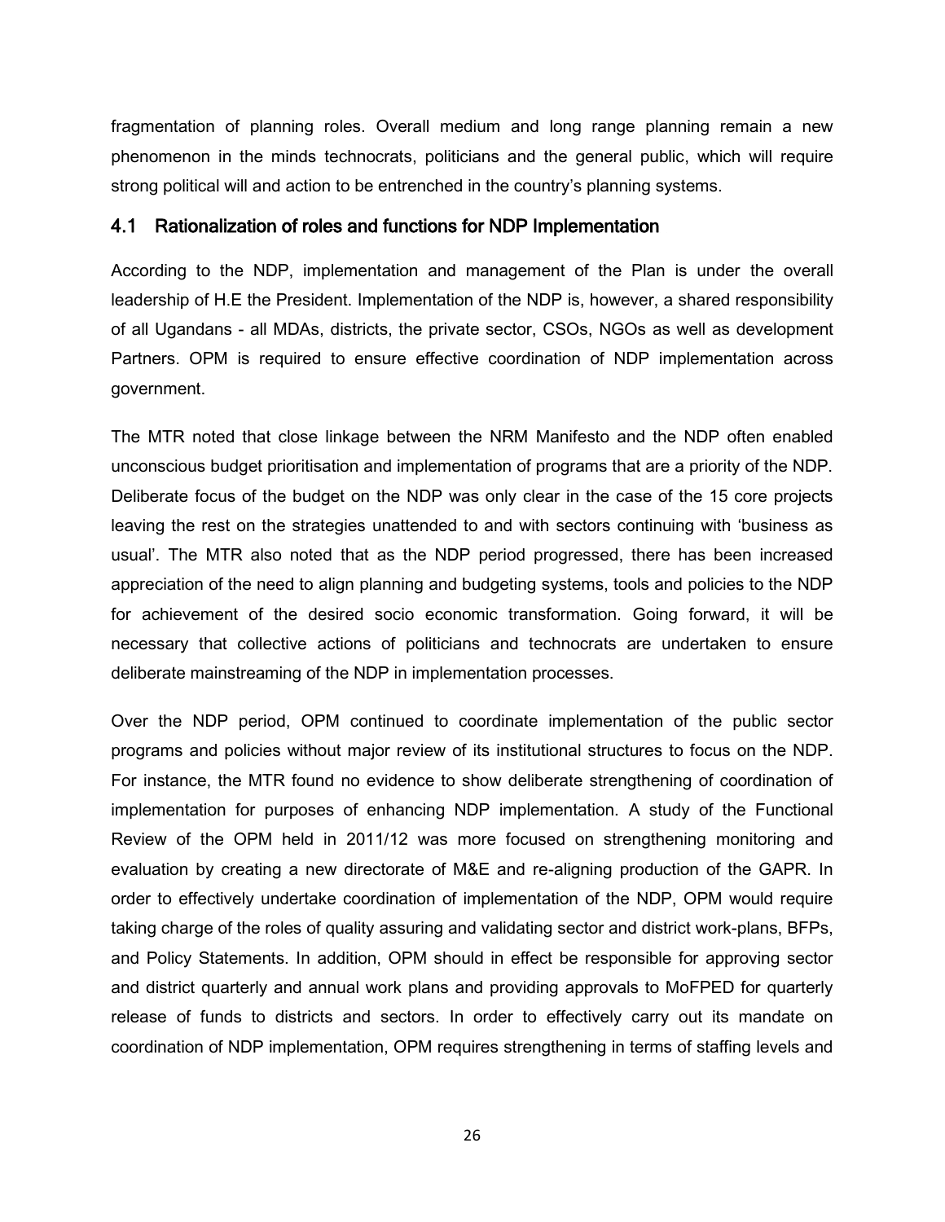fragmentation of planning roles. Overall medium and long range planning remain a new phenomenon in the minds technocrats, politicians and the general public, which will require strong political will and action to be entrenched in the country's planning systems.

## 4.1 Rationalization of roles and functions for NDP Implementation

According to the NDP, implementation and management of the Plan is under the overall leadership of H.E the President. Implementation of the NDP is, however, a shared responsibility of all Ugandans - all MDAs, districts, the private sector, CSOs, NGOs as well as development Partners. OPM is required to ensure effective coordination of NDP implementation across government.

The MTR noted that close linkage between the NRM Manifesto and the NDP often enabled unconscious budget prioritisation and implementation of programs that are a priority of the NDP. Deliberate focus of the budget on the NDP was only clear in the case of the 15 core projects leaving the rest on the strategies unattended to and with sectors continuing with 'business as usual'. The MTR also noted that as the NDP period progressed, there has been increased appreciation of the need to align planning and budgeting systems, tools and policies to the NDP for achievement of the desired socio economic transformation. Going forward, it will be necessary that collective actions of politicians and technocrats are undertaken to ensure deliberate mainstreaming of the NDP in implementation processes.

Over the NDP period, OPM continued to coordinate implementation of the public sector programs and policies without major review of its institutional structures to focus on the NDP. For instance, the MTR found no evidence to show deliberate strengthening of coordination of implementation for purposes of enhancing NDP implementation. A study of the Functional Review of the OPM held in 2011/12 was more focused on strengthening monitoring and evaluation by creating a new directorate of M&E and re-aligning production of the GAPR. In order to effectively undertake coordination of implementation of the NDP, OPM would require taking charge of the roles of quality assuring and validating sector and district work-plans, BFPs, and Policy Statements. In addition, OPM should in effect be responsible for approving sector and district quarterly and annual work plans and providing approvals to MoFPED for quarterly release of funds to districts and sectors. In order to effectively carry out its mandate on coordination of NDP implementation, OPM requires strengthening in terms of staffing levels and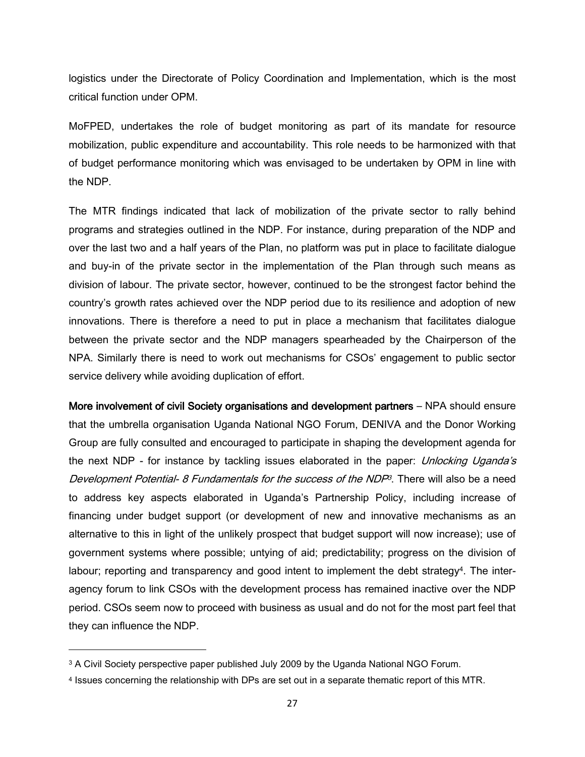logistics under the Directorate of Policy Coordination and Implementation, which is the most critical function under OPM.

MoFPED, undertakes the role of budget monitoring as part of its mandate for resource mobilization, public expenditure and accountability. This role needs to be harmonized with that of budget performance monitoring which was envisaged to be undertaken by OPM in line with the NDP.

The MTR findings indicated that lack of mobilization of the private sector to rally behind programs and strategies outlined in the NDP. For instance, during preparation of the NDP and over the last two and a half years of the Plan, no platform was put in place to facilitate dialogue and buy-in of the private sector in the implementation of the Plan through such means as division of labour. The private sector, however, continued to be the strongest factor behind the country's growth rates achieved over the NDP period due to its resilience and adoption of new innovations. There is therefore a need to put in place a mechanism that facilitates dialogue between the private sector and the NDP managers spearheaded by the Chairperson of the NPA. Similarly there is need to work out mechanisms for CSOs' engagement to public sector service delivery while avoiding duplication of effort.

**More involvement of civil Society organisations and development partners** – NPA should ensure that the umbrella organisation Uganda National NGO Forum, DENIVA and the Donor Working Group are fully consulted and encouraged to participate in shaping the development agenda for the next NDP - for instance by tackling issues elaborated in the paper: *Unlocking Uganda's Development Potential- 8 Fundamentals for the success of the NDP*[3]. There will also be a need to address key aspects elaborated in Uganda's Partnership Policy, including increase of financing under budget support (or development of new and innovative mechanisms as an alternative to this in light of the unlikely prospect that budget support will now increase); use of government systems where possible; untying of aid; predictability; progress on the division of labour; reporting and transparency and good intent to implement the debt strategy[4]. The inter-agency forum to link CSOs with the development process has remained inactive over the NDP period. CSOs seem now to proceed with business as usual and do not for the most part feel that they can influence the NDP.

---

[3] A Civil Society perspective paper published July 2009 by the Uganda National NGO Forum.

[4] Issues concerning the relationship with DPs are set out in a separate thematic report of this MTR.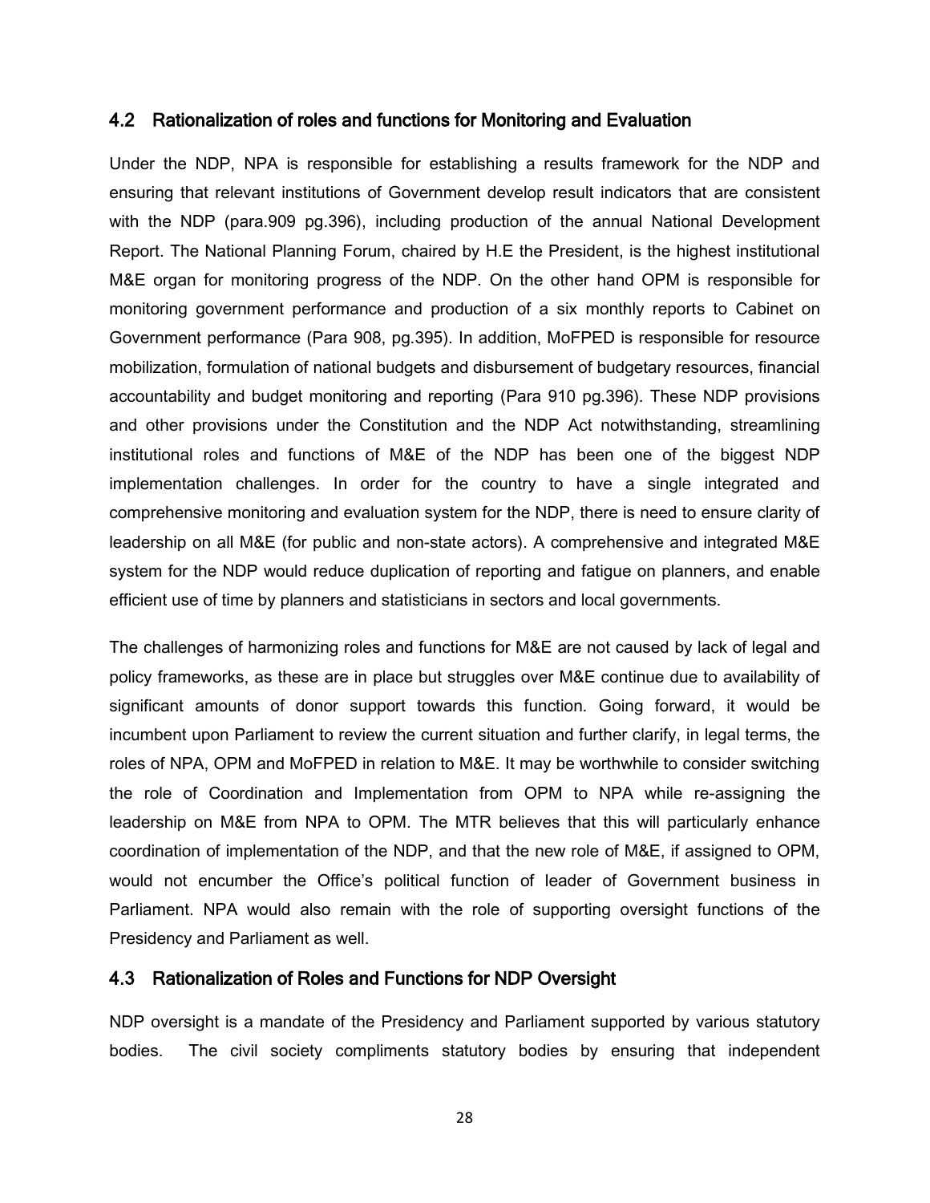## 4.2 Rationalization of roles and functions for Monitoring and Evaluation

Under the NDP, NPA is responsible for establishing a results framework for the NDP and ensuring that relevant institutions of Government develop result indicators that are consistent with the NDP (para.909 pg.396), including production of the annual National Development Report. The National Planning Forum, chaired by H.E the President, is the highest institutional M&E organ for monitoring progress of the NDP. On the other hand OPM is responsible for monitoring government performance and production of a six monthly reports to Cabinet on Government performance (Para 908, pg.395). In addition, MoFPED is responsible for resource mobilization, formulation of national budgets and disbursement of budgetary resources, financial accountability and budget monitoring and reporting (Para 910 pg.396). These NDP provisions and other provisions under the Constitution and the NDP Act notwithstanding, streamlining institutional roles and functions of M&E of the NDP has been one of the biggest NDP implementation challenges. In order for the country to have a single integrated and comprehensive monitoring and evaluation system for the NDP, there is need to ensure clarity of leadership on all M&E (for public and non-state actors). A comprehensive and integrated M&E system for the NDP would reduce duplication of reporting and fatigue on planners, and enable efficient use of time by planners and statisticians in sectors and local governments.

The challenges of harmonizing roles and functions for M&E are not caused by lack of legal and policy frameworks, as these are in place but struggles over M&E continue due to availability of significant amounts of donor support towards this function. Going forward, it would be incumbent upon Parliament to review the current situation and further clarify, in legal terms, the roles of NPA, OPM and MoFPED in relation to M&E. It may be worthwhile to consider switching the role of Coordination and Implementation from OPM to NPA while re-assigning the leadership on M&E from NPA to OPM. The MTR believes that this will particularly enhance coordination of implementation of the NDP, and that the new role of M&E, if assigned to OPM, would not encumber the Office's political function of leader of Government business in Parliament. NPA would also remain with the role of supporting oversight functions of the Presidency and Parliament as well.

## 4.3 Rationalization of Roles and Functions for NDP Oversight

NDP oversight is a mandate of the Presidency and Parliament supported by various statutory bodies. The civil society compliments statutory bodies by ensuring that independent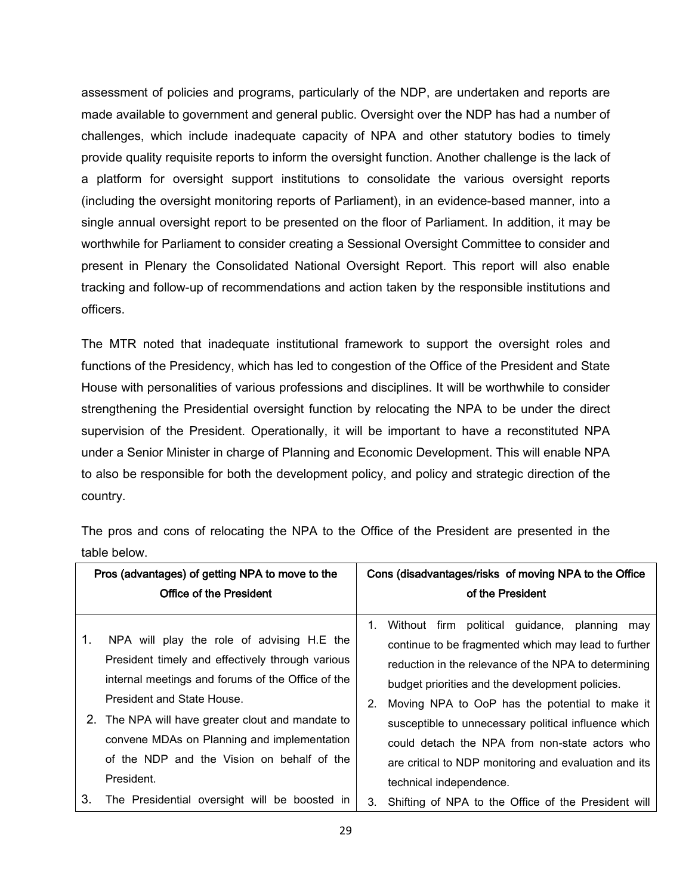assessment of policies and programs, particularly of the NDP, are undertaken and reports are made available to government and general public. Oversight over the NDP has had a number of challenges, which include inadequate capacity of NPA and other statutory bodies to timely provide quality requisite reports to inform the oversight function. Another challenge is the lack of a platform for oversight support institutions to consolidate the various oversight reports (including the oversight monitoring reports of Parliament), in an evidence-based manner, into a single annual oversight report to be presented on the floor of Parliament. In addition, it may be worthwhile for Parliament to consider creating a Sessional Oversight Committee to consider and present in Plenary the Consolidated National Oversight Report. This report will also enable tracking and follow-up of recommendations and action taken by the responsible institutions and officers.

The MTR noted that inadequate institutional framework to support the oversight roles and functions of the Presidency, which has led to congestion of the Office of the President and State House with personalities of various professions and disciplines. It will be worthwhile to consider strengthening the Presidential oversight function by relocating the NPA to be under the direct supervision of the President. Operationally, it will be important to have a reconstituted NPA under a Senior Minister in charge of Planning and Economic Development. This will enable NPA to also be responsible for both the development policy, and policy and strategic direction of the country.

The pros and cons of relocating the NPA to the Office of the President are presented in the table below.

| Pros (advantages) of getting NPA to move to the Office of the President | Cons (disadvantages/risks of moving NPA to the Office of the President |
|---|---|
| 1. NPA will play the role of advising H.E the President timely and effectively through various internal meetings and forums of the Office of the President and State House.<br>2. The NPA will have greater clout and mandate to convene MDAs on Planning and implementation of the NDP and the Vision on behalf of the President.<br>3. The Presidential oversight will be boosted in | 1. Without firm political guidance, planning may continue to be fragmented which may lead to further reduction in the relevance of the NPA to determining budget priorities and the development policies.<br>2. Moving NPA to OoP has the potential to make it susceptible to unnecessary political influence which could detach the NPA from non-state actors who are critical to NDP monitoring and evaluation and its technical independence.<br>3. Shifting of NPA to the Office of the President will |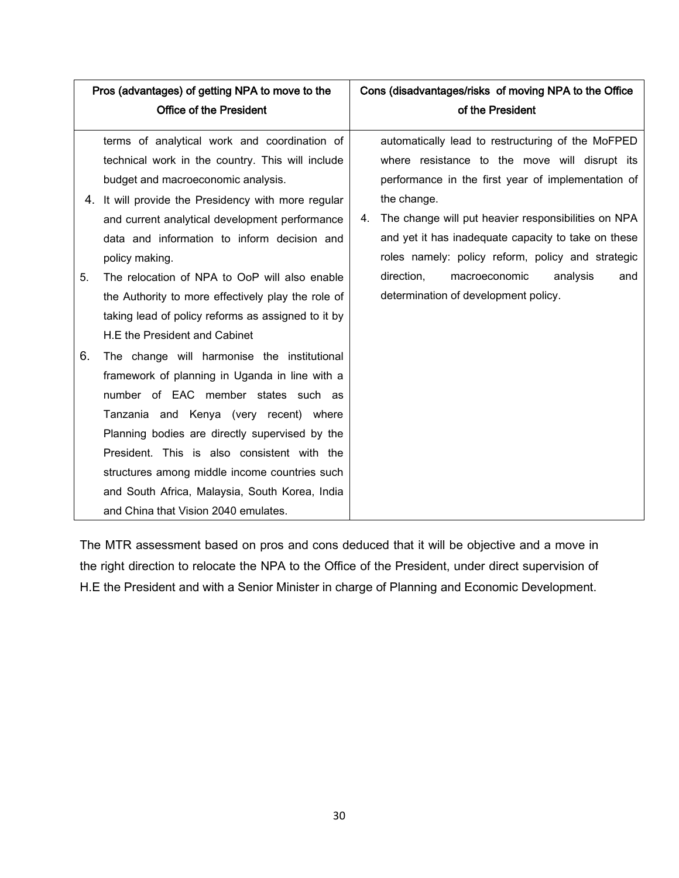| Pros (advantages) of getting NPA to move to the Office of the President | Cons (disadvantages/risks of moving NPA to the Office of the President |
|---|---|
| terms of analytical work and coordination of technical work in the country. This will include budget and macroeconomic analysis.<br>4. It will provide the Presidency with more regular and current analytical development performance data and information to inform decision and policy making.<br>5. The relocation of NPA to OoP will also enable the Authority to more effectively play the role of taking lead of policy reforms as assigned to it by H.E the President and Cabinet<br>6. The change will harmonise the institutional framework of planning in Uganda in line with a number of EAC member states such as Tanzania and Kenya (very recent) where Planning bodies are directly supervised by the President. This is also consistent with the structures among middle income countries such and South Africa, Malaysia, South Korea, India and China that Vision 2040 emulates. | automatically lead to restructuring of the MoFPED where resistance to the move will disrupt its performance in the first year of implementation of the change.<br>4. The change will put heavier responsibilities on NPA and yet it has inadequate capacity to take on these roles namely: policy reform, policy and strategic direction, macroeconomic analysis and determination of development policy. |

The MTR assessment based on pros and cons deduced that it will be objective and a move in the right direction to relocate the NPA to the Office of the President, under direct supervision of H.E the President and with a Senior Minister in charge of Planning and Economic Development.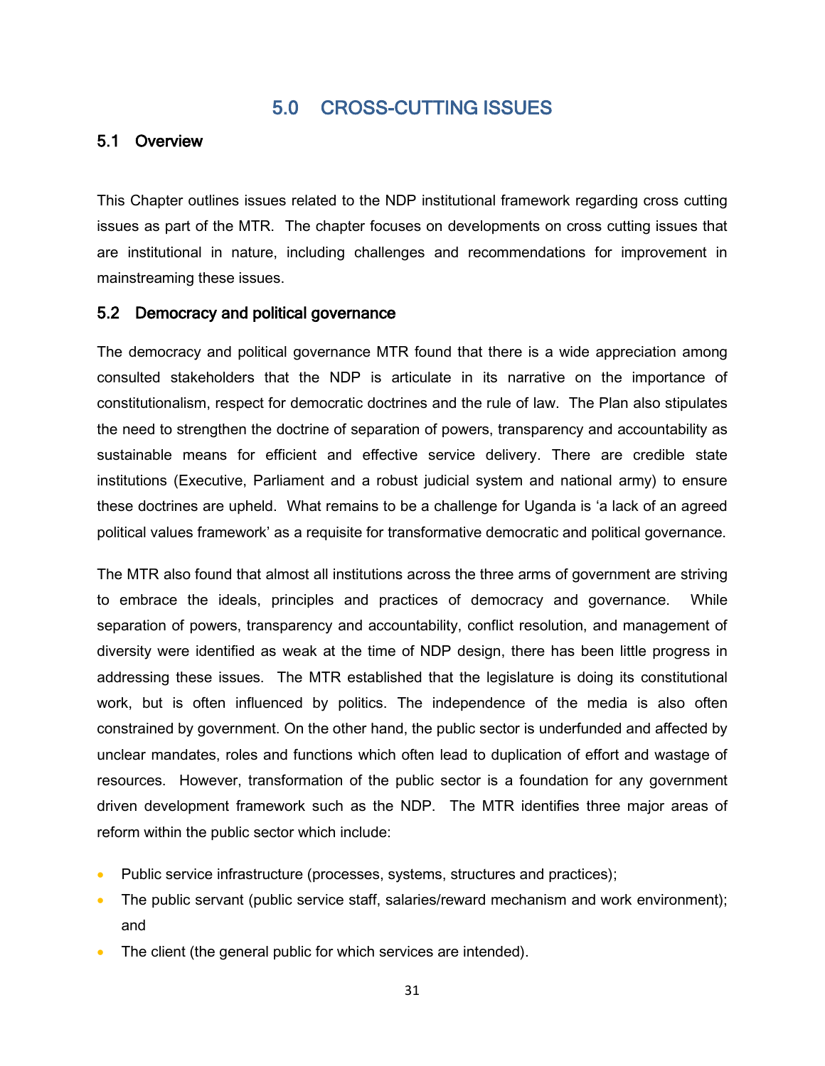# 5.0 CROSS-CUTTING ISSUES

## 5.1 Overview

This Chapter outlines issues related to the NDP institutional framework regarding cross cutting issues as part of the MTR. The chapter focuses on developments on cross cutting issues that are institutional in nature, including challenges and recommendations for improvement in mainstreaming these issues.

## 5.2 Democracy and political governance

The democracy and political governance MTR found that there is a wide appreciation among consulted stakeholders that the NDP is articulate in its narrative on the importance of constitutionalism, respect for democratic doctrines and the rule of law. The Plan also stipulates the need to strengthen the doctrine of separation of powers, transparency and accountability as sustainable means for efficient and effective service delivery. There are credible state institutions (Executive, Parliament and a robust judicial system and national army) to ensure these doctrines are upheld. What remains to be a challenge for Uganda is 'a lack of an agreed political values framework' as a requisite for transformative democratic and political governance.

The MTR also found that almost all institutions across the three arms of government are striving to embrace the ideals, principles and practices of democracy and governance. While separation of powers, transparency and accountability, conflict resolution, and management of diversity were identified as weak at the time of NDP design, there has been little progress in addressing these issues. The MTR established that the legislature is doing its constitutional work, but is often influenced by politics. The independence of the media is also often constrained by government. On the other hand, the public sector is underfunded and affected by unclear mandates, roles and functions which often lead to duplication of effort and wastage of resources. However, transformation of the public sector is a foundation for any government driven development framework such as the NDP. The MTR identifies three major areas of reform within the public sector which include:

- Public service infrastructure (processes, systems, structures and practices);
- The public servant (public service staff, salaries/reward mechanism and work environment); and
- The client (the general public for which services are intended).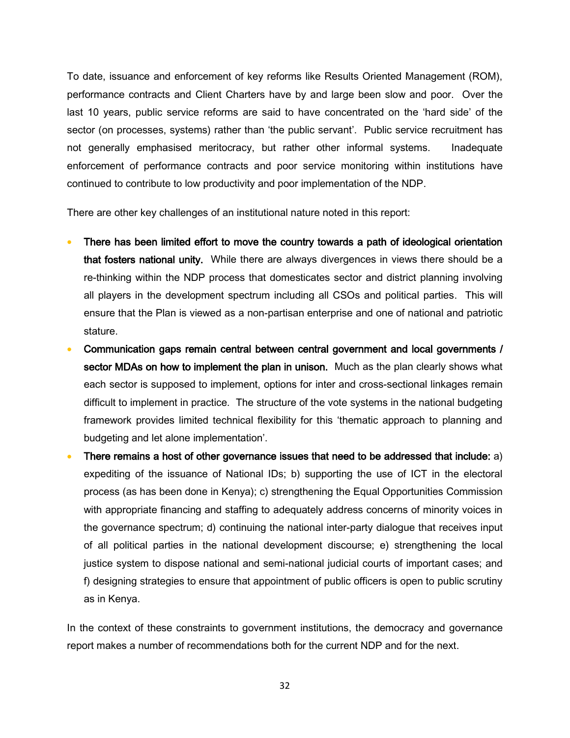To date, issuance and enforcement of key reforms like Results Oriented Management (ROM), performance contracts and Client Charters have by and large been slow and poor. Over the last 10 years, public service reforms are said to have concentrated on the 'hard side' of the sector (on processes, systems) rather than 'the public servant'. Public service recruitment has not generally emphasised meritocracy, but rather other informal systems. Inadequate enforcement of performance contracts and poor service monitoring within institutions have continued to contribute to low productivity and poor implementation of the NDP.

There are other key challenges of an institutional nature noted in this report:

- **There has been limited effort to move the country towards a path of ideological orientation that fosters national unity.** While there are always divergences in views there should be a re-thinking within the NDP process that domesticates sector and district planning involving all players in the development spectrum including all CSOs and political parties. This will ensure that the Plan is viewed as a non-partisan enterprise and one of national and patriotic stature.
- **Communication gaps remain central between central government and local governments / sector MDAs on how to implement the plan in unison.** Much as the plan clearly shows what each sector is supposed to implement, options for inter and cross-sectional linkages remain difficult to implement in practice. The structure of the vote systems in the national budgeting framework provides limited technical flexibility for this 'thematic approach to planning and budgeting and let alone implementation'.
- **There remains a host of other governance issues that need to be addressed that include:** a) expediting of the issuance of National IDs; b) supporting the use of ICT in the electoral process (as has been done in Kenya); c) strengthening the Equal Opportunities Commission with appropriate financing and staffing to adequately address concerns of minority voices in the governance spectrum; d) continuing the national inter-party dialogue that receives input of all political parties in the national development discourse; e) strengthening the local justice system to dispose national and semi-national judicial courts of important cases; and f) designing strategies to ensure that appointment of public officers is open to public scrutiny as in Kenya.

In the context of these constraints to government institutions, the democracy and governance report makes a number of recommendations both for the current NDP and for the next.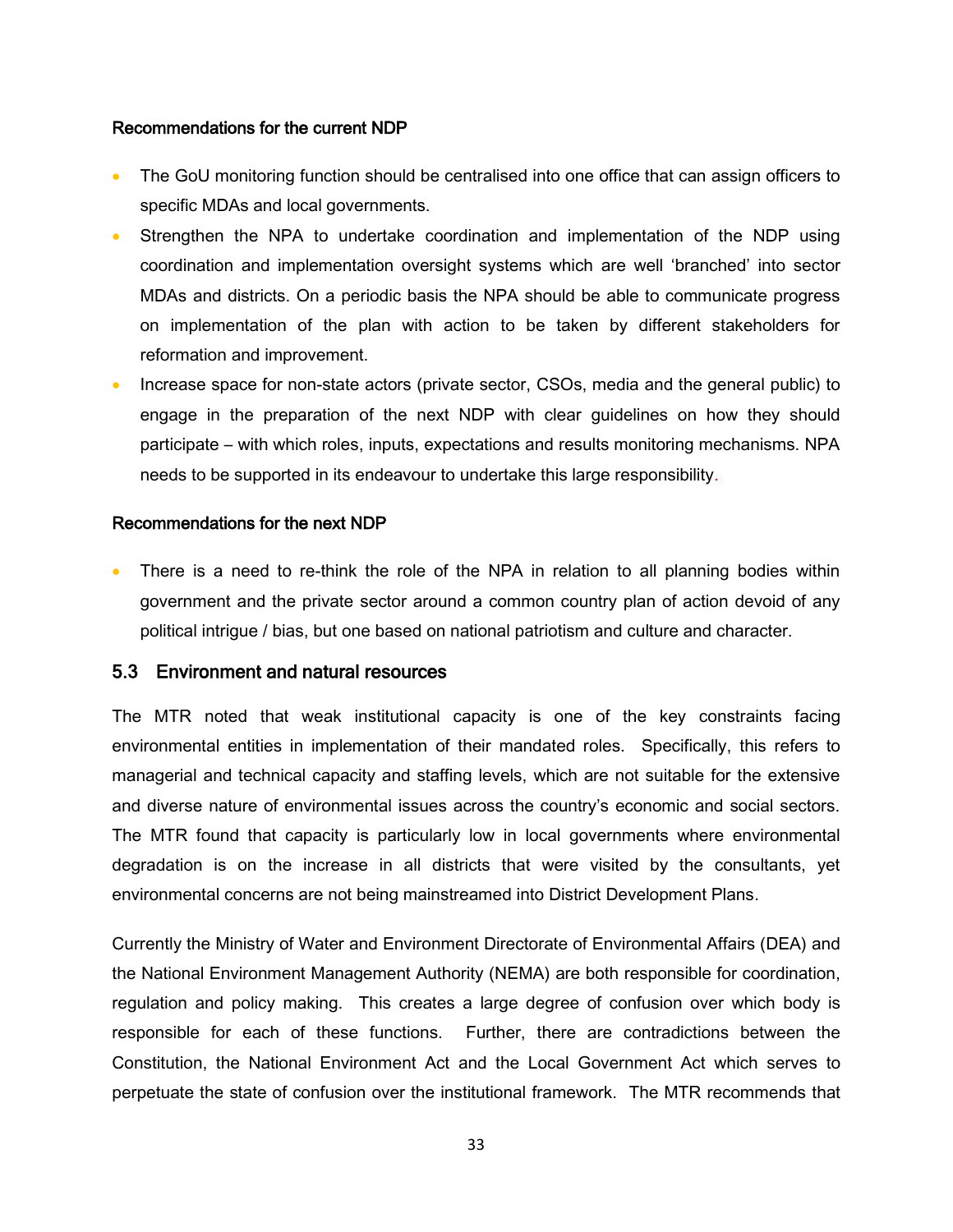**Recommendations for the current NDP**

- The GoU monitoring function should be centralised into one office that can assign officers to specific MDAs and local governments.
- Strengthen the NPA to undertake coordination and implementation of the NDP using coordination and implementation oversight systems which are well 'branched' into sector MDAs and districts. On a periodic basis the NPA should be able to communicate progress on implementation of the plan with action to be taken by different stakeholders for reformation and improvement.
- Increase space for non-state actors (private sector, CSOs, media and the general public) to engage in the preparation of the next NDP with clear guidelines on how they should participate – with which roles, inputs, expectations and results monitoring mechanisms. NPA needs to be supported in its endeavour to undertake this large responsibility.

**Recommendations for the next NDP**

- There is a need to re-think the role of the NPA in relation to all planning bodies within government and the private sector around a common country plan of action devoid of any political intrigue / bias, but one based on national patriotism and culture and character.

## 5.3 Environment and natural resources

The MTR noted that weak institutional capacity is one of the key constraints facing environmental entities in implementation of their mandated roles. Specifically, this refers to managerial and technical capacity and staffing levels, which are not suitable for the extensive and diverse nature of environmental issues across the country's economic and social sectors. The MTR found that capacity is particularly low in local governments where environmental degradation is on the increase in all districts that were visited by the consultants, yet environmental concerns are not being mainstreamed into District Development Plans.

Currently the Ministry of Water and Environment Directorate of Environmental Affairs (DEA) and the National Environment Management Authority (NEMA) are both responsible for coordination, regulation and policy making. This creates a large degree of confusion over which body is responsible for each of these functions. Further, there are contradictions between the Constitution, the National Environment Act and the Local Government Act which serves to perpetuate the state of confusion over the institutional framework. The MTR recommends that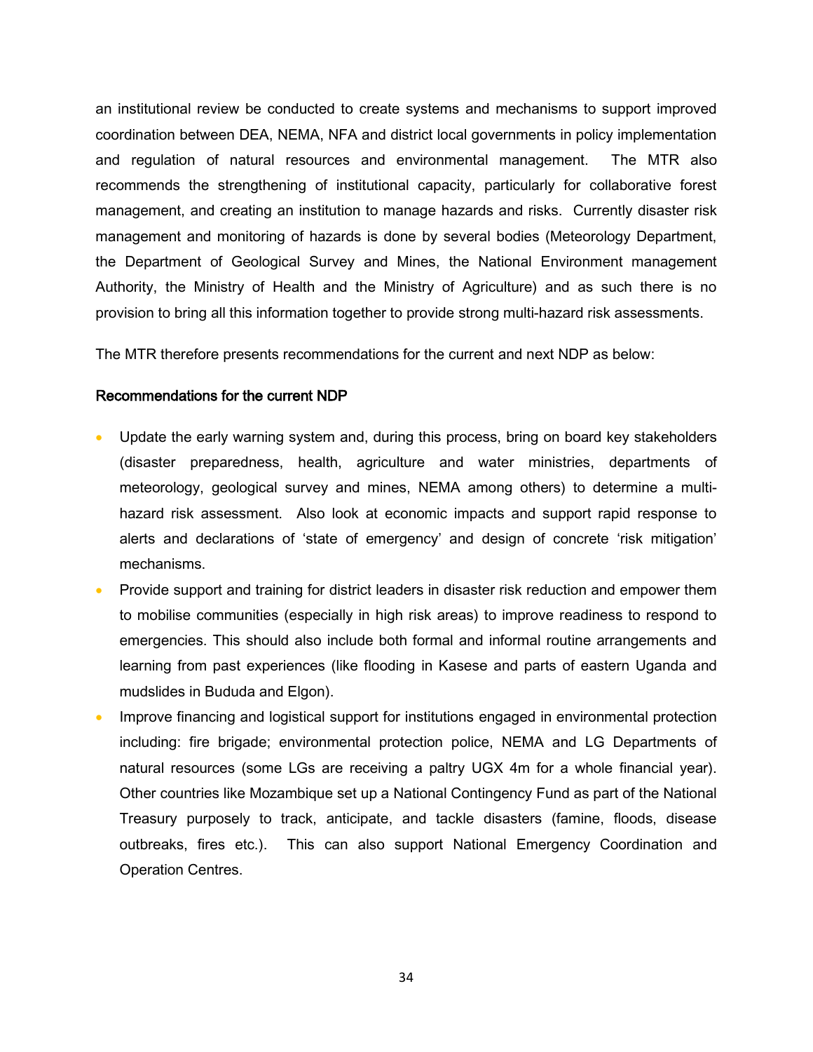an institutional review be conducted to create systems and mechanisms to support improved coordination between DEA, NEMA, NFA and district local governments in policy implementation and regulation of natural resources and environmental management. The MTR also recommends the strengthening of institutional capacity, particularly for collaborative forest management, and creating an institution to manage hazards and risks. Currently disaster risk management and monitoring of hazards is done by several bodies (Meteorology Department, the Department of Geological Survey and Mines, the National Environment management Authority, the Ministry of Health and the Ministry of Agriculture) and as such there is no provision to bring all this information together to provide strong multi-hazard risk assessments.

The MTR therefore presents recommendations for the current and next NDP as below:

### Recommendations for the current NDP

- Update the early warning system and, during this process, bring on board key stakeholders (disaster preparedness, health, agriculture and water ministries, departments of meteorology, geological survey and mines, NEMA among others) to determine a multi-hazard risk assessment. Also look at economic impacts and support rapid response to alerts and declarations of 'state of emergency' and design of concrete 'risk mitigation' mechanisms.
- Provide support and training for district leaders in disaster risk reduction and empower them to mobilise communities (especially in high risk areas) to improve readiness to respond to emergencies. This should also include both formal and informal routine arrangements and learning from past experiences (like flooding in Kasese and parts of eastern Uganda and mudslides in Bududa and Elgon).
- Improve financing and logistical support for institutions engaged in environmental protection including: fire brigade; environmental protection police, NEMA and LG Departments of natural resources (some LGs are receiving a paltry UGX 4m for a whole financial year). Other countries like Mozambique set up a National Contingency Fund as part of the National Treasury purposely to track, anticipate, and tackle disasters (famine, floods, disease outbreaks, fires etc.). This can also support National Emergency Coordination and Operation Centres.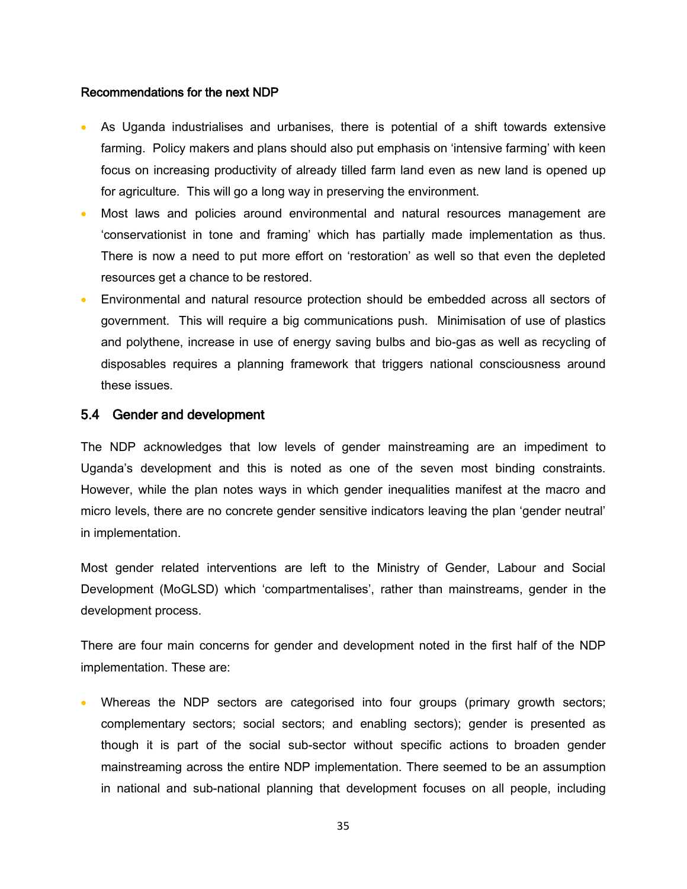**Recommendations for the next NDP**

- As Uganda industrialises and urbanises, there is potential of a shift towards extensive farming. Policy makers and plans should also put emphasis on 'intensive farming' with keen focus on increasing productivity of already tilled farm land even as new land is opened up for agriculture. This will go a long way in preserving the environment.
- Most laws and policies around environmental and natural resources management are 'conservationist in tone and framing' which has partially made implementation as thus. There is now a need to put more effort on 'restoration' as well so that even the depleted resources get a chance to be restored.
- Environmental and natural resource protection should be embedded across all sectors of government. This will require a big communications push. Minimisation of use of plastics and polythene, increase in use of energy saving bulbs and bio-gas as well as recycling of disposables requires a planning framework that triggers national consciousness around these issues.

## 5.4 Gender and development

The NDP acknowledges that low levels of gender mainstreaming are an impediment to Uganda's development and this is noted as one of the seven most binding constraints. However, while the plan notes ways in which gender inequalities manifest at the macro and micro levels, there are no concrete gender sensitive indicators leaving the plan 'gender neutral' in implementation.

Most gender related interventions are left to the Ministry of Gender, Labour and Social Development (MoGLSD) which 'compartmentalises', rather than mainstreams, gender in the development process.

There are four main concerns for gender and development noted in the first half of the NDP implementation. These are:

- Whereas the NDP sectors are categorised into four groups (primary growth sectors; complementary sectors; social sectors; and enabling sectors); gender is presented as though it is part of the social sub-sector without specific actions to broaden gender mainstreaming across the entire NDP implementation. There seemed to be an assumption in national and sub-national planning that development focuses on all people, including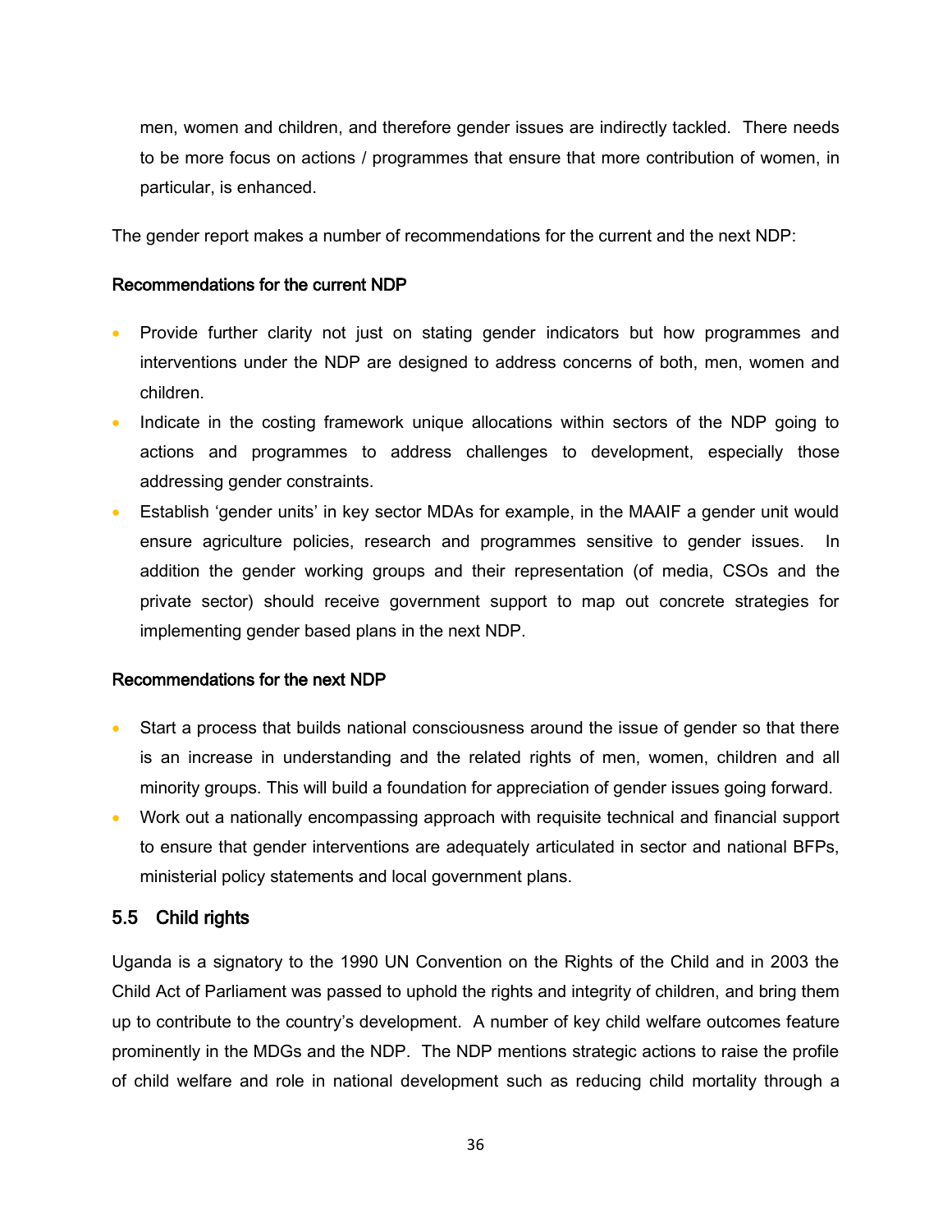men, women and children, and therefore gender issues are indirectly tackled. There needs to be more focus on actions / programmes that ensure that more contribution of women, in particular, is enhanced.

The gender report makes a number of recommendations for the current and the next NDP:

**Recommendations for the current NDP**

- Provide further clarity not just on stating gender indicators but how programmes and interventions under the NDP are designed to address concerns of both, men, women and children.
- Indicate in the costing framework unique allocations within sectors of the NDP going to actions and programmes to address challenges to development, especially those addressing gender constraints.
- Establish 'gender units' in key sector MDAs for example, in the MAAIF a gender unit would ensure agriculture policies, research and programmes sensitive to gender issues. In addition the gender working groups and their representation (of media, CSOs and the private sector) should receive government support to map out concrete strategies for implementing gender based plans in the next NDP.

**Recommendations for the next NDP**

- Start a process that builds national consciousness around the issue of gender so that there is an increase in understanding and the related rights of men, women, children and all minority groups. This will build a foundation for appreciation of gender issues going forward.
- Work out a nationally encompassing approach with requisite technical and financial support to ensure that gender interventions are adequately articulated in sector and national BFPs, ministerial policy statements and local government plans.

## 5.5 Child rights

Uganda is a signatory to the 1990 UN Convention on the Rights of the Child and in 2003 the Child Act of Parliament was passed to uphold the rights and integrity of children, and bring them up to contribute to the country's development. A number of key child welfare outcomes feature prominently in the MDGs and the NDP. The NDP mentions strategic actions to raise the profile of child welfare and role in national development such as reducing child mortality through a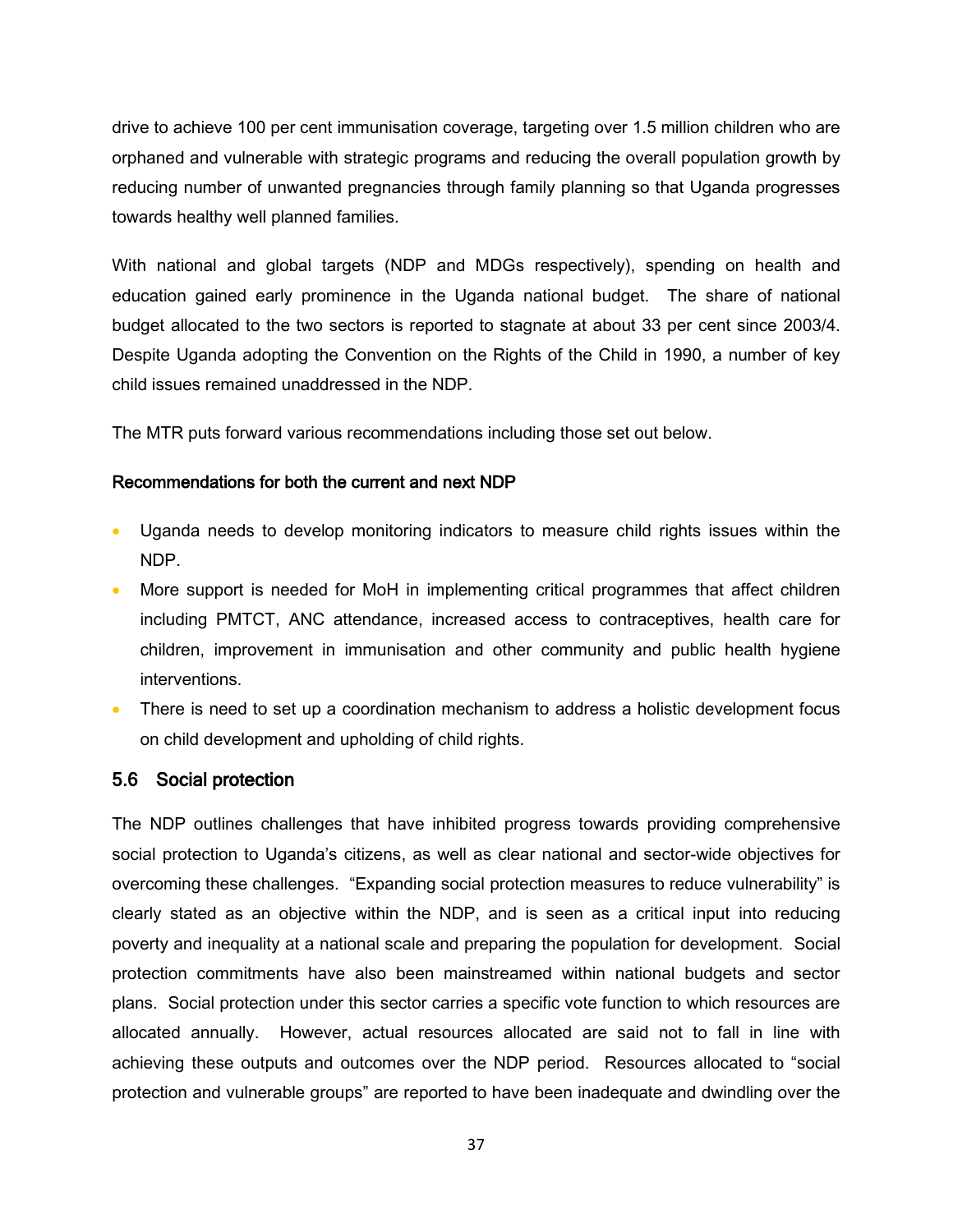drive to achieve 100 per cent immunisation coverage, targeting over 1.5 million children who are orphaned and vulnerable with strategic programs and reducing the overall population growth by reducing number of unwanted pregnancies through family planning so that Uganda progresses towards healthy well planned families.

With national and global targets (NDP and MDGs respectively), spending on health and education gained early prominence in the Uganda national budget. The share of national budget allocated to the two sectors is reported to stagnate at about 33 per cent since 2003/4. Despite Uganda adopting the Convention on the Rights of the Child in 1990, a number of key child issues remained unaddressed in the NDP.

The MTR puts forward various recommendations including those set out below.

**Recommendations for both the current and next NDP**

- Uganda needs to develop monitoring indicators to measure child rights issues within the NDP.
- More support is needed for MoH in implementing critical programmes that affect children including PMTCT, ANC attendance, increased access to contraceptives, health care for children, improvement in immunisation and other community and public health hygiene interventions.
- There is need to set up a coordination mechanism to address a holistic development focus on child development and upholding of child rights.

## 5.6 Social protection

The NDP outlines challenges that have inhibited progress towards providing comprehensive social protection to Uganda's citizens, as well as clear national and sector-wide objectives for overcoming these challenges. "Expanding social protection measures to reduce vulnerability" is clearly stated as an objective within the NDP, and is seen as a critical input into reducing poverty and inequality at a national scale and preparing the population for development. Social protection commitments have also been mainstreamed within national budgets and sector plans. Social protection under this sector carries a specific vote function to which resources are allocated annually. However, actual resources allocated are said not to fall in line with achieving these outputs and outcomes over the NDP period. Resources allocated to "social protection and vulnerable groups" are reported to have been inadequate and dwindling over the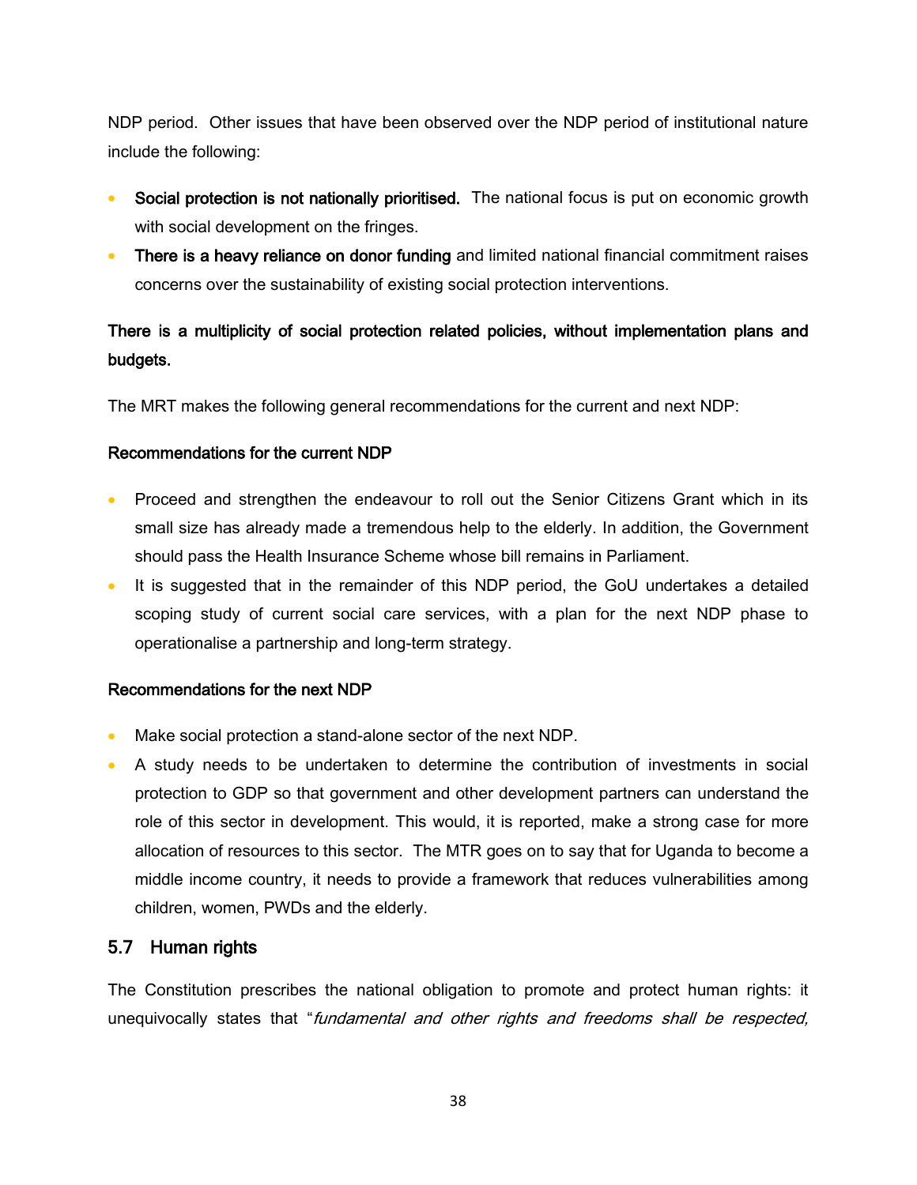NDP period. Other issues that have been observed over the NDP period of institutional nature include the following:

- **Social protection is not nationally prioritised.** The national focus is put on economic growth with social development on the fringes.
- **There is a heavy reliance on donor funding** and limited national financial commitment raises concerns over the sustainability of existing social protection interventions.

**There is a multiplicity of social protection related policies, without implementation plans and budgets.**

The MRT makes the following general recommendations for the current and next NDP:

**Recommendations for the current NDP**

- Proceed and strengthen the endeavour to roll out the Senior Citizens Grant which in its small size has already made a tremendous help to the elderly. In addition, the Government should pass the Health Insurance Scheme whose bill remains in Parliament.
- It is suggested that in the remainder of this NDP period, the GoU undertakes a detailed scoping study of current social care services, with a plan for the next NDP phase to operationalise a partnership and long-term strategy.

**Recommendations for the next NDP**

- Make social protection a stand-alone sector of the next NDP.
- A study needs to be undertaken to determine the contribution of investments in social protection to GDP so that government and other development partners can understand the role of this sector in development. This would, it is reported, make a strong case for more allocation of resources to this sector. The MTR goes on to say that for Uganda to become a middle income country, it needs to provide a framework that reduces vulnerabilities among children, women, PWDs and the elderly.

## 5.7 Human rights

The Constitution prescribes the national obligation to promote and protect human rights: it unequivocally states that "*fundamental and other rights and freedoms shall be respected,*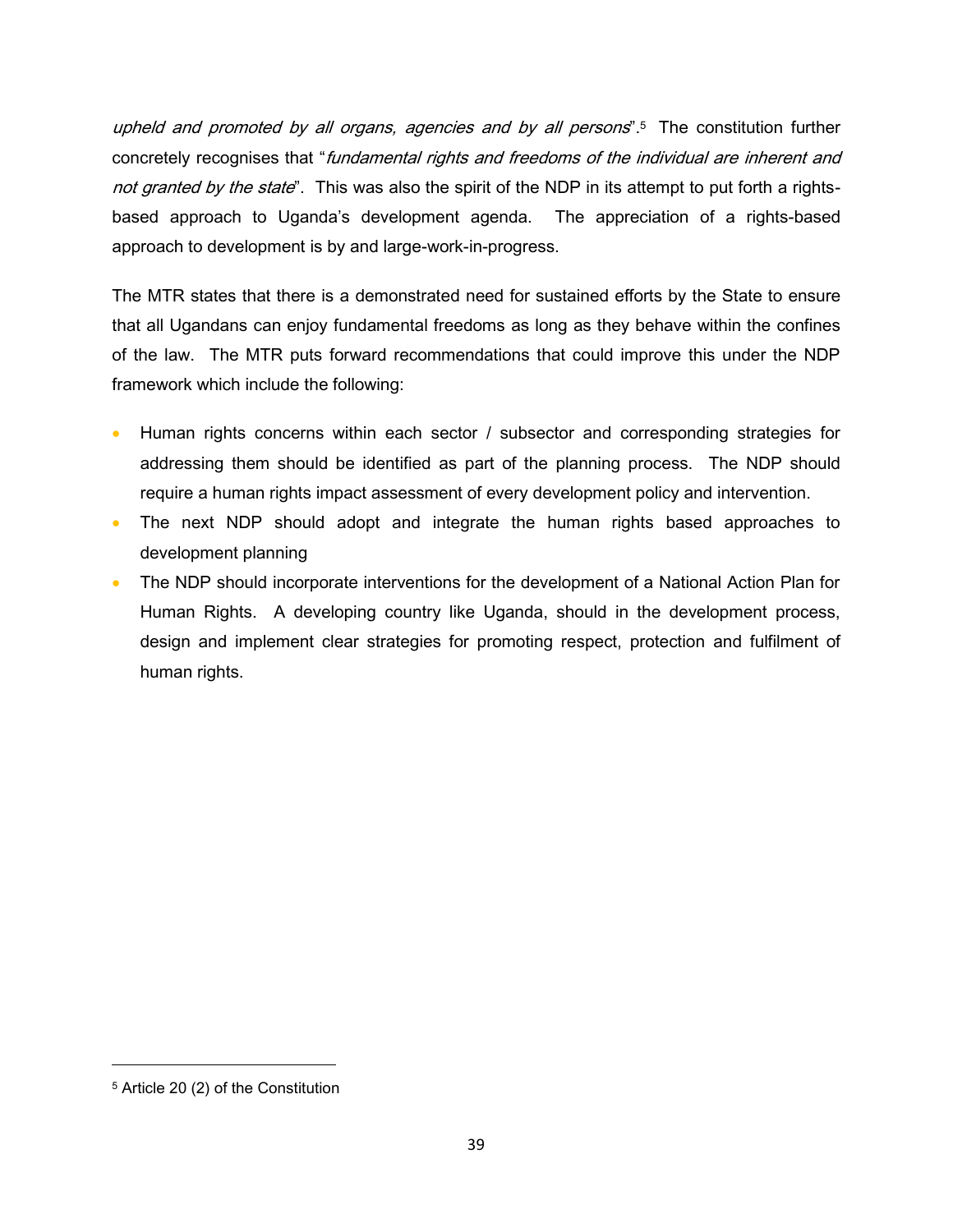*upheld and promoted by all organs, agencies and by all persons*".[5] The constitution further concretely recognises that "*fundamental rights and freedoms of the individual are inherent and not granted by the state*". This was also the spirit of the NDP in its attempt to put forth a rights-based approach to Uganda's development agenda. The appreciation of a rights-based approach to development is by and large-work-in-progress.

The MTR states that there is a demonstrated need for sustained efforts by the State to ensure that all Ugandans can enjoy fundamental freedoms as long as they behave within the confines of the law. The MTR puts forward recommendations that could improve this under the NDP framework which include the following:

- Human rights concerns within each sector / subsector and corresponding strategies for addressing them should be identified as part of the planning process. The NDP should require a human rights impact assessment of every development policy and intervention.
- The next NDP should adopt and integrate the human rights based approaches to development planning
- The NDP should incorporate interventions for the development of a National Action Plan for Human Rights. A developing country like Uganda, should in the development process, design and implement clear strategies for promoting respect, protection and fulfilment of human rights.

---

[5] Article 20 (2) of the Constitution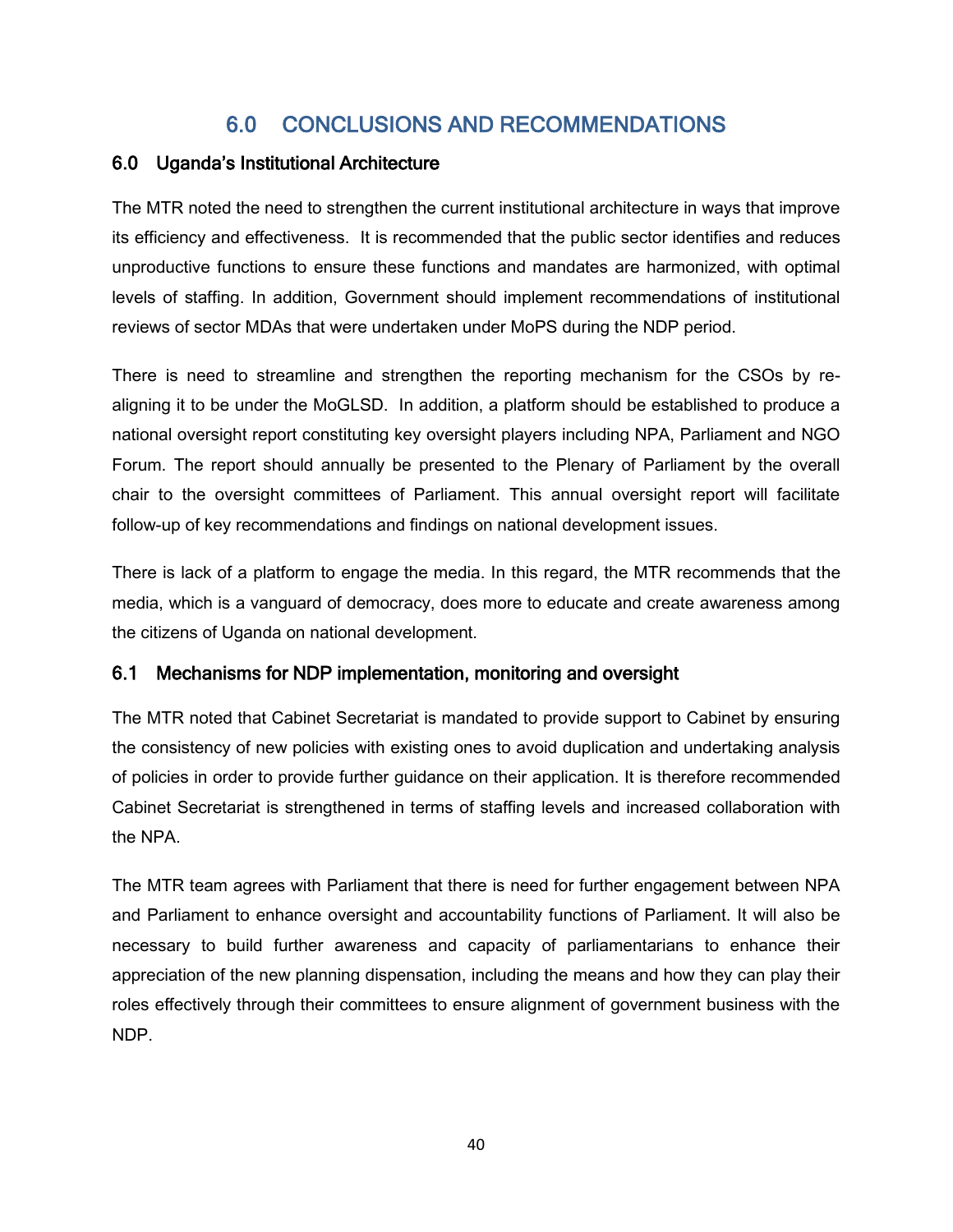# 6.0 CONCLUSIONS AND RECOMMENDATIONS

## 6.0 Uganda's Institutional Architecture

The MTR noted the need to strengthen the current institutional architecture in ways that improve its efficiency and effectiveness. It is recommended that the public sector identifies and reduces unproductive functions to ensure these functions and mandates are harmonized, with optimal levels of staffing. In addition, Government should implement recommendations of institutional reviews of sector MDAs that were undertaken under MoPS during the NDP period.

There is need to streamline and strengthen the reporting mechanism for the CSOs by re-aligning it to be under the MoGLSD. In addition, a platform should be established to produce a national oversight report constituting key oversight players including NPA, Parliament and NGO Forum. The report should annually be presented to the Plenary of Parliament by the overall chair to the oversight committees of Parliament. This annual oversight report will facilitate follow-up of key recommendations and findings on national development issues.

There is lack of a platform to engage the media. In this regard, the MTR recommends that the media, which is a vanguard of democracy, does more to educate and create awareness among the citizens of Uganda on national development.

## 6.1 Mechanisms for NDP implementation, monitoring and oversight

The MTR noted that Cabinet Secretariat is mandated to provide support to Cabinet by ensuring the consistency of new policies with existing ones to avoid duplication and undertaking analysis of policies in order to provide further guidance on their application. It is therefore recommended Cabinet Secretariat is strengthened in terms of staffing levels and increased collaboration with the NPA.

The MTR team agrees with Parliament that there is need for further engagement between NPA and Parliament to enhance oversight and accountability functions of Parliament. It will also be necessary to build further awareness and capacity of parliamentarians to enhance their appreciation of the new planning dispensation, including the means and how they can play their roles effectively through their committees to ensure alignment of government business with the NDP.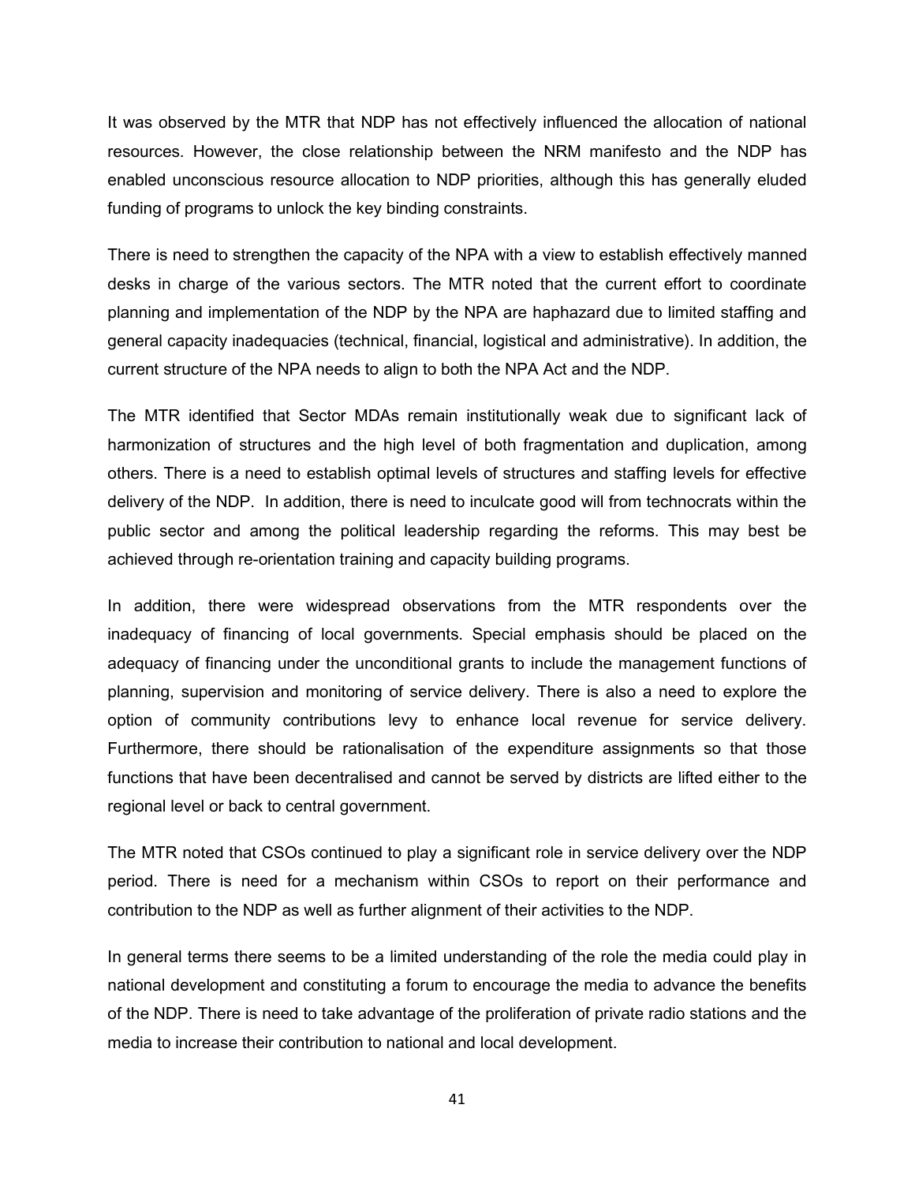It was observed by the MTR that NDP has not effectively influenced the allocation of national resources. However, the close relationship between the NRM manifesto and the NDP has enabled unconscious resource allocation to NDP priorities, although this has generally eluded funding of programs to unlock the key binding constraints.

There is need to strengthen the capacity of the NPA with a view to establish effectively manned desks in charge of the various sectors. The MTR noted that the current effort to coordinate planning and implementation of the NDP by the NPA are haphazard due to limited staffing and general capacity inadequacies (technical, financial, logistical and administrative). In addition, the current structure of the NPA needs to align to both the NPA Act and the NDP.

The MTR identified that Sector MDAs remain institutionally weak due to significant lack of harmonization of structures and the high level of both fragmentation and duplication, among others. There is a need to establish optimal levels of structures and staffing levels for effective delivery of the NDP. In addition, there is need to inculcate good will from technocrats within the public sector and among the political leadership regarding the reforms. This may best be achieved through re-orientation training and capacity building programs.

In addition, there were widespread observations from the MTR respondents over the inadequacy of financing of local governments. Special emphasis should be placed on the adequacy of financing under the unconditional grants to include the management functions of planning, supervision and monitoring of service delivery. There is also a need to explore the option of community contributions levy to enhance local revenue for service delivery. Furthermore, there should be rationalisation of the expenditure assignments so that those functions that have been decentralised and cannot be served by districts are lifted either to the regional level or back to central government.

The MTR noted that CSOs continued to play a significant role in service delivery over the NDP period. There is need for a mechanism within CSOs to report on their performance and contribution to the NDP as well as further alignment of their activities to the NDP.

In general terms there seems to be a limited understanding of the role the media could play in national development and constituting a forum to encourage the media to advance the benefits of the NDP. There is need to take advantage of the proliferation of private radio stations and the media to increase their contribution to national and local development.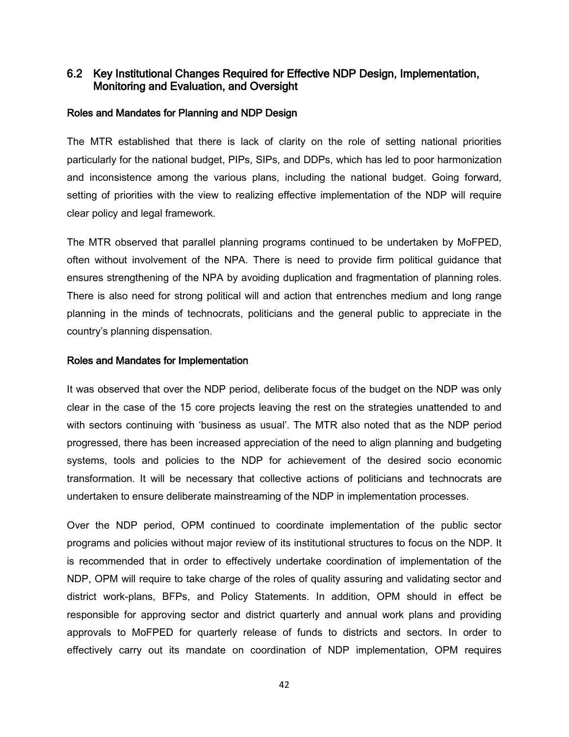## 6.2 Key Institutional Changes Required for Effective NDP Design, Implementation, Monitoring and Evaluation, and Oversight

### Roles and Mandates for Planning and NDP Design

The MTR established that there is lack of clarity on the role of setting national priorities particularly for the national budget, PIPs, SIPs, and DDPs, which has led to poor harmonization and inconsistence among the various plans, including the national budget. Going forward, setting of priorities with the view to realizing effective implementation of the NDP will require clear policy and legal framework.

The MTR observed that parallel planning programs continued to be undertaken by MoFPED, often without involvement of the NPA. There is need to provide firm political guidance that ensures strengthening of the NPA by avoiding duplication and fragmentation of planning roles. There is also need for strong political will and action that entrenches medium and long range planning in the minds of technocrats, politicians and the general public to appreciate in the country's planning dispensation.

### Roles and Mandates for Implementation

It was observed that over the NDP period, deliberate focus of the budget on the NDP was only clear in the case of the 15 core projects leaving the rest on the strategies unattended to and with sectors continuing with 'business as usual'. The MTR also noted that as the NDP period progressed, there has been increased appreciation of the need to align planning and budgeting systems, tools and policies to the NDP for achievement of the desired socio economic transformation. It will be necessary that collective actions of politicians and technocrats are undertaken to ensure deliberate mainstreaming of the NDP in implementation processes.

Over the NDP period, OPM continued to coordinate implementation of the public sector programs and policies without major review of its institutional structures to focus on the NDP. It is recommended that in order to effectively undertake coordination of implementation of the NDP, OPM will require to take charge of the roles of quality assuring and validating sector and district work-plans, BFPs, and Policy Statements. In addition, OPM should in effect be responsible for approving sector and district quarterly and annual work plans and providing approvals to MoFPED for quarterly release of funds to districts and sectors. In order to effectively carry out its mandate on coordination of NDP implementation, OPM requires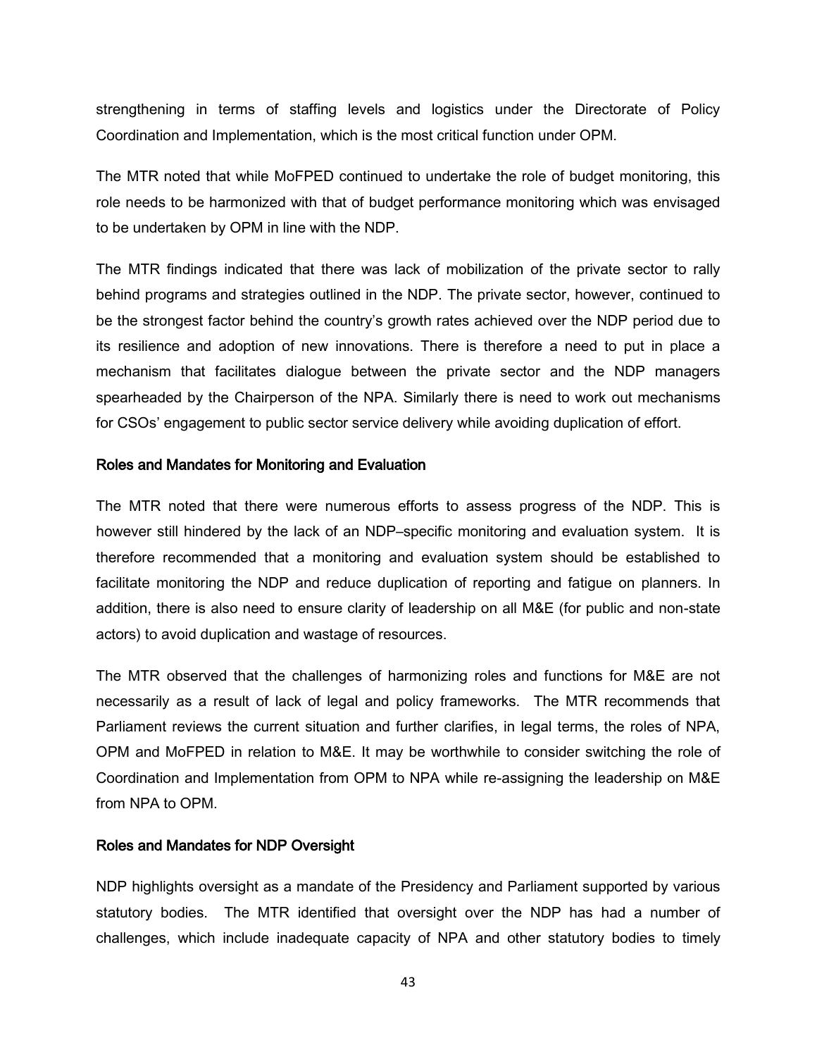strengthening in terms of staffing levels and logistics under the Directorate of Policy Coordination and Implementation, which is the most critical function under OPM.

The MTR noted that while MoFPED continued to undertake the role of budget monitoring, this role needs to be harmonized with that of budget performance monitoring which was envisaged to be undertaken by OPM in line with the NDP.

The MTR findings indicated that there was lack of mobilization of the private sector to rally behind programs and strategies outlined in the NDP. The private sector, however, continued to be the strongest factor behind the country's growth rates achieved over the NDP period due to its resilience and adoption of new innovations. There is therefore a need to put in place a mechanism that facilitates dialogue between the private sector and the NDP managers spearheaded by the Chairperson of the NPA. Similarly there is need to work out mechanisms for CSOs' engagement to public sector service delivery while avoiding duplication of effort.

#### Roles and Mandates for Monitoring and Evaluation

The MTR noted that there were numerous efforts to assess progress of the NDP. This is however still hindered by the lack of an NDP–specific monitoring and evaluation system. It is therefore recommended that a monitoring and evaluation system should be established to facilitate monitoring the NDP and reduce duplication of reporting and fatigue on planners. In addition, there is also need to ensure clarity of leadership on all M&E (for public and non-state actors) to avoid duplication and wastage of resources.

The MTR observed that the challenges of harmonizing roles and functions for M&E are not necessarily as a result of lack of legal and policy frameworks. The MTR recommends that Parliament reviews the current situation and further clarifies, in legal terms, the roles of NPA, OPM and MoFPED in relation to M&E. It may be worthwhile to consider switching the role of Coordination and Implementation from OPM to NPA while re-assigning the leadership on M&E from NPA to OPM.

#### Roles and Mandates for NDP Oversight

NDP highlights oversight as a mandate of the Presidency and Parliament supported by various statutory bodies. The MTR identified that oversight over the NDP has had a number of challenges, which include inadequate capacity of NPA and other statutory bodies to timely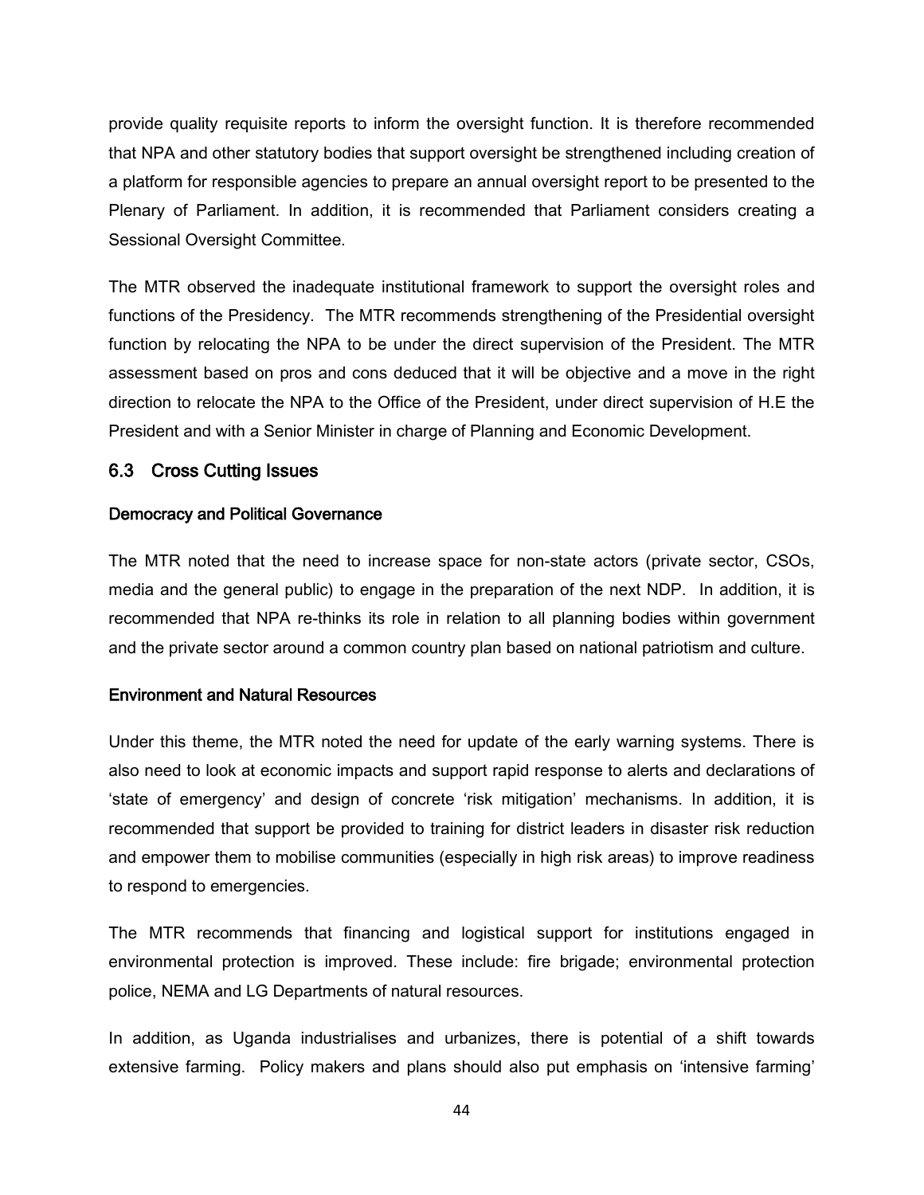provide quality requisite reports to inform the oversight function. It is therefore recommended that NPA and other statutory bodies that support oversight be strengthened including creation of a platform for responsible agencies to prepare an annual oversight report to be presented to the Plenary of Parliament. In addition, it is recommended that Parliament considers creating a Sessional Oversight Committee.

The MTR observed the inadequate institutional framework to support the oversight roles and functions of the Presidency. The MTR recommends strengthening of the Presidential oversight function by relocating the NPA to be under the direct supervision of the President. The MTR assessment based on pros and cons deduced that it will be objective and a move in the right direction to relocate the NPA to the Office of the President, under direct supervision of H.E the President and with a Senior Minister in charge of Planning and Economic Development.

## 6.3 Cross Cutting Issues

**Democracy and Political Governance**

The MTR noted that the need to increase space for non-state actors (private sector, CSOs, media and the general public) to engage in the preparation of the next NDP. In addition, it is recommended that NPA re-thinks its role in relation to all planning bodies within government and the private sector around a common country plan based on national patriotism and culture.

**Environment and Natural Resources**

Under this theme, the MTR noted the need for update of the early warning systems. There is also need to look at economic impacts and support rapid response to alerts and declarations of 'state of emergency' and design of concrete 'risk mitigation' mechanisms. In addition, it is recommended that support be provided to training for district leaders in disaster risk reduction and empower them to mobilise communities (especially in high risk areas) to improve readiness to respond to emergencies.

The MTR recommends that financing and logistical support for institutions engaged in environmental protection is improved. These include: fire brigade; environmental protection police, NEMA and LG Departments of natural resources.

In addition, as Uganda industrialises and urbanizes, there is potential of a shift towards extensive farming. Policy makers and plans should also put emphasis on 'intensive farming'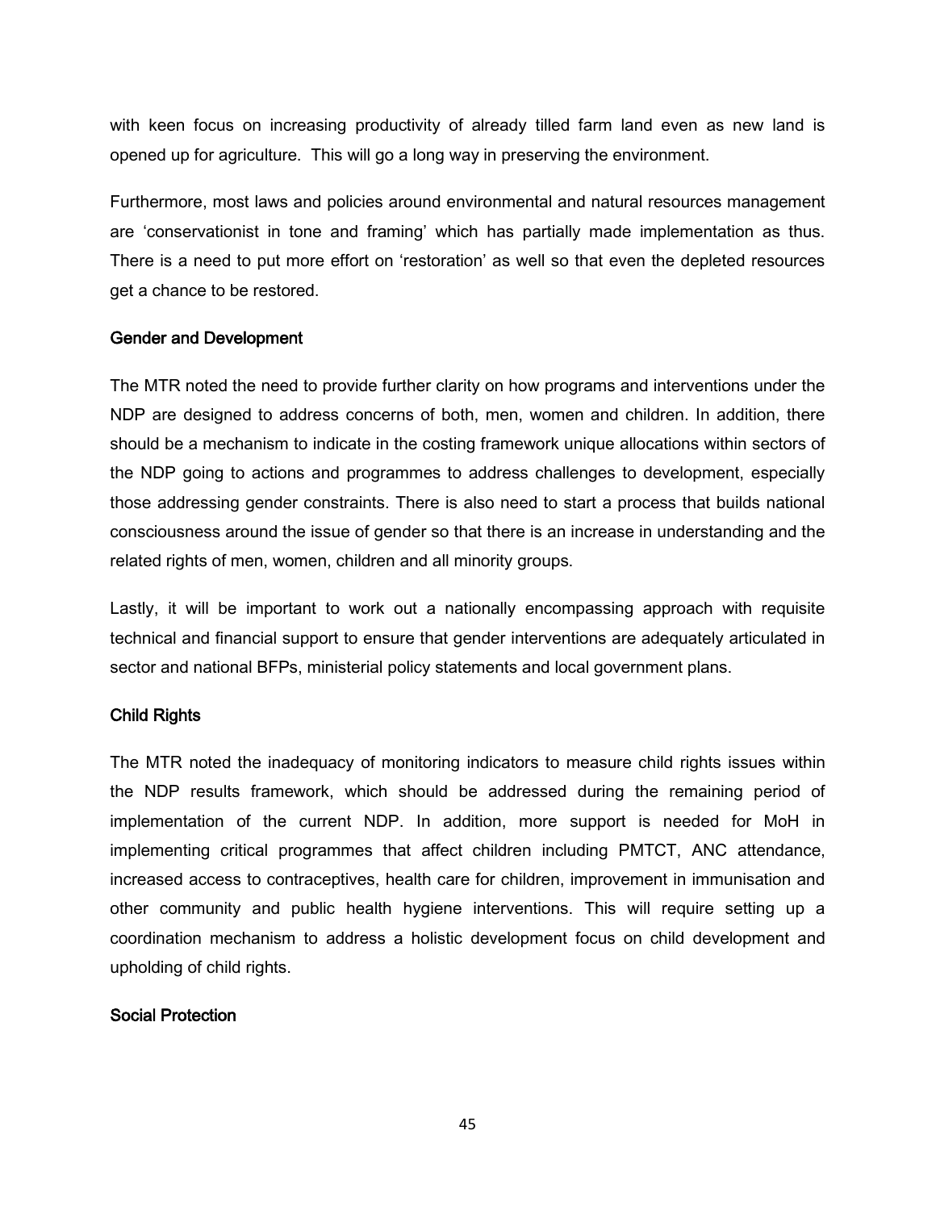with keen focus on increasing productivity of already tilled farm land even as new land is opened up for agriculture. This will go a long way in preserving the environment.

Furthermore, most laws and policies around environmental and natural resources management are 'conservationist in tone and framing' which has partially made implementation as thus. There is a need to put more effort on 'restoration' as well so that even the depleted resources get a chance to be restored.

### Gender and Development

The MTR noted the need to provide further clarity on how programs and interventions under the NDP are designed to address concerns of both, men, women and children. In addition, there should be a mechanism to indicate in the costing framework unique allocations within sectors of the NDP going to actions and programmes to address challenges to development, especially those addressing gender constraints. There is also need to start a process that builds national consciousness around the issue of gender so that there is an increase in understanding and the related rights of men, women, children and all minority groups.

Lastly, it will be important to work out a nationally encompassing approach with requisite technical and financial support to ensure that gender interventions are adequately articulated in sector and national BFPs, ministerial policy statements and local government plans.

### Child Rights

The MTR noted the inadequacy of monitoring indicators to measure child rights issues within the NDP results framework, which should be addressed during the remaining period of implementation of the current NDP. In addition, more support is needed for MoH in implementing critical programmes that affect children including PMTCT, ANC attendance, increased access to contraceptives, health care for children, improvement in immunisation and other community and public health hygiene interventions. This will require setting up a coordination mechanism to address a holistic development focus on child development and upholding of child rights.

### Social Protection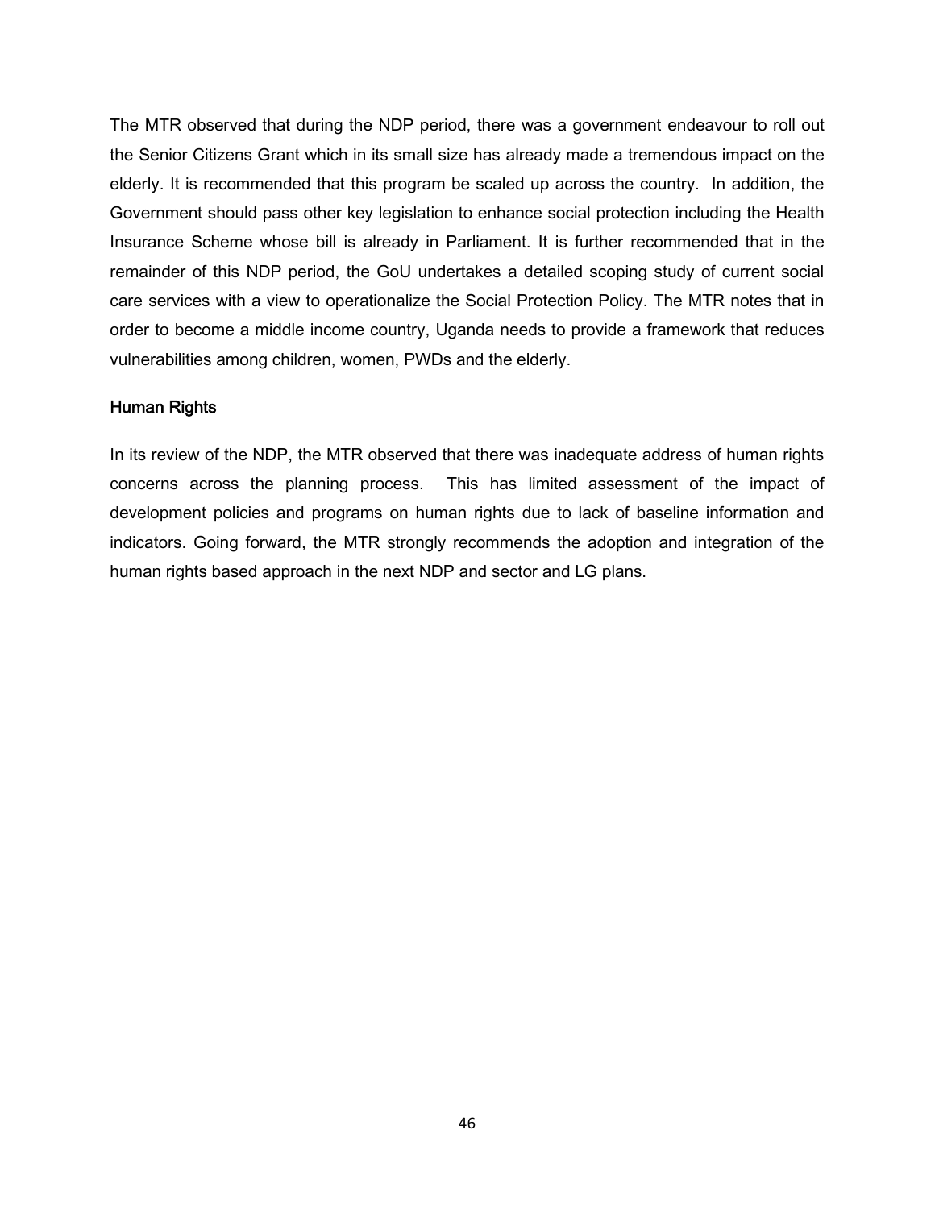The MTR observed that during the NDP period, there was a government endeavour to roll out the Senior Citizens Grant which in its small size has already made a tremendous impact on the elderly. It is recommended that this program be scaled up across the country. In addition, the Government should pass other key legislation to enhance social protection including the Health Insurance Scheme whose bill is already in Parliament. It is further recommended that in the remainder of this NDP period, the GoU undertakes a detailed scoping study of current social care services with a view to operationalize the Social Protection Policy. The MTR notes that in order to become a middle income country, Uganda needs to provide a framework that reduces vulnerabilities among children, women, PWDs and the elderly.

### Human Rights

In its review of the NDP, the MTR observed that there was inadequate address of human rights concerns across the planning process. This has limited assessment of the impact of development policies and programs on human rights due to lack of baseline information and indicators. Going forward, the MTR strongly recommends the adoption and integration of the human rights based approach in the next NDP and sector and LG plans.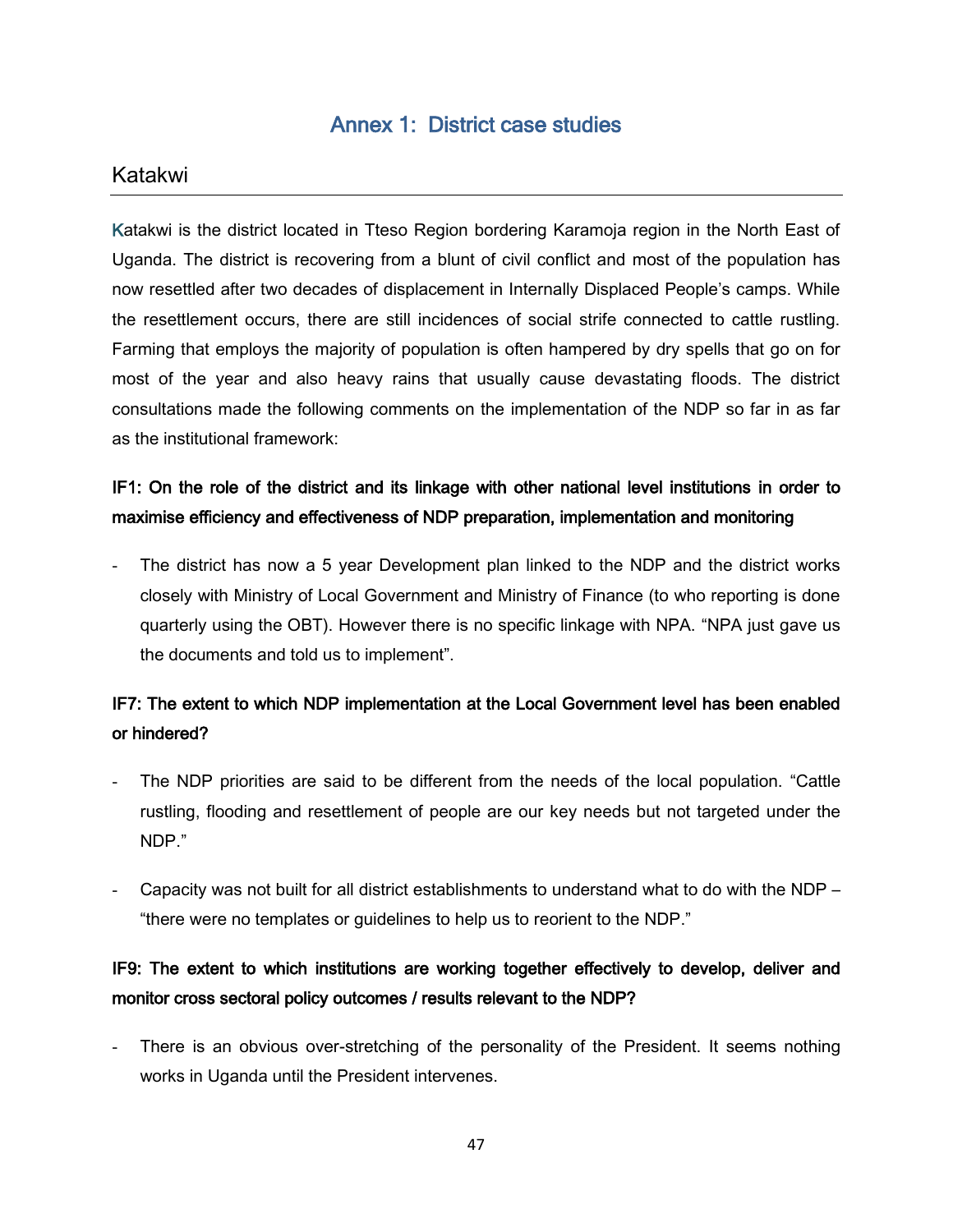# Annex 1: District case studies

## Katakwi

Katakwi is the district located in Tteso Region bordering Karamoja region in the North East of Uganda. The district is recovering from a blunt of civil conflict and most of the population has now resettled after two decades of displacement in Internally Displaced People's camps. While the resettlement occurs, there are still incidences of social strife connected to cattle rustling. Farming that employs the majority of population is often hampered by dry spells that go on for most of the year and also heavy rains that usually cause devastating floods. The district consultations made the following comments on the implementation of the NDP so far in as far as the institutional framework:

**IF1: On the role of the district and its linkage with other national level institutions in order to maximise efficiency and effectiveness of NDP preparation, implementation and monitoring**

- The district has now a 5 year Development plan linked to the NDP and the district works closely with Ministry of Local Government and Ministry of Finance (to who reporting is done quarterly using the OBT). However there is no specific linkage with NPA. "NPA just gave us the documents and told us to implement".

**IF7: The extent to which NDP implementation at the Local Government level has been enabled or hindered?**

- The NDP priorities are said to be different from the needs of the local population. "Cattle rustling, flooding and resettlement of people are our key needs but not targeted under the NDP."
- Capacity was not built for all district establishments to understand what to do with the NDP – "there were no templates or guidelines to help us to reorient to the NDP."

**IF9: The extent to which institutions are working together effectively to develop, deliver and monitor cross sectoral policy outcomes / results relevant to the NDP?**

- There is an obvious over-stretching of the personality of the President. It seems nothing works in Uganda until the President intervenes.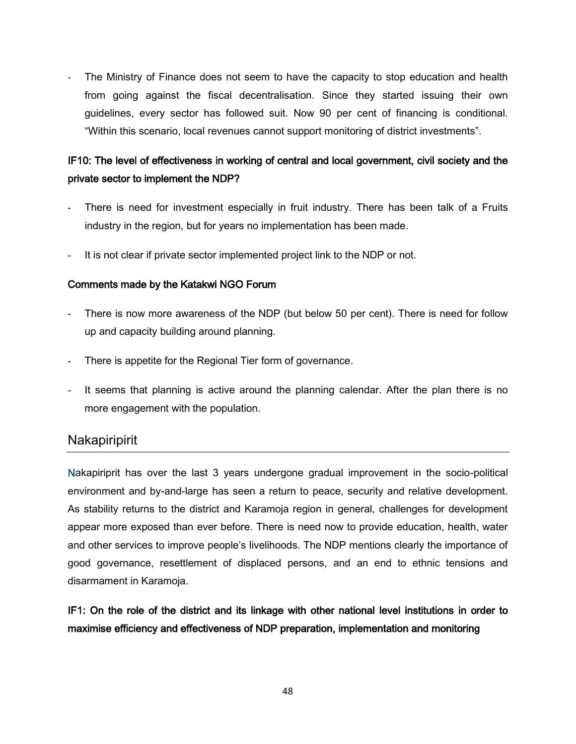- The Ministry of Finance does not seem to have the capacity to stop education and health from going against the fiscal decentralisation. Since they started issuing their own guidelines, every sector has followed suit. Now 90 per cent of financing is conditional. "Within this scenario, local revenues cannot support monitoring of district investments".

**IF10: The level of effectiveness in working of central and local government, civil society and the private sector to implement the NDP?**

- There is need for investment especially in fruit industry. There has been talk of a Fruits industry in the region, but for years no implementation has been made.
- It is not clear if private sector implemented project link to the NDP or not.

**Comments made by the Katakwi NGO Forum**

- There is now more awareness of the NDP (but below 50 per cent). There is need for follow up and capacity building around planning.
- There is appetite for the Regional Tier form of governance.
- It seems that planning is active around the planning calendar. After the plan there is no more engagement with the population.

## Nakapiripirit

Nakapiriprit has over the last 3 years undergone gradual improvement in the socio-political environment and by-and-large has seen a return to peace, security and relative development. As stability returns to the district and Karamoja region in general, challenges for development appear more exposed than ever before. There is need now to provide education, health, water and other services to improve people's livelihoods. The NDP mentions clearly the importance of good governance, resettlement of displaced persons, and an end to ethnic tensions and disarmament in Karamoja.

**IF1: On the role of the district and its linkage with other national level institutions in order to maximise efficiency and effectiveness of NDP preparation, implementation and monitoring**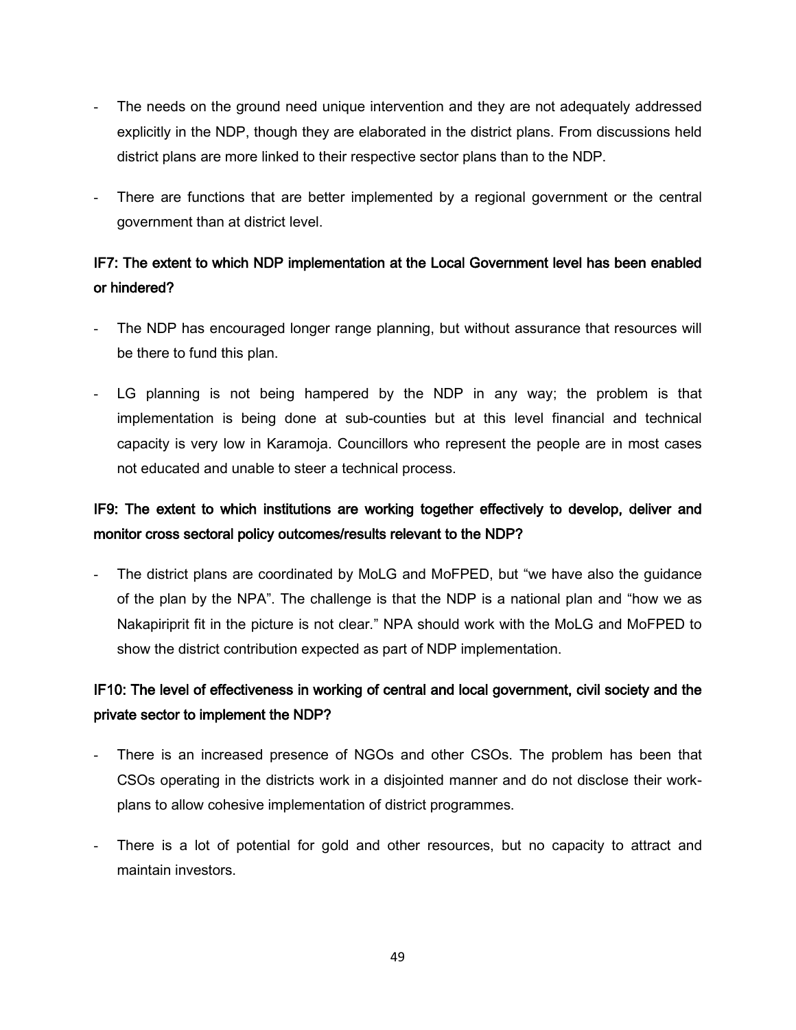- The needs on the ground need unique intervention and they are not adequately addressed explicitly in the NDP, though they are elaborated in the district plans. From discussions held district plans are more linked to their respective sector plans than to the NDP.
- There are functions that are better implemented by a regional government or the central government than at district level.

### IF7: The extent to which NDP implementation at the Local Government level has been enabled or hindered?

- The NDP has encouraged longer range planning, but without assurance that resources will be there to fund this plan.
- LG planning is not being hampered by the NDP in any way; the problem is that implementation is being done at sub-counties but at this level financial and technical capacity is very low in Karamoja. Councillors who represent the people are in most cases not educated and unable to steer a technical process.

### IF9: The extent to which institutions are working together effectively to develop, deliver and monitor cross sectoral policy outcomes/results relevant to the NDP?

- The district plans are coordinated by MoLG and MoFPED, but "we have also the guidance of the plan by the NPA". The challenge is that the NDP is a national plan and "how we as Nakapiriprit fit in the picture is not clear." NPA should work with the MoLG and MoFPED to show the district contribution expected as part of NDP implementation.

### IF10: The level of effectiveness in working of central and local government, civil society and the private sector to implement the NDP?

- There is an increased presence of NGOs and other CSOs. The problem has been that CSOs operating in the districts work in a disjointed manner and do not disclose their work-plans to allow cohesive implementation of district programmes.
- There is a lot of potential for gold and other resources, but no capacity to attract and maintain investors.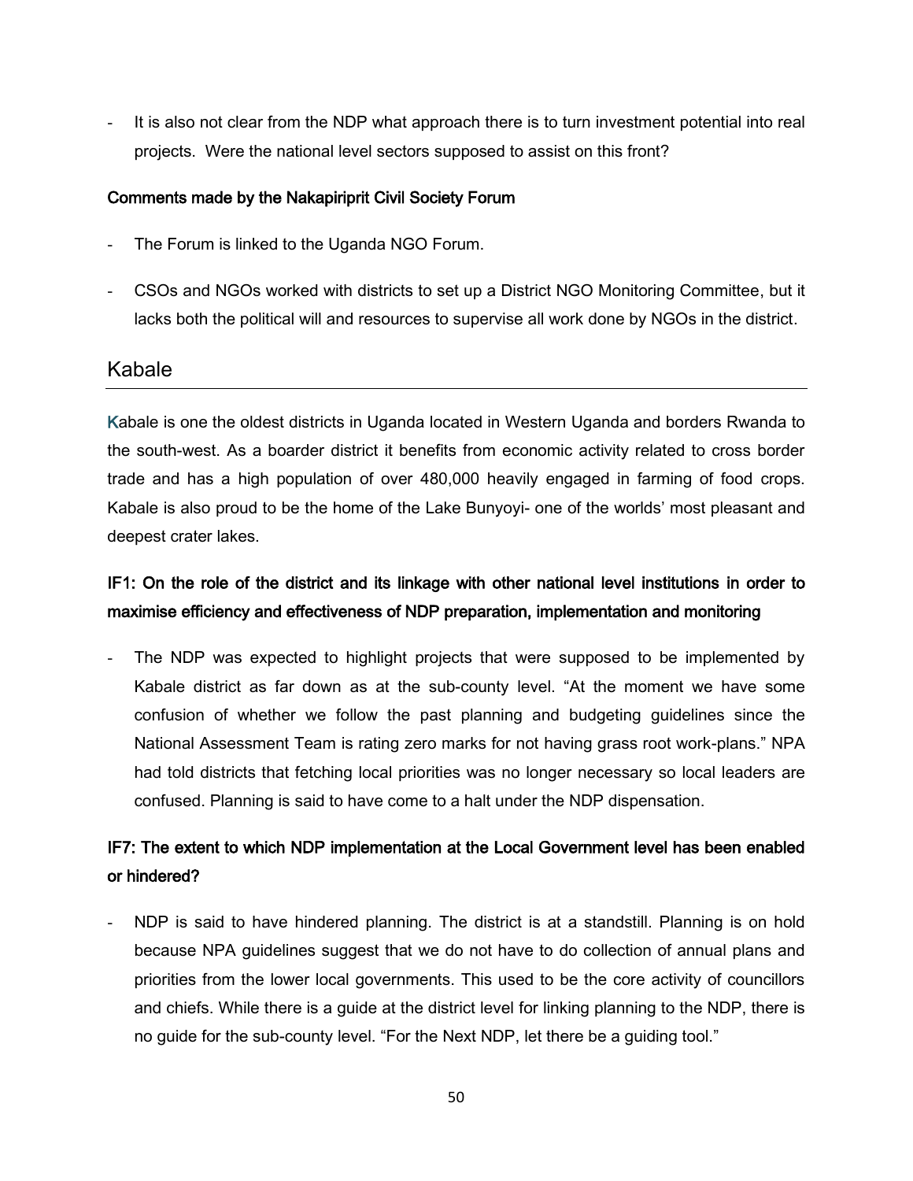- It is also not clear from the NDP what approach there is to turn investment potential into real projects. Were the national level sectors supposed to assist on this front?

**Comments made by the Nakapiriprit Civil Society Forum**

- The Forum is linked to the Uganda NGO Forum.
- CSOs and NGOs worked with districts to set up a District NGO Monitoring Committee, but it lacks both the political will and resources to supervise all work done by NGOs in the district.

## Kabale

Kabale is one the oldest districts in Uganda located in Western Uganda and borders Rwanda to the south-west. As a boarder district it benefits from economic activity related to cross border trade and has a high population of over 480,000 heavily engaged in farming of food crops. Kabale is also proud to be the home of the Lake Bunyoyi- one of the worlds' most pleasant and deepest crater lakes.

**IF1: On the role of the district and its linkage with other national level institutions in order to maximise efficiency and effectiveness of NDP preparation, implementation and monitoring**

- The NDP was expected to highlight projects that were supposed to be implemented by Kabale district as far down as at the sub-county level. "At the moment we have some confusion of whether we follow the past planning and budgeting guidelines since the National Assessment Team is rating zero marks for not having grass root work-plans." NPA had told districts that fetching local priorities was no longer necessary so local leaders are confused. Planning is said to have come to a halt under the NDP dispensation.

**IF7: The extent to which NDP implementation at the Local Government level has been enabled or hindered?**

- NDP is said to have hindered planning. The district is at a standstill. Planning is on hold because NPA guidelines suggest that we do not have to do collection of annual plans and priorities from the lower local governments. This used to be the core activity of councillors and chiefs. While there is a guide at the district level for linking planning to the NDP, there is no guide for the sub-county level. "For the Next NDP, let there be a guiding tool."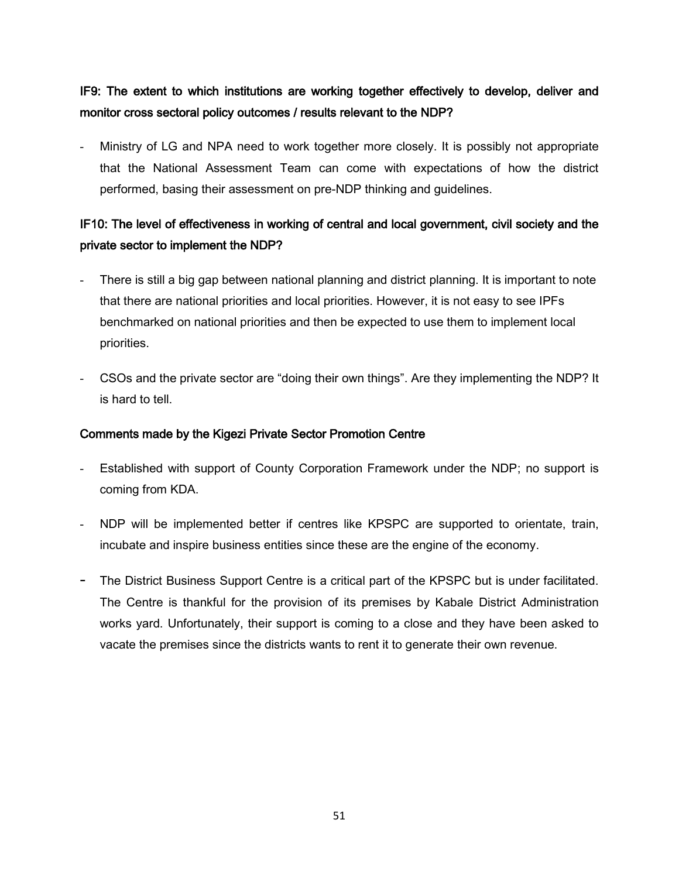### IF9: The extent to which institutions are working together effectively to develop, deliver and monitor cross sectoral policy outcomes / results relevant to the NDP?

- Ministry of LG and NPA need to work together more closely. It is possibly not appropriate that the National Assessment Team can come with expectations of how the district performed, basing their assessment on pre-NDP thinking and guidelines.

### IF10: The level of effectiveness in working of central and local government, civil society and the private sector to implement the NDP?

- There is still a big gap between national planning and district planning. It is important to note that there are national priorities and local priorities. However, it is not easy to see IPFs benchmarked on national priorities and then be expected to use them to implement local priorities.
- CSOs and the private sector are "doing their own things". Are they implementing the NDP? It is hard to tell.

### Comments made by the Kigezi Private Sector Promotion Centre

- Established with support of County Corporation Framework under the NDP; no support is coming from KDA.
- NDP will be implemented better if centres like KPSPC are supported to orientate, train, incubate and inspire business entities since these are the engine of the economy.
- The District Business Support Centre is a critical part of the KPSPC but is under facilitated. The Centre is thankful for the provision of its premises by Kabale District Administration works yard. Unfortunately, their support is coming to a close and they have been asked to vacate the premises since the districts wants to rent it to generate their own revenue.